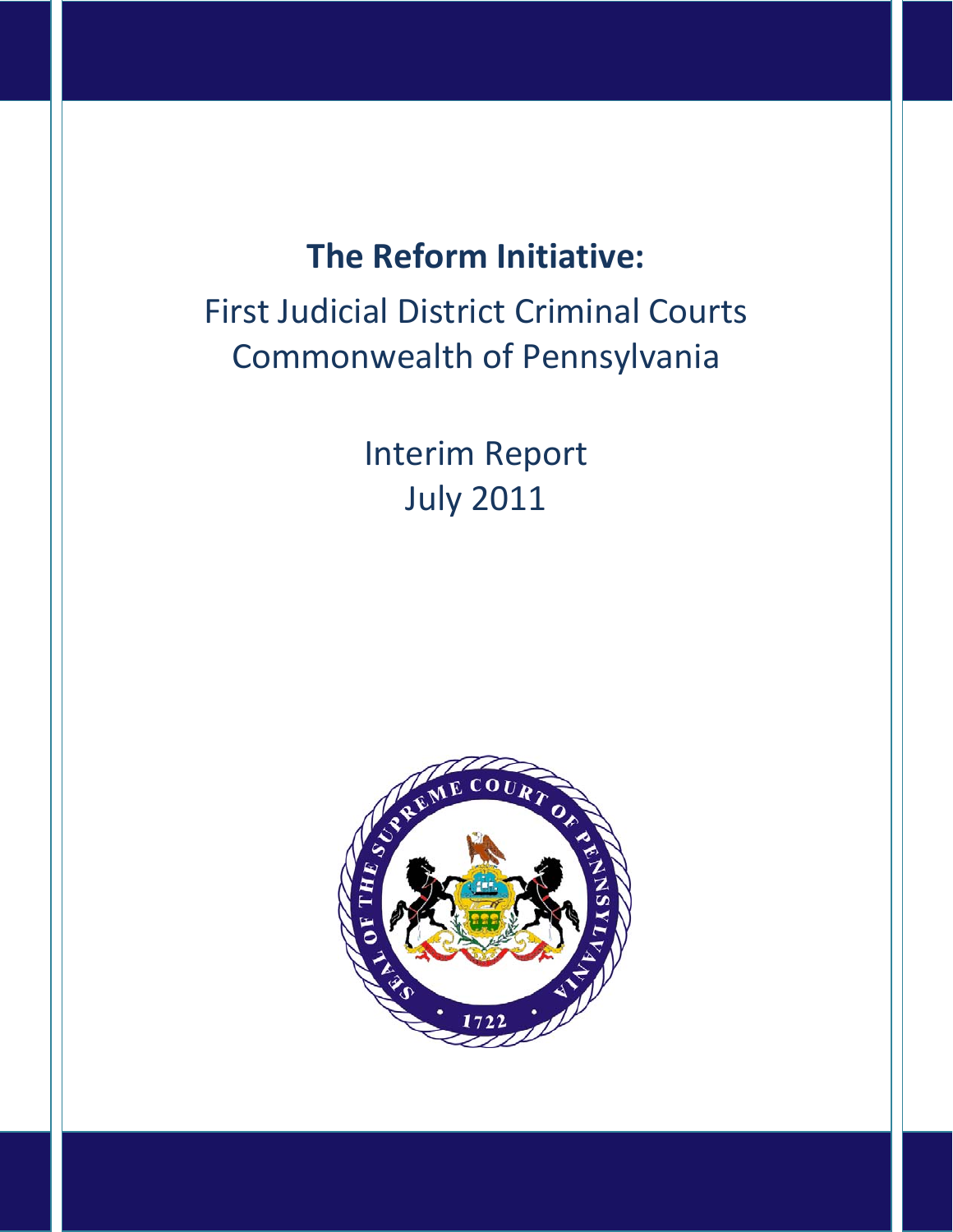# The Reform Initiative:

First Judicial District Criminal Courts
Commonwealth of Pennsylvania

Interim Report
July 2011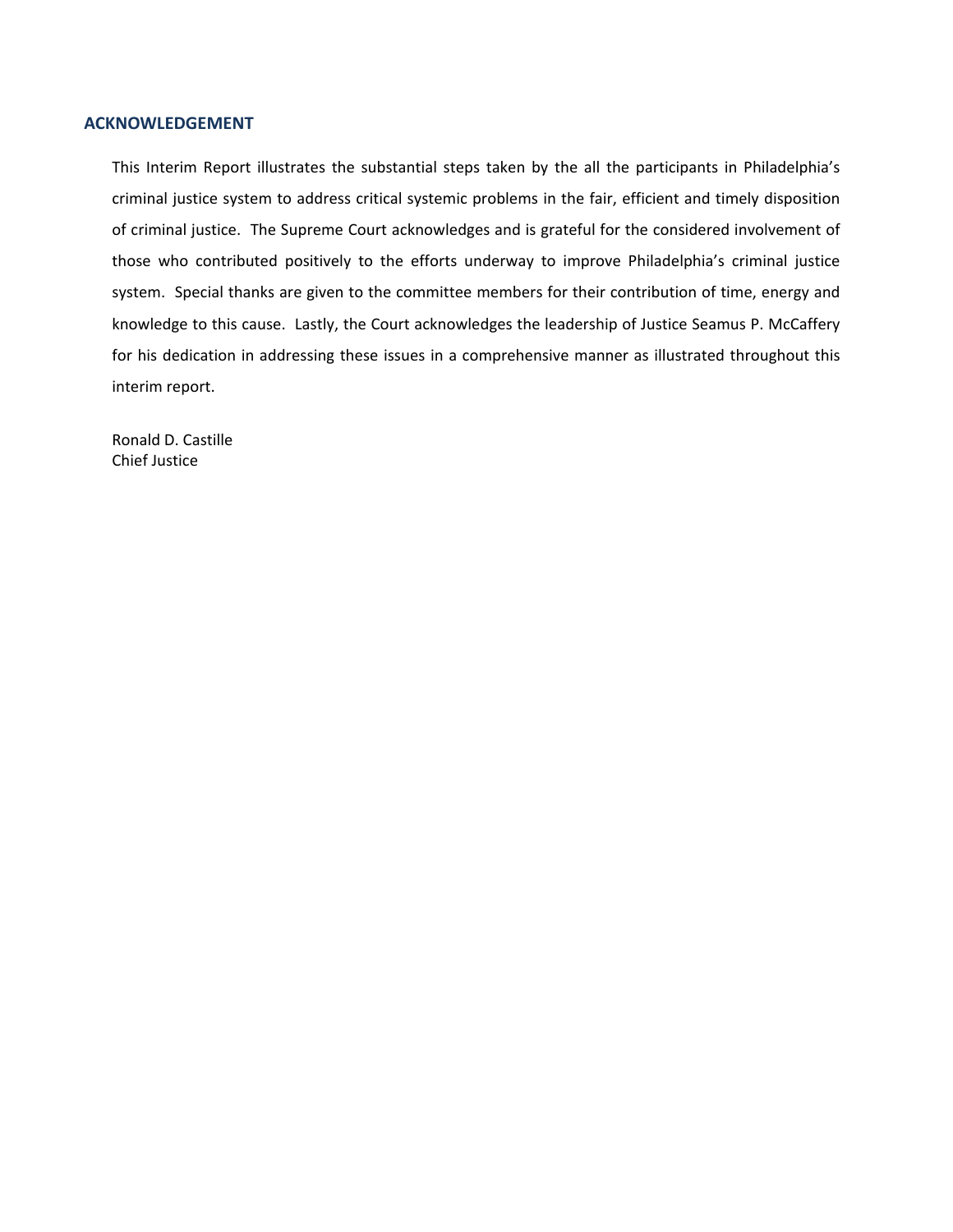## ACKNOWLEDGEMENT

This Interim Report illustrates the substantial steps taken by the all the participants in Philadelphia's criminal justice system to address critical systemic problems in the fair, efficient and timely disposition of criminal justice. The Supreme Court acknowledges and is grateful for the considered involvement of those who contributed positively to the efforts underway to improve Philadelphia's criminal justice system. Special thanks are given to the committee members for their contribution of time, energy and knowledge to this cause. Lastly, the Court acknowledges the leadership of Justice Seamus P. McCaffery for his dedication in addressing these issues in a comprehensive manner as illustrated throughout this interim report.

Ronald D. Castille
Chief Justice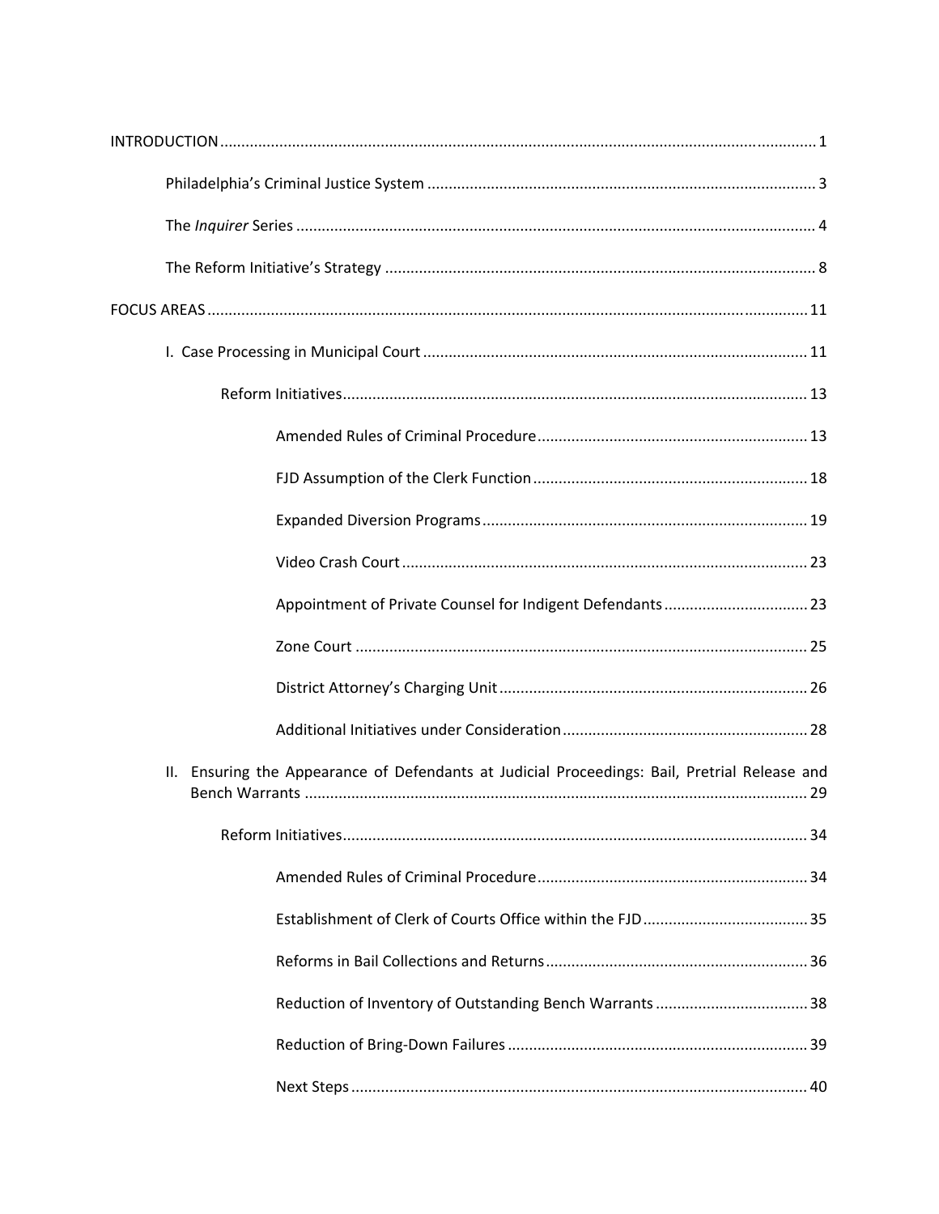INTRODUCTION ........................................................................................................................... 1

- Philadelphia's Criminal Justice System ........................................................................... 3
- The *Inquirer* Series ......................................................................................................... 4
- The Reform Initiative's Strategy ..................................................................................... 8

FOCUS AREAS ........................................................................................................................... 11

- I. Case Processing in Municipal Court .......................................................................... 11
  - Reform Initiatives ............................................................................................. 13
    - Amended Rules of Criminal Procedure ................................................................ 13
    - FJD Assumption of the Clerk Function ................................................................. 18
    - Expanded Diversion Programs ............................................................................. 19
    - Video Crash Court ................................................................................................ 23
    - Appointment of Private Counsel for Indigent Defendants .................................. 23
    - Zone Court ........................................................................................................... 25
    - District Attorney's Charging Unit ......................................................................... 26
    - Additional Initiatives under Consideration .......................................................... 28
- II. Ensuring the Appearance of Defendants at Judicial Proceedings: Bail, Pretrial Release and Bench Warrants ....................................................................................................... 29
  - Reform Initiatives ............................................................................................. 34
    - Amended Rules of Criminal Procedure ................................................................ 34
    - Establishment of Clerk of Courts Office within the FJD ....................................... 35
    - Reforms in Bail Collections and Returns .............................................................. 36
    - Reduction of Inventory of Outstanding Bench Warrants .................................... 38
    - Reduction of Bring-Down Failures ....................................................................... 39
    - Next Steps ........................................................................................................... 40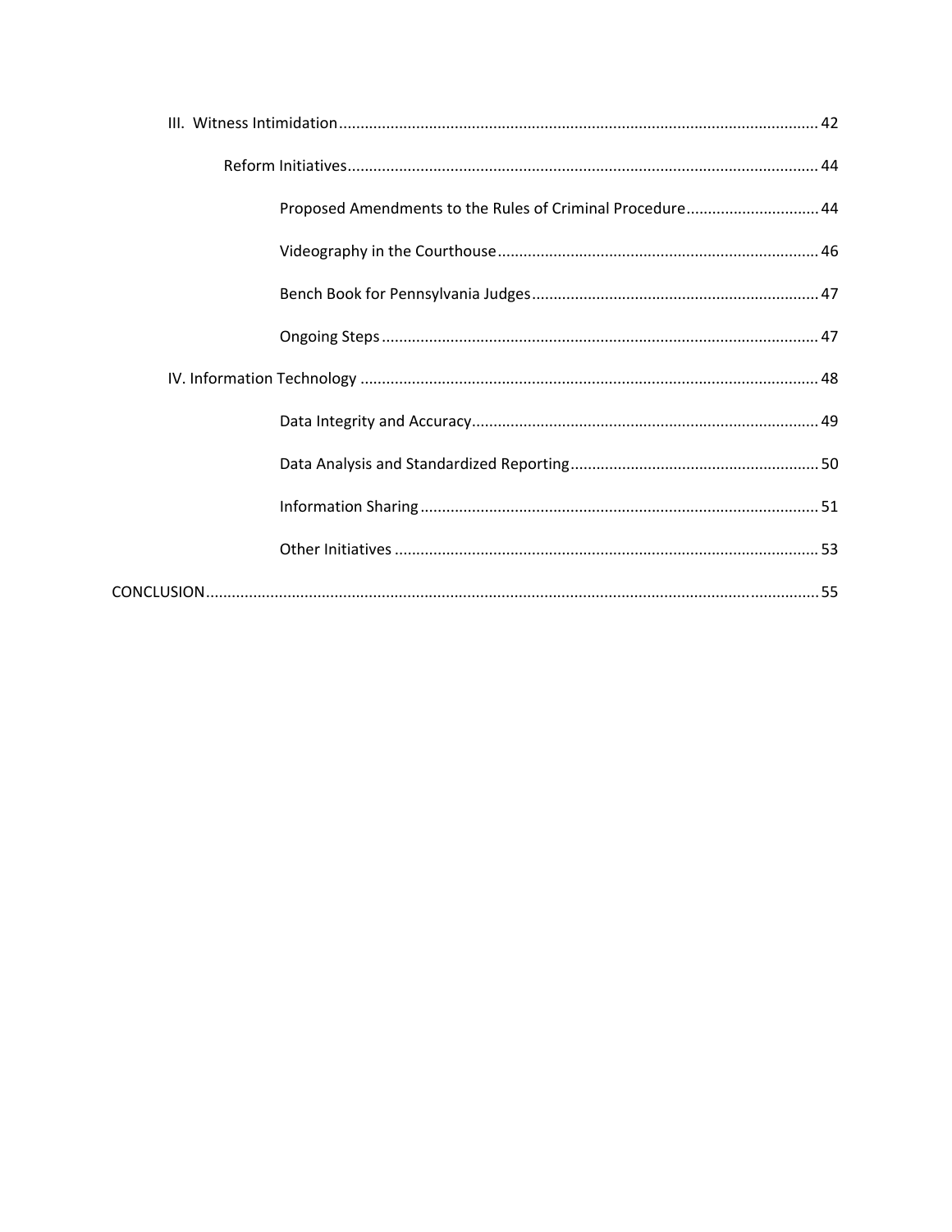- III. Witness Intimidation ................................................ 42
  - Reform Initiatives ................................................ 44
    - Proposed Amendments to the Rules of Criminal Procedure ................................................ 44
    - Videography in the Courthouse ................................................ 46
    - Bench Book for Pennsylvania Judges ................................................ 47
    - Ongoing Steps ................................................ 47
- IV. Information Technology ................................................ 48
  - Data Integrity and Accuracy ................................................ 49
  - Data Analysis and Standardized Reporting ................................................ 50
  - Information Sharing ................................................ 51
  - Other Initiatives ................................................ 53

CONCLUSION ................................................ 55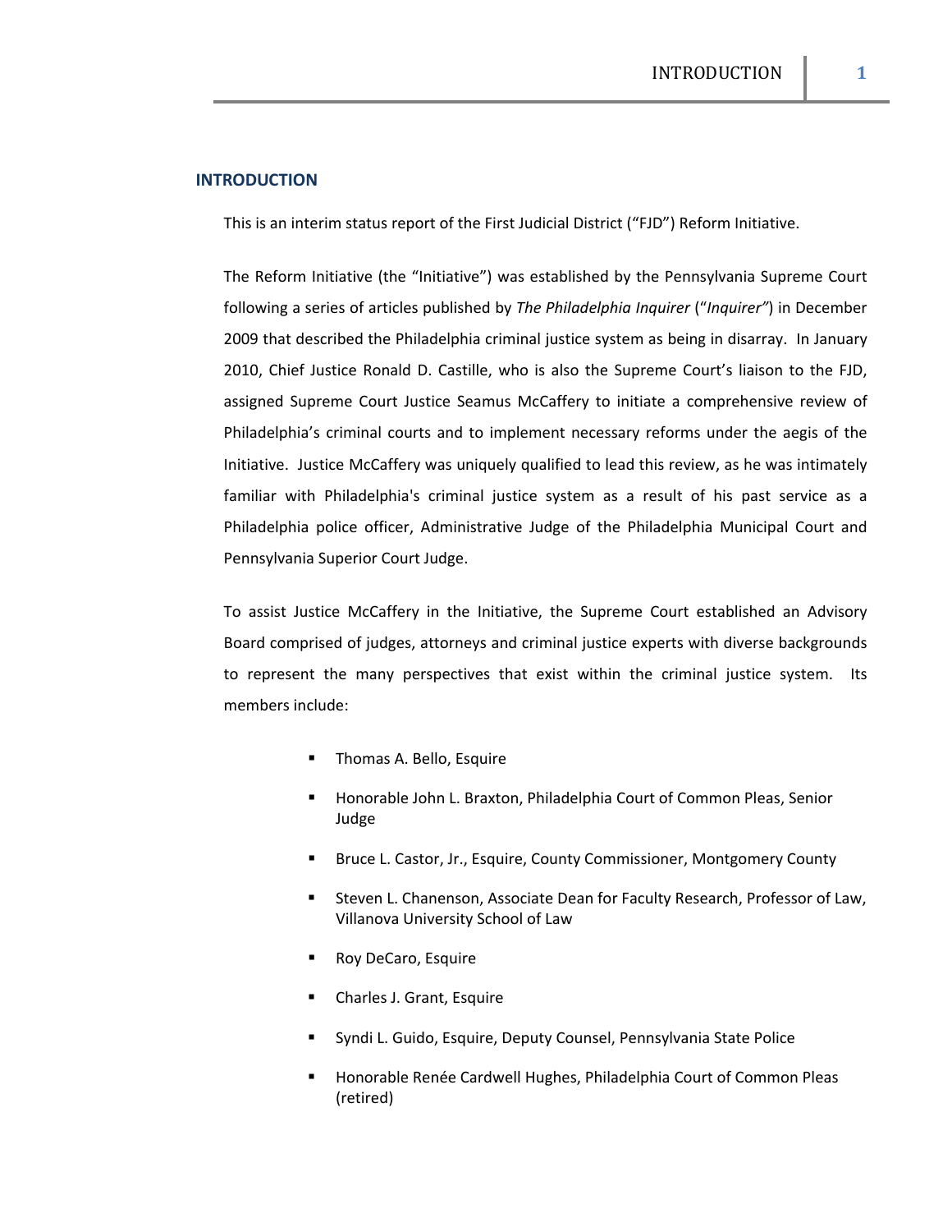## INTRODUCTION

This is an interim status report of the First Judicial District ("FJD") Reform Initiative.

The Reform Initiative (the "Initiative") was established by the Pennsylvania Supreme Court following a series of articles published by *The Philadelphia Inquirer* ("*Inquirer*") in December 2009 that described the Philadelphia criminal justice system as being in disarray. In January 2010, Chief Justice Ronald D. Castille, who is also the Supreme Court's liaison to the FJD, assigned Supreme Court Justice Seamus McCaffery to initiate a comprehensive review of Philadelphia's criminal courts and to implement necessary reforms under the aegis of the Initiative. Justice McCaffery was uniquely qualified to lead this review, as he was intimately familiar with Philadelphia's criminal justice system as a result of his past service as a Philadelphia police officer, Administrative Judge of the Philadelphia Municipal Court and Pennsylvania Superior Court Judge.

To assist Justice McCaffery in the Initiative, the Supreme Court established an Advisory Board comprised of judges, attorneys and criminal justice experts with diverse backgrounds to represent the many perspectives that exist within the criminal justice system. Its members include:

- Thomas A. Bello, Esquire
- Honorable John L. Braxton, Philadelphia Court of Common Pleas, Senior Judge
- Bruce L. Castor, Jr., Esquire, County Commissioner, Montgomery County
- Steven L. Chanenson, Associate Dean for Faculty Research, Professor of Law, Villanova University School of Law
- Roy DeCaro, Esquire
- Charles J. Grant, Esquire
- Syndi L. Guido, Esquire, Deputy Counsel, Pennsylvania State Police
- Honorable Renée Cardwell Hughes, Philadelphia Court of Common Pleas (retired)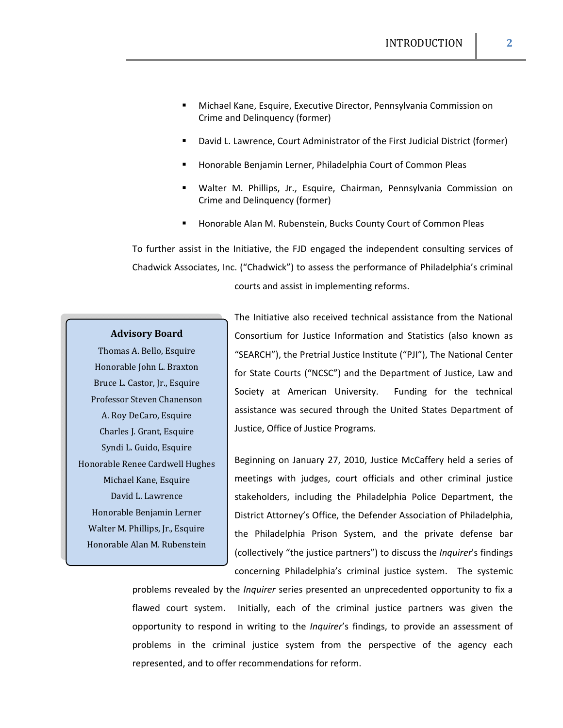- Michael Kane, Esquire, Executive Director, Pennsylvania Commission on Crime and Delinquency (former)
- David L. Lawrence, Court Administrator of the First Judicial District (former)
- Honorable Benjamin Lerner, Philadelphia Court of Common Pleas
- Walter M. Phillips, Jr., Esquire, Chairman, Pennsylvania Commission on Crime and Delinquency (former)
- Honorable Alan M. Rubenstein, Bucks County Court of Common Pleas

To further assist in the Initiative, the FJD engaged the independent consulting services of Chadwick Associates, Inc. ("Chadwick") to assess the performance of Philadelphia's criminal courts and assist in implementing reforms.

**Advisory Board**

Thomas A. Bello, Esquire
Honorable John L. Braxton
Bruce L. Castor, Jr., Esquire
Professor Steven Chanenson
A. Roy DeCaro, Esquire
Charles J. Grant, Esquire
Syndi L. Guido, Esquire
Honorable Renee Cardwell Hughes
Michael Kane, Esquire
David L. Lawrence
Honorable Benjamin Lerner
Walter M. Phillips, Jr., Esquire
Honorable Alan M. Rubenstein

The Initiative also received technical assistance from the National Consortium for Justice Information and Statistics (also known as "SEARCH"), the Pretrial Justice Institute ("PJI"), The National Center for State Courts ("NCSC") and the Department of Justice, Law and Society at American University. Funding for the technical assistance was secured through the United States Department of Justice, Office of Justice Programs.

Beginning on January 27, 2010, Justice McCaffery held a series of meetings with judges, court officials and other criminal justice stakeholders, including the Philadelphia Police Department, the District Attorney's Office, the Defender Association of Philadelphia, the Philadelphia Prison System, and the private defense bar (collectively "the justice partners") to discuss the *Inquirer*'s findings concerning Philadelphia's criminal justice system. The systemic problems revealed by the *Inquirer* series presented an unprecedented opportunity to fix a flawed court system. Initially, each of the criminal justice partners was given the opportunity to respond in writing to the *Inquirer*'s findings, to provide an assessment of problems in the criminal justice system from the perspective of the agency each represented, and to offer recommendations for reform.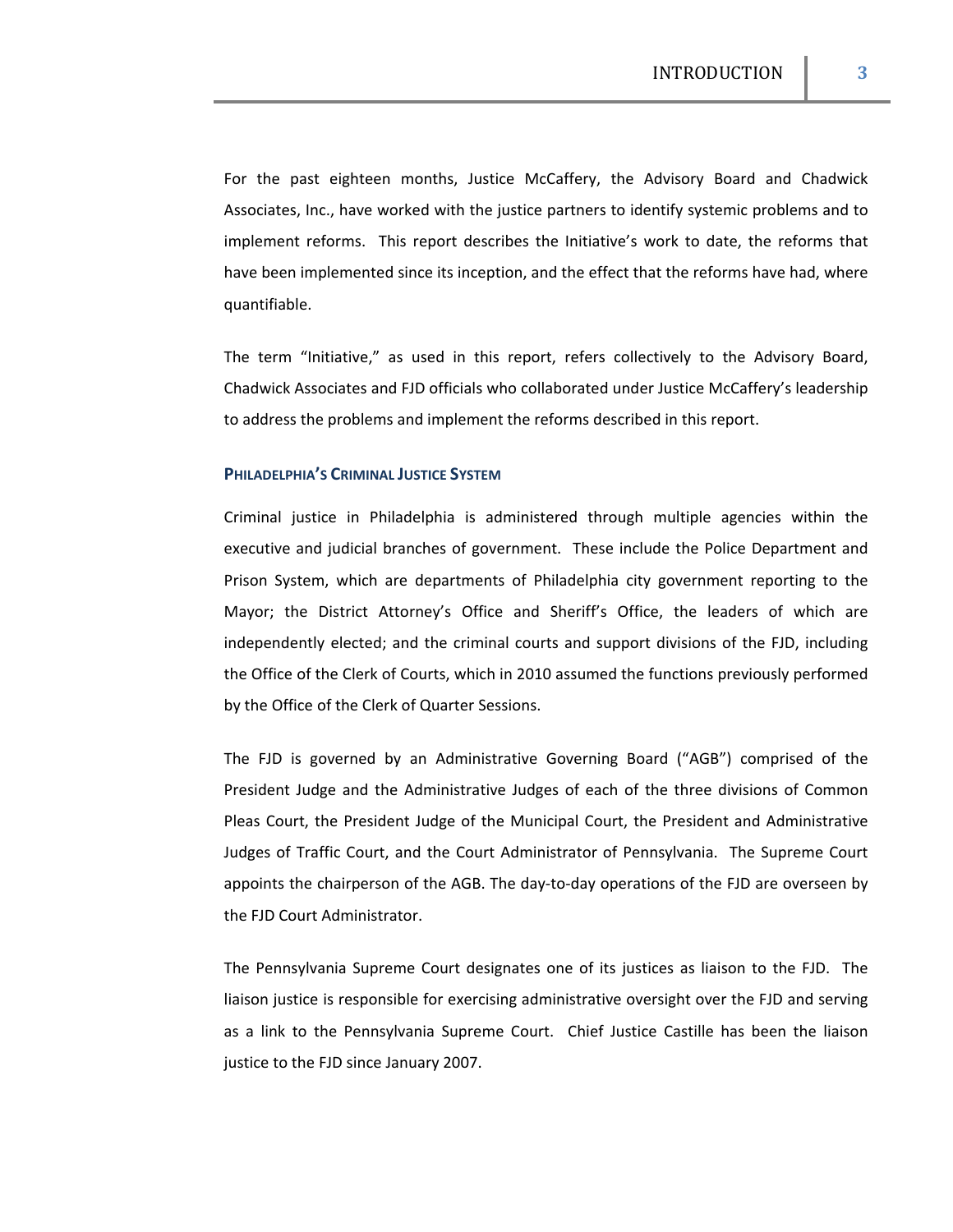For the past eighteen months, Justice McCaffery, the Advisory Board and Chadwick Associates, Inc., have worked with the justice partners to identify systemic problems and to implement reforms. This report describes the Initiative's work to date, the reforms that have been implemented since its inception, and the effect that the reforms have had, where quantifiable.

The term "Initiative," as used in this report, refers collectively to the Advisory Board, Chadwick Associates and FJD officials who collaborated under Justice McCaffery's leadership to address the problems and implement the reforms described in this report.

### Philadelphia's Criminal Justice System

Criminal justice in Philadelphia is administered through multiple agencies within the executive and judicial branches of government. These include the Police Department and Prison System, which are departments of Philadelphia city government reporting to the Mayor; the District Attorney's Office and Sheriff's Office, the leaders of which are independently elected; and the criminal courts and support divisions of the FJD, including the Office of the Clerk of Courts, which in 2010 assumed the functions previously performed by the Office of the Clerk of Quarter Sessions.

The FJD is governed by an Administrative Governing Board ("AGB") comprised of the President Judge and the Administrative Judges of each of the three divisions of Common Pleas Court, the President Judge of the Municipal Court, the President and Administrative Judges of Traffic Court, and the Court Administrator of Pennsylvania. The Supreme Court appoints the chairperson of the AGB. The day-to-day operations of the FJD are overseen by the FJD Court Administrator.

The Pennsylvania Supreme Court designates one of its justices as liaison to the FJD. The liaison justice is responsible for exercising administrative oversight over the FJD and serving as a link to the Pennsylvania Supreme Court. Chief Justice Castille has been the liaison justice to the FJD since January 2007.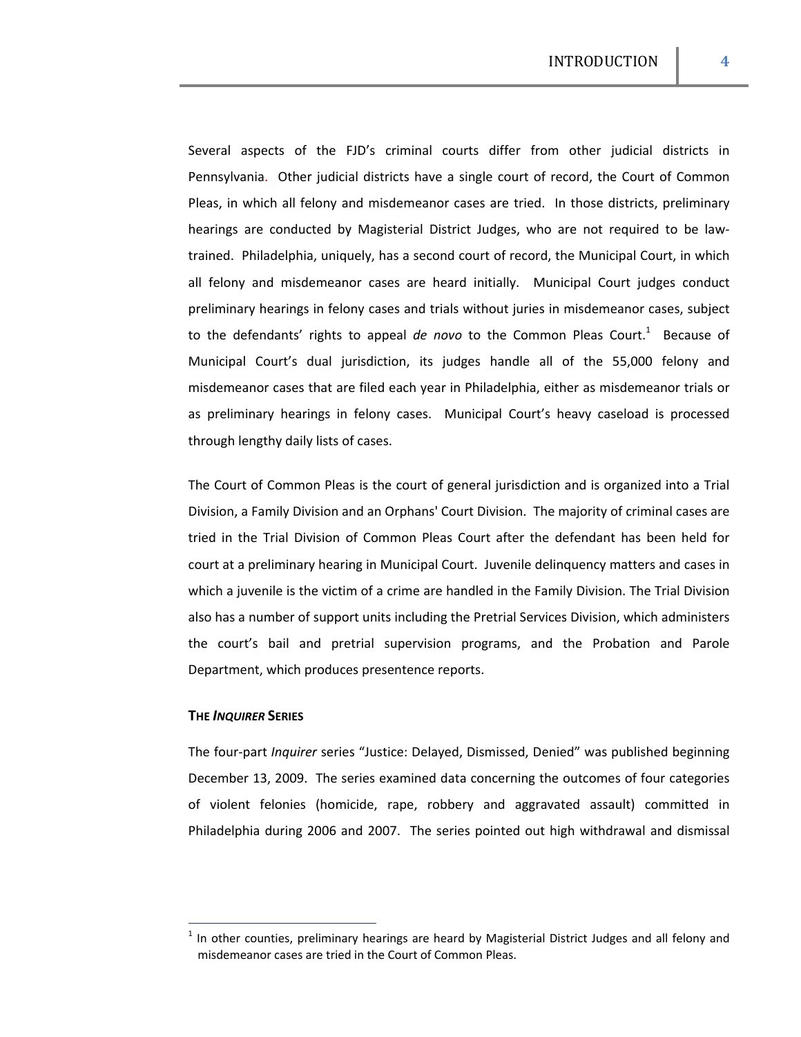Several aspects of the FJD's criminal courts differ from other judicial districts in Pennsylvania. Other judicial districts have a single court of record, the Court of Common Pleas, in which all felony and misdemeanor cases are tried. In those districts, preliminary hearings are conducted by Magisterial District Judges, who are not required to be law-trained. Philadelphia, uniquely, has a second court of record, the Municipal Court, in which all felony and misdemeanor cases are heard initially. Municipal Court judges conduct preliminary hearings in felony cases and trials without juries in misdemeanor cases, subject to the defendants' rights to appeal *de novo* to the Common Pleas Court.[1] Because of Municipal Court's dual jurisdiction, its judges handle all of the 55,000 felony and misdemeanor cases that are filed each year in Philadelphia, either as misdemeanor trials or as preliminary hearings in felony cases. Municipal Court's heavy caseload is processed through lengthy daily lists of cases.

The Court of Common Pleas is the court of general jurisdiction and is organized into a Trial Division, a Family Division and an Orphans' Court Division. The majority of criminal cases are tried in the Trial Division of Common Pleas Court after the defendant has been held for court at a preliminary hearing in Municipal Court. Juvenile delinquency matters and cases in which a juvenile is the victim of a crime are handled in the Family Division. The Trial Division also has a number of support units including the Pretrial Services Division, which administers the court's bail and pretrial supervision programs, and the Probation and Parole Department, which produces presentence reports.

### THE *INQUIRER* SERIES

The four-part *Inquirer* series "Justice: Delayed, Dismissed, Denied" was published beginning December 13, 2009. The series examined data concerning the outcomes of four categories of violent felonies (homicide, rape, robbery and aggravated assault) committed in Philadelphia during 2006 and 2007. The series pointed out high withdrawal and dismissal

---

[1] In other counties, preliminary hearings are heard by Magisterial District Judges and all felony and misdemeanor cases are tried in the Court of Common Pleas.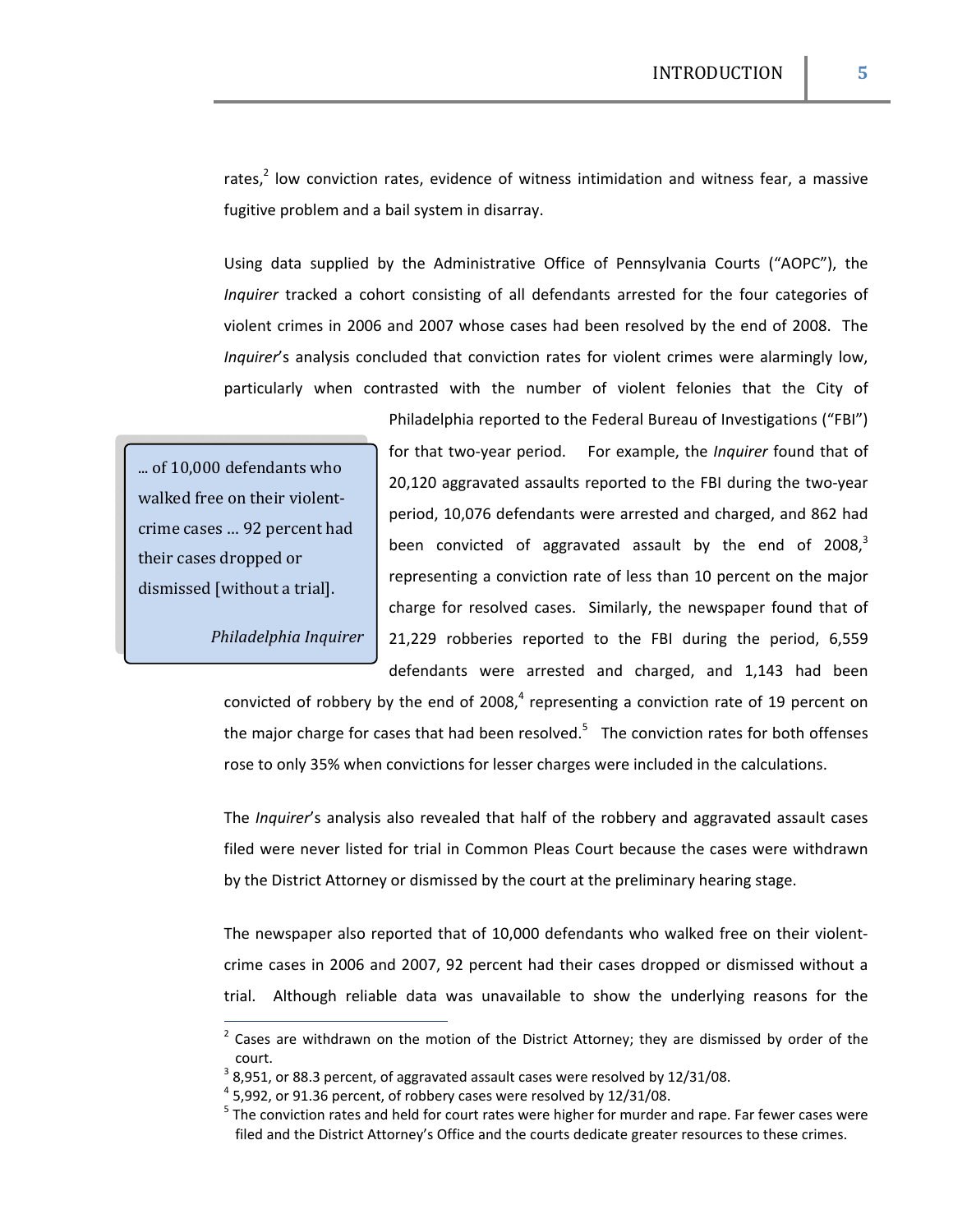rates,[2] low conviction rates, evidence of witness intimidation and witness fear, a massive fugitive problem and a bail system in disarray.

Using data supplied by the Administrative Office of Pennsylvania Courts ("AOPC"), the *Inquirer* tracked a cohort consisting of all defendants arrested for the four categories of violent crimes in 2006 and 2007 whose cases had been resolved by the end of 2008. The *Inquirer*'s analysis concluded that conviction rates for violent crimes were alarmingly low, particularly when contrasted with the number of violent felonies that the City of Philadelphia reported to the Federal Bureau of Investigations ("FBI") for that two-year period. For example, the *Inquirer* found that of 20,120 aggravated assaults reported to the FBI during the two-year period, 10,076 defendants were arrested and charged, and 862 had been convicted of aggravated assault by the end of 2008,[3] representing a conviction rate of less than 10 percent on the major charge for resolved cases. Similarly, the newspaper found that of 21,229 robberies reported to the FBI during the period, 6,559 defendants were arrested and charged, and 1,143 had been convicted of robbery by the end of 2008,[4] representing a conviction rate of 19 percent on the major charge for cases that had been resolved.[5] The conviction rates for both offenses rose to only 35% when convictions for lesser charges were included in the calculations.

> ... of 10,000 defendants who walked free on their violent-crime cases ... 92 percent had their cases dropped or dismissed [without a trial].
>
> *Philadelphia Inquirer*

The *Inquirer*'s analysis also revealed that half of the robbery and aggravated assault cases filed were never listed for trial in Common Pleas Court because the cases were withdrawn by the District Attorney or dismissed by the court at the preliminary hearing stage.

The newspaper also reported that of 10,000 defendants who walked free on their violent-crime cases in 2006 and 2007, 92 percent had their cases dropped or dismissed without a trial. Although reliable data was unavailable to show the underlying reasons for the

---

[2] Cases are withdrawn on the motion of the District Attorney; they are dismissed by order of the court.

[3] 8,951, or 88.3 percent, of aggravated assault cases were resolved by 12/31/08.

[4] 5,992, or 91.36 percent, of robbery cases were resolved by 12/31/08.

[5] The conviction rates and held for court rates were higher for murder and rape. Far fewer cases were filed and the District Attorney's Office and the courts dedicate greater resources to these crimes.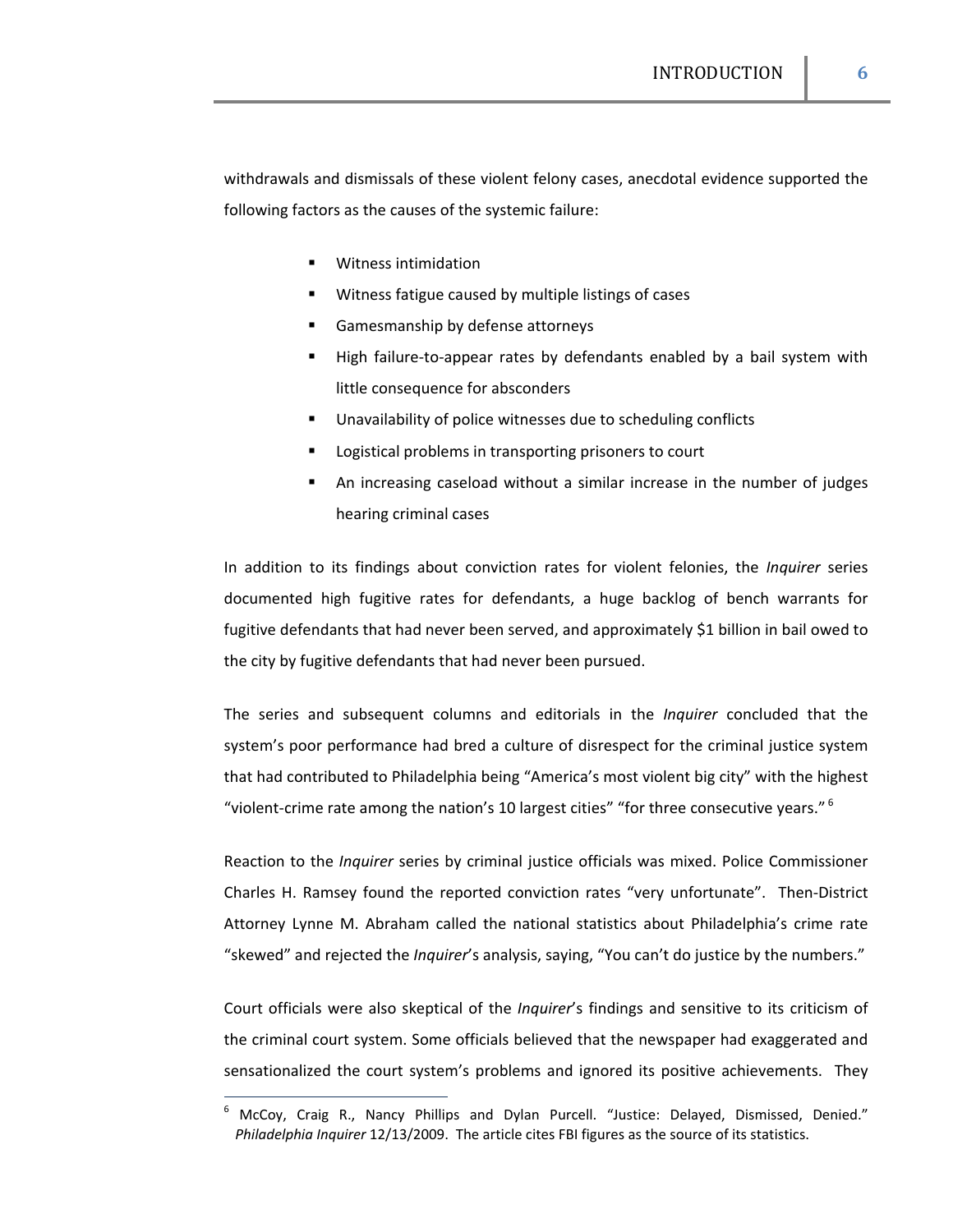withdrawals and dismissals of these violent felony cases, anecdotal evidence supported the following factors as the causes of the systemic failure:

- Witness intimidation
- Witness fatigue caused by multiple listings of cases
- Gamesmanship by defense attorneys
- High failure-to-appear rates by defendants enabled by a bail system with little consequence for absconders
- Unavailability of police witnesses due to scheduling conflicts
- Logistical problems in transporting prisoners to court
- An increasing caseload without a similar increase in the number of judges hearing criminal cases

In addition to its findings about conviction rates for violent felonies, the *Inquirer* series documented high fugitive rates for defendants, a huge backlog of bench warrants for fugitive defendants that had never been served, and approximately $1 billion in bail owed to the city by fugitive defendants that had never been pursued.

The series and subsequent columns and editorials in the *Inquirer* concluded that the system's poor performance had bred a culture of disrespect for the criminal justice system that had contributed to Philadelphia being "America's most violent big city" with the highest "violent-crime rate among the nation's 10 largest cities" "for three consecutive years." [6]

Reaction to the *Inquirer* series by criminal justice officials was mixed. Police Commissioner Charles H. Ramsey found the reported conviction rates "very unfortunate". Then-District Attorney Lynne M. Abraham called the national statistics about Philadelphia's crime rate "skewed" and rejected the *Inquirer*'s analysis, saying, "You can't do justice by the numbers."

Court officials were also skeptical of the *Inquirer*'s findings and sensitive to its criticism of the criminal court system. Some officials believed that the newspaper had exaggerated and sensationalized the court system's problems and ignored its positive achievements. They

---

[6] McCoy, Craig R., Nancy Phillips and Dylan Purcell. "Justice: Delayed, Dismissed, Denied." *Philadelphia Inquirer* 12/13/2009. The article cites FBI figures as the source of its statistics.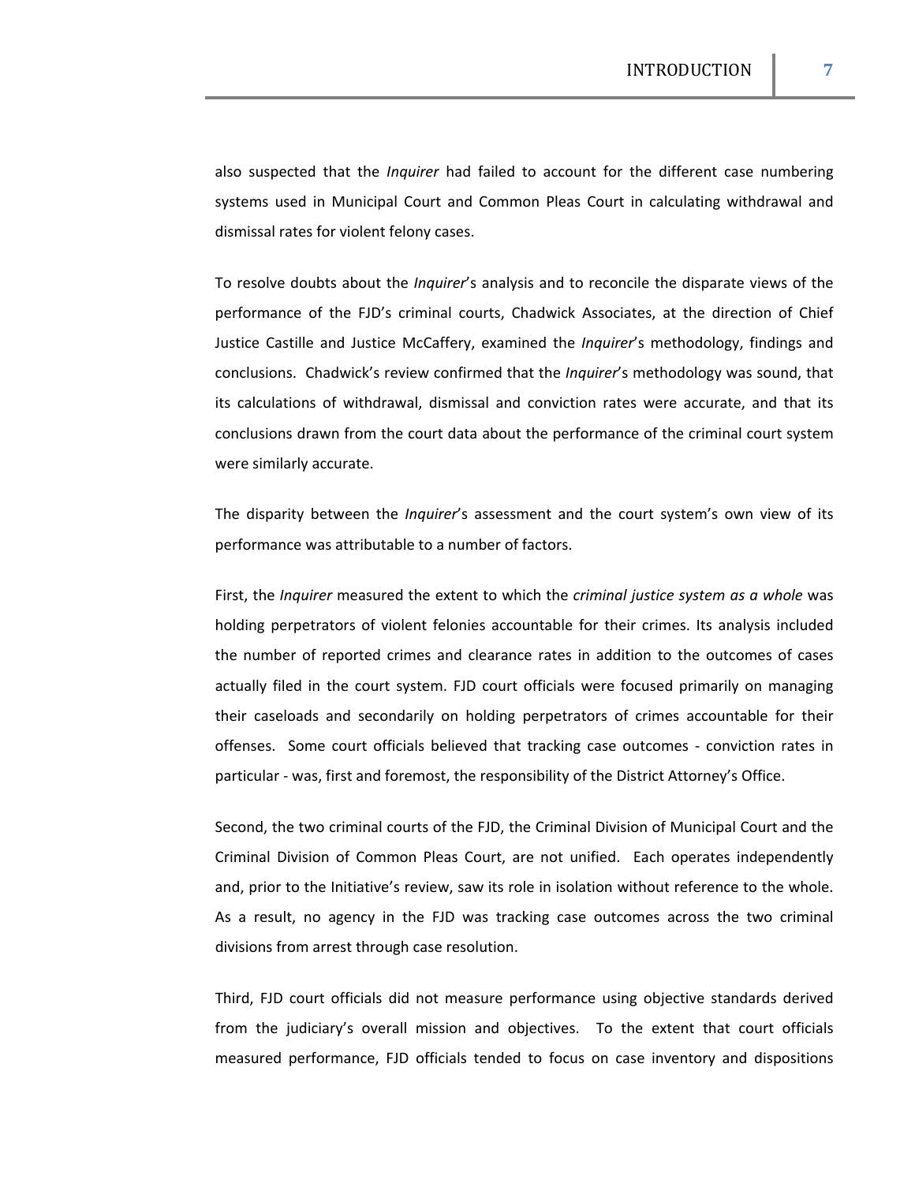also suspected that the *Inquirer* had failed to account for the different case numbering systems used in Municipal Court and Common Pleas Court in calculating withdrawal and dismissal rates for violent felony cases.

To resolve doubts about the *Inquirer*'s analysis and to reconcile the disparate views of the performance of the FJD's criminal courts, Chadwick Associates, at the direction of Chief Justice Castille and Justice McCaffery, examined the *Inquirer*'s methodology, findings and conclusions. Chadwick's review confirmed that the *Inquirer*'s methodology was sound, that its calculations of withdrawal, dismissal and conviction rates were accurate, and that its conclusions drawn from the court data about the performance of the criminal court system were similarly accurate.

The disparity between the *Inquirer*'s assessment and the court system's own view of its performance was attributable to a number of factors.

First, the *Inquirer* measured the extent to which the *criminal justice system as a whole* was holding perpetrators of violent felonies accountable for their crimes. Its analysis included the number of reported crimes and clearance rates in addition to the outcomes of cases actually filed in the court system. FJD court officials were focused primarily on managing their caseloads and secondarily on holding perpetrators of crimes accountable for their offenses. Some court officials believed that tracking case outcomes - conviction rates in particular - was, first and foremost, the responsibility of the District Attorney's Office.

Second, the two criminal courts of the FJD, the Criminal Division of Municipal Court and the Criminal Division of Common Pleas Court, are not unified. Each operates independently and, prior to the Initiative's review, saw its role in isolation without reference to the whole. As a result, no agency in the FJD was tracking case outcomes across the two criminal divisions from arrest through case resolution.

Third, FJD court officials did not measure performance using objective standards derived from the judiciary's overall mission and objectives. To the extent that court officials measured performance, FJD officials tended to focus on case inventory and dispositions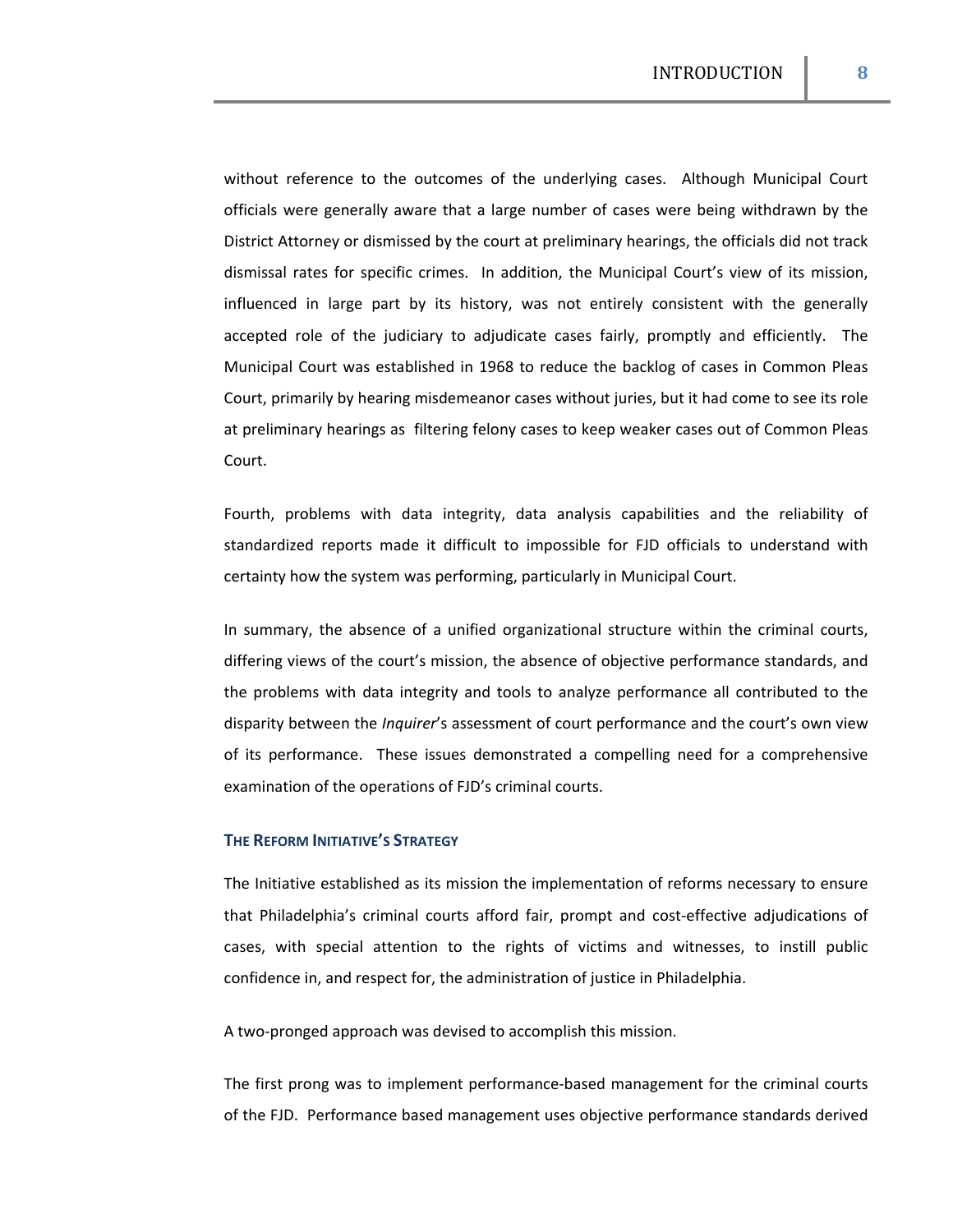without reference to the outcomes of the underlying cases. Although Municipal Court officials were generally aware that a large number of cases were being withdrawn by the District Attorney or dismissed by the court at preliminary hearings, the officials did not track dismissal rates for specific crimes. In addition, the Municipal Court's view of its mission, influenced in large part by its history, was not entirely consistent with the generally accepted role of the judiciary to adjudicate cases fairly, promptly and efficiently. The Municipal Court was established in 1968 to reduce the backlog of cases in Common Pleas Court, primarily by hearing misdemeanor cases without juries, but it had come to see its role at preliminary hearings as filtering felony cases to keep weaker cases out of Common Pleas Court.

Fourth, problems with data integrity, data analysis capabilities and the reliability of standardized reports made it difficult to impossible for FJD officials to understand with certainty how the system was performing, particularly in Municipal Court.

In summary, the absence of a unified organizational structure within the criminal courts, differing views of the court's mission, the absence of objective performance standards, and the problems with data integrity and tools to analyze performance all contributed to the disparity between the *Inquirer*'s assessment of court performance and the court's own view of its performance. These issues demonstrated a compelling need for a comprehensive examination of the operations of FJD's criminal courts.

#### THE REFORM INITIATIVE'S STRATEGY

The Initiative established as its mission the implementation of reforms necessary to ensure that Philadelphia's criminal courts afford fair, prompt and cost-effective adjudications of cases, with special attention to the rights of victims and witnesses, to instill public confidence in, and respect for, the administration of justice in Philadelphia.

A two-pronged approach was devised to accomplish this mission.

The first prong was to implement performance-based management for the criminal courts of the FJD. Performance based management uses objective performance standards derived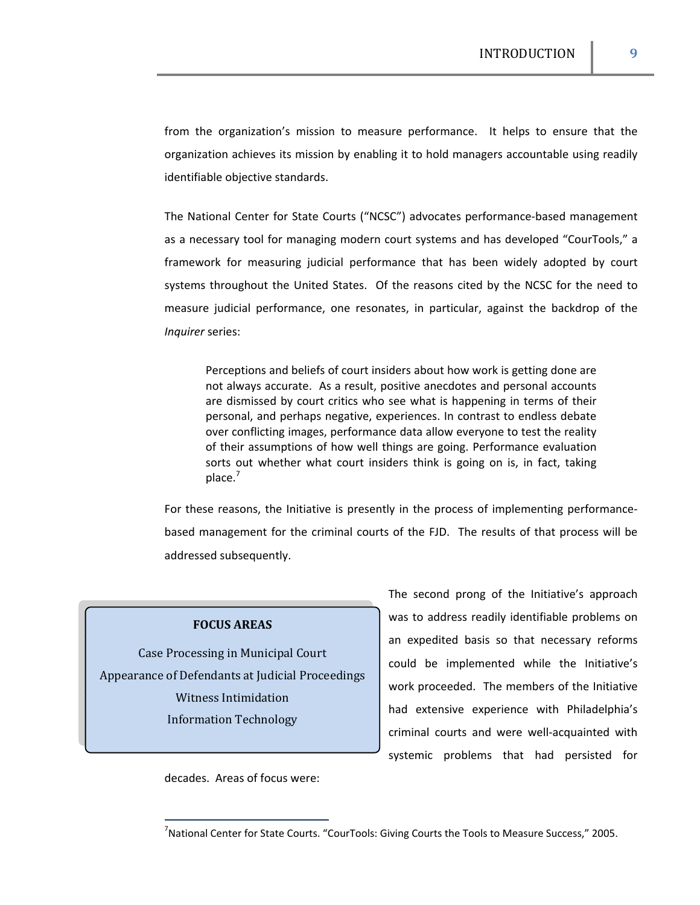from the organization's mission to measure performance. It helps to ensure that the organization achieves its mission by enabling it to hold managers accountable using readily identifiable objective standards.

The National Center for State Courts ("NCSC") advocates performance-based management as a necessary tool for managing modern court systems and has developed "CourTools," a framework for measuring judicial performance that has been widely adopted by court systems throughout the United States. Of the reasons cited by the NCSC for the need to measure judicial performance, one resonates, in particular, against the backdrop of the *Inquirer* series:

> Perceptions and beliefs of court insiders about how work is getting done are not always accurate. As a result, positive anecdotes and personal accounts are dismissed by court critics who see what is happening in terms of their personal, and perhaps negative, experiences. In contrast to endless debate over conflicting images, performance data allow everyone to test the reality of their assumptions of how well things are going. Performance evaluation sorts out whether what court insiders think is going on is, in fact, taking place.[7]

For these reasons, the Initiative is presently in the process of implementing performance-based management for the criminal courts of the FJD. The results of that process will be addressed subsequently.

The second prong of the Initiative's approach was to address readily identifiable problems on an expedited basis so that necessary reforms could be implemented while the Initiative's work proceeded. The members of the Initiative had extensive experience with Philadelphia's criminal courts and were well-acquainted with systemic problems that had persisted for decades. Areas of focus were:

**FOCUS AREAS**

Case Processing in Municipal Court
Appearance of Defendants at Judicial Proceedings
Witness Intimidation
Information Technology

---

[7] National Center for State Courts. "CourTools: Giving Courts the Tools to Measure Success," 2005.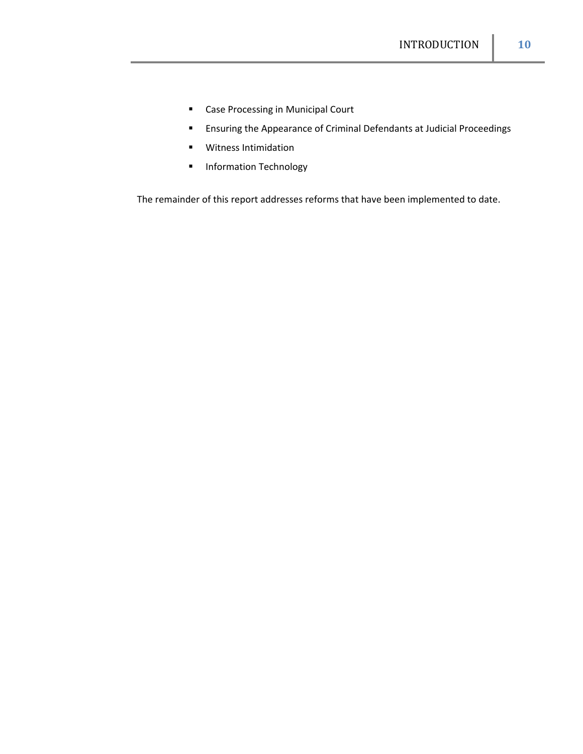- Case Processing in Municipal Court
- Ensuring the Appearance of Criminal Defendants at Judicial Proceedings
- Witness Intimidation
- Information Technology

The remainder of this report addresses reforms that have been implemented to date.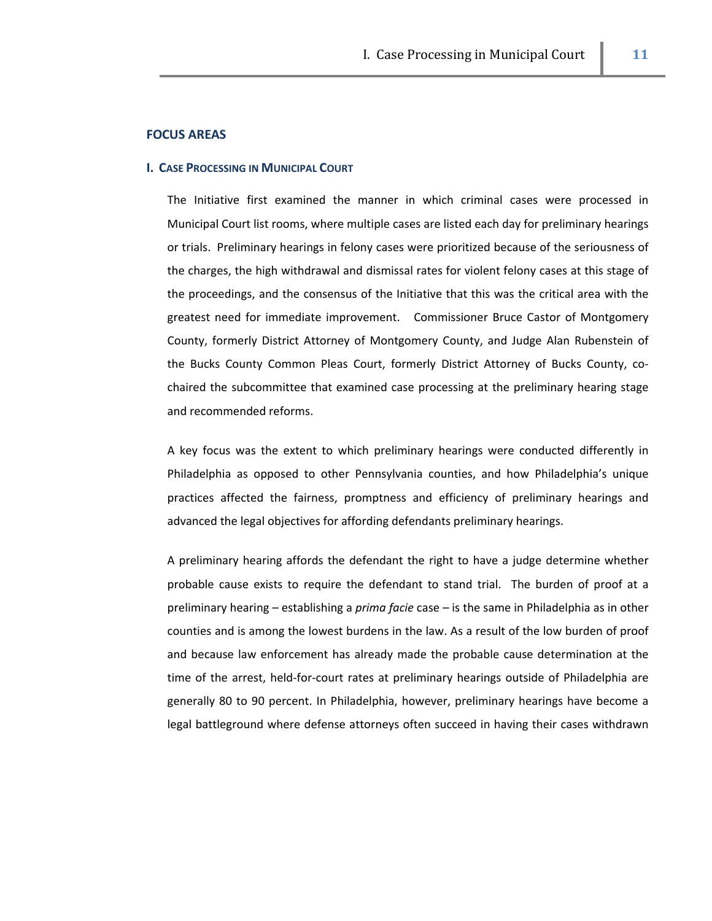## FOCUS AREAS

### I. Case Processing in Municipal Court

The Initiative first examined the manner in which criminal cases were processed in Municipal Court list rooms, where multiple cases are listed each day for preliminary hearings or trials. Preliminary hearings in felony cases were prioritized because of the seriousness of the charges, the high withdrawal and dismissal rates for violent felony cases at this stage of the proceedings, and the consensus of the Initiative that this was the critical area with the greatest need for immediate improvement. Commissioner Bruce Castor of Montgomery County, formerly District Attorney of Montgomery County, and Judge Alan Rubenstein of the Bucks County Common Pleas Court, formerly District Attorney of Bucks County, co-chaired the subcommittee that examined case processing at the preliminary hearing stage and recommended reforms.

A key focus was the extent to which preliminary hearings were conducted differently in Philadelphia as opposed to other Pennsylvania counties, and how Philadelphia's unique practices affected the fairness, promptness and efficiency of preliminary hearings and advanced the legal objectives for affording defendants preliminary hearings.

A preliminary hearing affords the defendant the right to have a judge determine whether probable cause exists to require the defendant to stand trial. The burden of proof at a preliminary hearing – establishing a *prima facie* case – is the same in Philadelphia as in other counties and is among the lowest burdens in the law. As a result of the low burden of proof and because law enforcement has already made the probable cause determination at the time of the arrest, held-for-court rates at preliminary hearings outside of Philadelphia are generally 80 to 90 percent. In Philadelphia, however, preliminary hearings have become a legal battleground where defense attorneys often succeed in having their cases withdrawn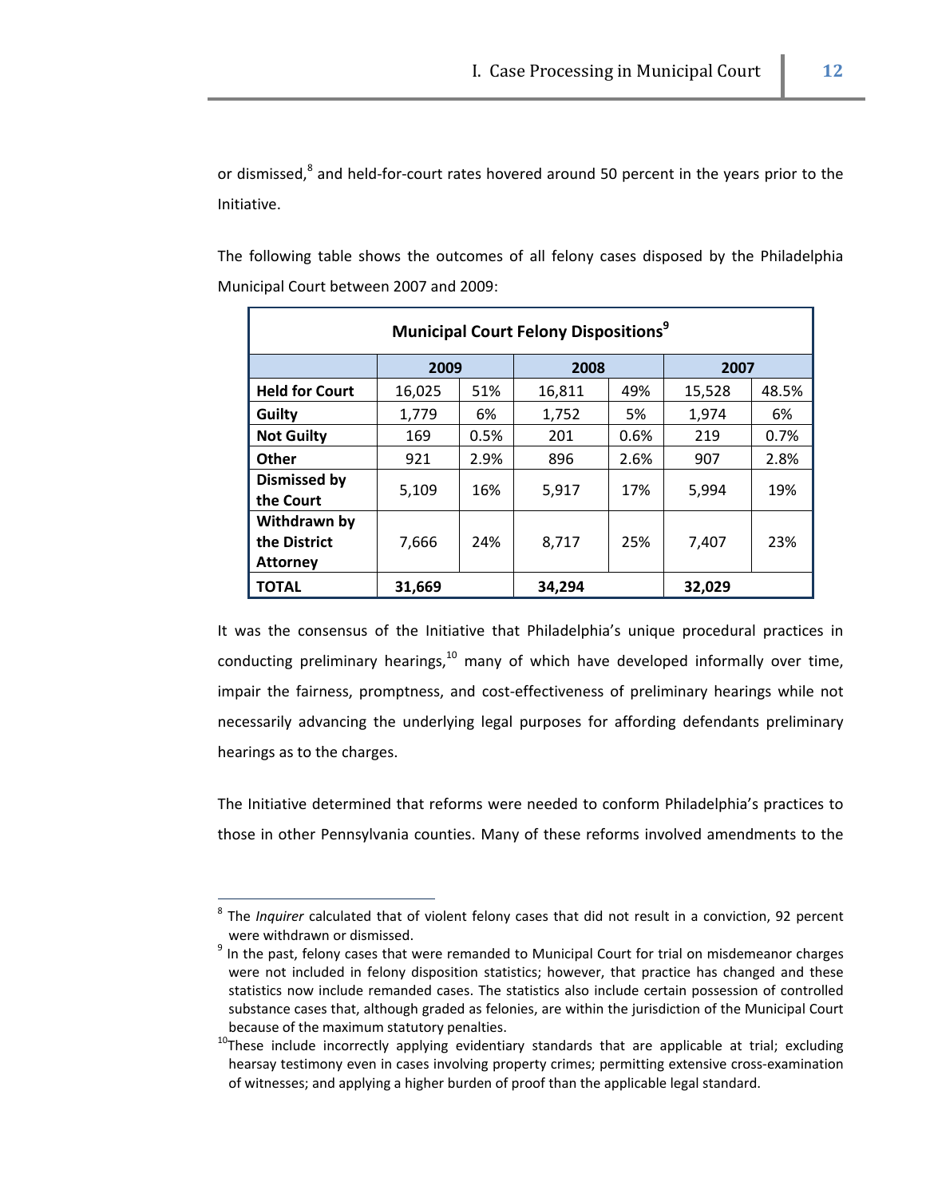or dismissed,[8] and held-for-court rates hovered around 50 percent in the years prior to the Initiative.

The following table shows the outcomes of all felony cases disposed by the Philadelphia Municipal Court between 2007 and 2009:

| Municipal Court Felony Dispositions[9] | | | | | | |
|---|---|---|---|---|---|---|
| | 2009 | | 2008 | | 2007 | |
| **Held for Court** | 16,025 | 51% | 16,811 | 49% | 15,528 | 48.5% |
| **Guilty** | 1,779 | 6% | 1,752 | 5% | 1,974 | 6% |
| **Not Guilty** | 169 | 0.5% | 201 | 0.6% | 219 | 0.7% |
| **Other** | 921 | 2.9% | 896 | 2.6% | 907 | 2.8% |
| **Dismissed by the Court** | 5,109 | 16% | 5,917 | 17% | 5,994 | 19% |
| **Withdrawn by the District Attorney** | 7,666 | 24% | 8,717 | 25% | 7,407 | 23% |
| **TOTAL** | **31,669** | | **34,294** | | **32,029** | |

It was the consensus of the Initiative that Philadelphia's unique procedural practices in conducting preliminary hearings,[10] many of which have developed informally over time, impair the fairness, promptness, and cost-effectiveness of preliminary hearings while not necessarily advancing the underlying legal purposes for affording defendants preliminary hearings as to the charges.

The Initiative determined that reforms were needed to conform Philadelphia's practices to those in other Pennsylvania counties. Many of these reforms involved amendments to the

---

[8] The *Inquirer* calculated that of violent felony cases that did not result in a conviction, 92 percent were withdrawn or dismissed.

[9] In the past, felony cases that were remanded to Municipal Court for trial on misdemeanor charges were not included in felony disposition statistics; however, that practice has changed and these statistics now include remanded cases. The statistics also include certain possession of controlled substance cases that, although graded as felonies, are within the jurisdiction of the Municipal Court because of the maximum statutory penalties.

[10] These include incorrectly applying evidentiary standards that are applicable at trial; excluding hearsay testimony even in cases involving property crimes; permitting extensive cross-examination of witnesses; and applying a higher burden of proof than the applicable legal standard.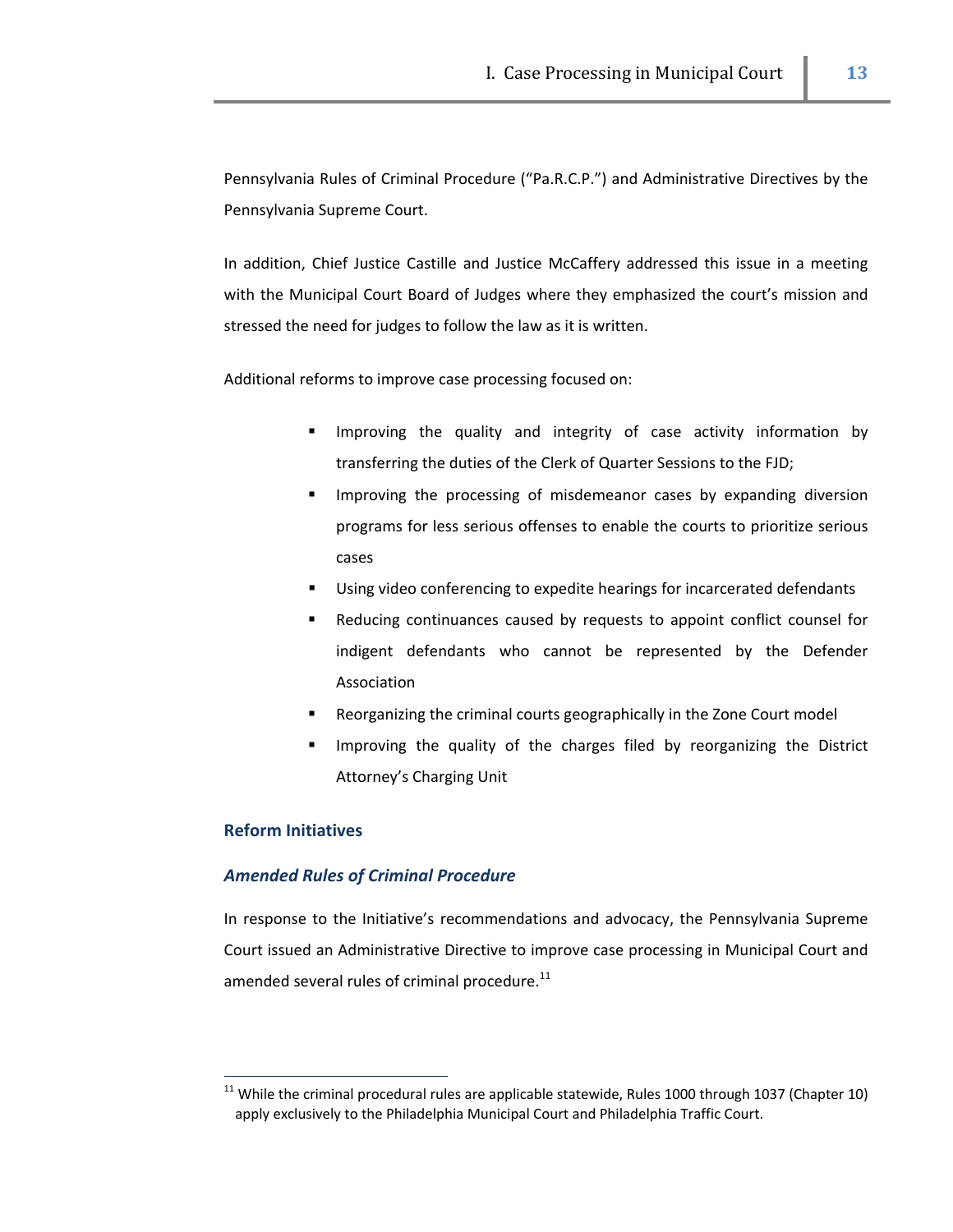Pennsylvania Rules of Criminal Procedure ("Pa.R.C.P.") and Administrative Directives by the Pennsylvania Supreme Court.

In addition, Chief Justice Castille and Justice McCaffery addressed this issue in a meeting with the Municipal Court Board of Judges where they emphasized the court's mission and stressed the need for judges to follow the law as it is written.

Additional reforms to improve case processing focused on:

- Improving the quality and integrity of case activity information by transferring the duties of the Clerk of Quarter Sessions to the FJD;
- Improving the processing of misdemeanor cases by expanding diversion programs for less serious offenses to enable the courts to prioritize serious cases
- Using video conferencing to expedite hearings for incarcerated defendants
- Reducing continuances caused by requests to appoint conflict counsel for indigent defendants who cannot be represented by the Defender Association
- Reorganizing the criminal courts geographically in the Zone Court model
- Improving the quality of the charges filed by reorganizing the District Attorney's Charging Unit

## Reform Initiatives

### *Amended Rules of Criminal Procedure*

In response to the Initiative's recommendations and advocacy, the Pennsylvania Supreme Court issued an Administrative Directive to improve case processing in Municipal Court and amended several rules of criminal procedure.[11]

[11] While the criminal procedural rules are applicable statewide, Rules 1000 through 1037 (Chapter 10) apply exclusively to the Philadelphia Municipal Court and Philadelphia Traffic Court.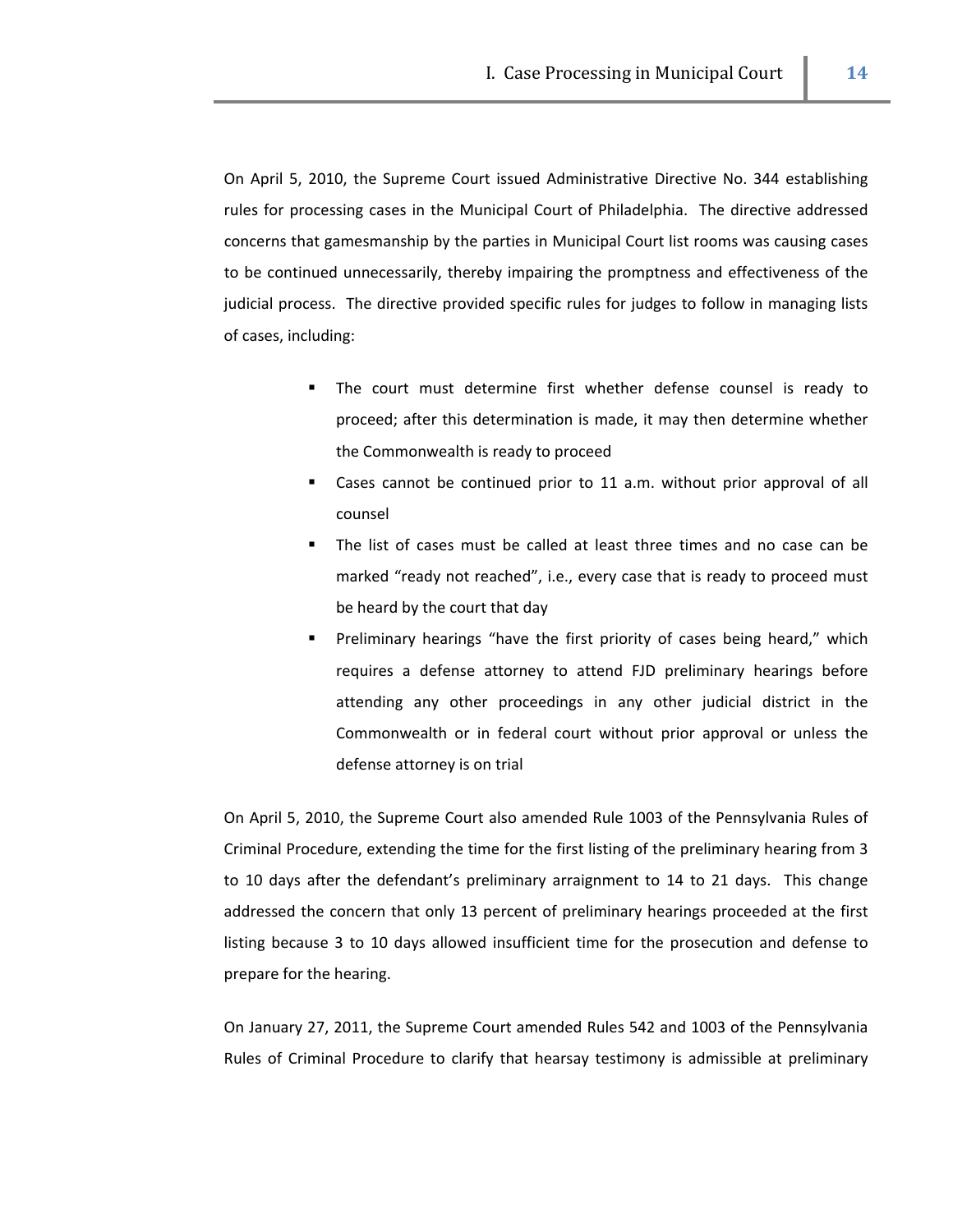On April 5, 2010, the Supreme Court issued Administrative Directive No. 344 establishing rules for processing cases in the Municipal Court of Philadelphia. The directive addressed concerns that gamesmanship by the parties in Municipal Court list rooms was causing cases to be continued unnecessarily, thereby impairing the promptness and effectiveness of the judicial process. The directive provided specific rules for judges to follow in managing lists of cases, including:

- The court must determine first whether defense counsel is ready to proceed; after this determination is made, it may then determine whether the Commonwealth is ready to proceed
- Cases cannot be continued prior to 11 a.m. without prior approval of all counsel
- The list of cases must be called at least three times and no case can be marked "ready not reached", i.e., every case that is ready to proceed must be heard by the court that day
- Preliminary hearings "have the first priority of cases being heard," which requires a defense attorney to attend FJD preliminary hearings before attending any other proceedings in any other judicial district in the Commonwealth or in federal court without prior approval or unless the defense attorney is on trial

On April 5, 2010, the Supreme Court also amended Rule 1003 of the Pennsylvania Rules of Criminal Procedure, extending the time for the first listing of the preliminary hearing from 3 to 10 days after the defendant's preliminary arraignment to 14 to 21 days. This change addressed the concern that only 13 percent of preliminary hearings proceeded at the first listing because 3 to 10 days allowed insufficient time for the prosecution and defense to prepare for the hearing.

On January 27, 2011, the Supreme Court amended Rules 542 and 1003 of the Pennsylvania Rules of Criminal Procedure to clarify that hearsay testimony is admissible at preliminary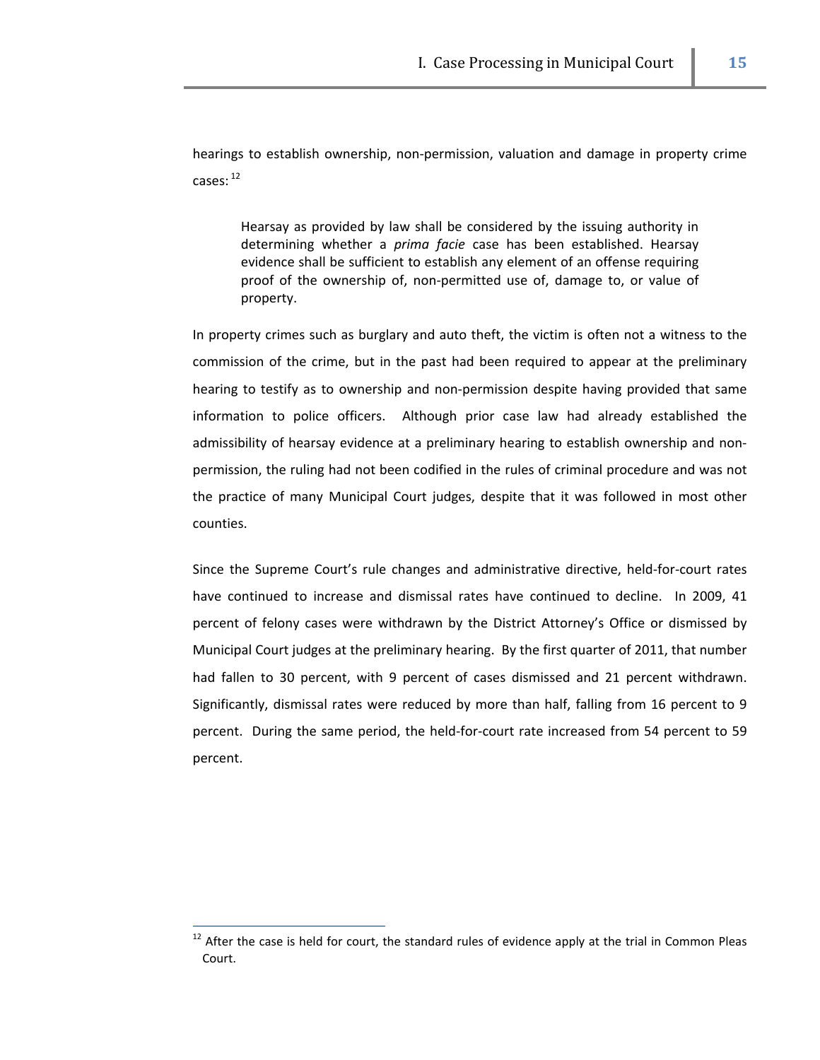hearings to establish ownership, non-permission, valuation and damage in property crime cases:[12]

> Hearsay as provided by law shall be considered by the issuing authority in determining whether a *prima facie* case has been established. Hearsay evidence shall be sufficient to establish any element of an offense requiring proof of the ownership of, non-permitted use of, damage to, or value of property.

In property crimes such as burglary and auto theft, the victim is often not a witness to the commission of the crime, but in the past had been required to appear at the preliminary hearing to testify as to ownership and non-permission despite having provided that same information to police officers. Although prior case law had already established the admissibility of hearsay evidence at a preliminary hearing to establish ownership and non-permission, the ruling had not been codified in the rules of criminal procedure and was not the practice of many Municipal Court judges, despite that it was followed in most other counties.

Since the Supreme Court's rule changes and administrative directive, held-for-court rates have continued to increase and dismissal rates have continued to decline. In 2009, 41 percent of felony cases were withdrawn by the District Attorney's Office or dismissed by Municipal Court judges at the preliminary hearing. By the first quarter of 2011, that number had fallen to 30 percent, with 9 percent of cases dismissed and 21 percent withdrawn. Significantly, dismissal rates were reduced by more than half, falling from 16 percent to 9 percent. During the same period, the held-for-court rate increased from 54 percent to 59 percent.

---

[12] After the case is held for court, the standard rules of evidence apply at the trial in Common Pleas Court.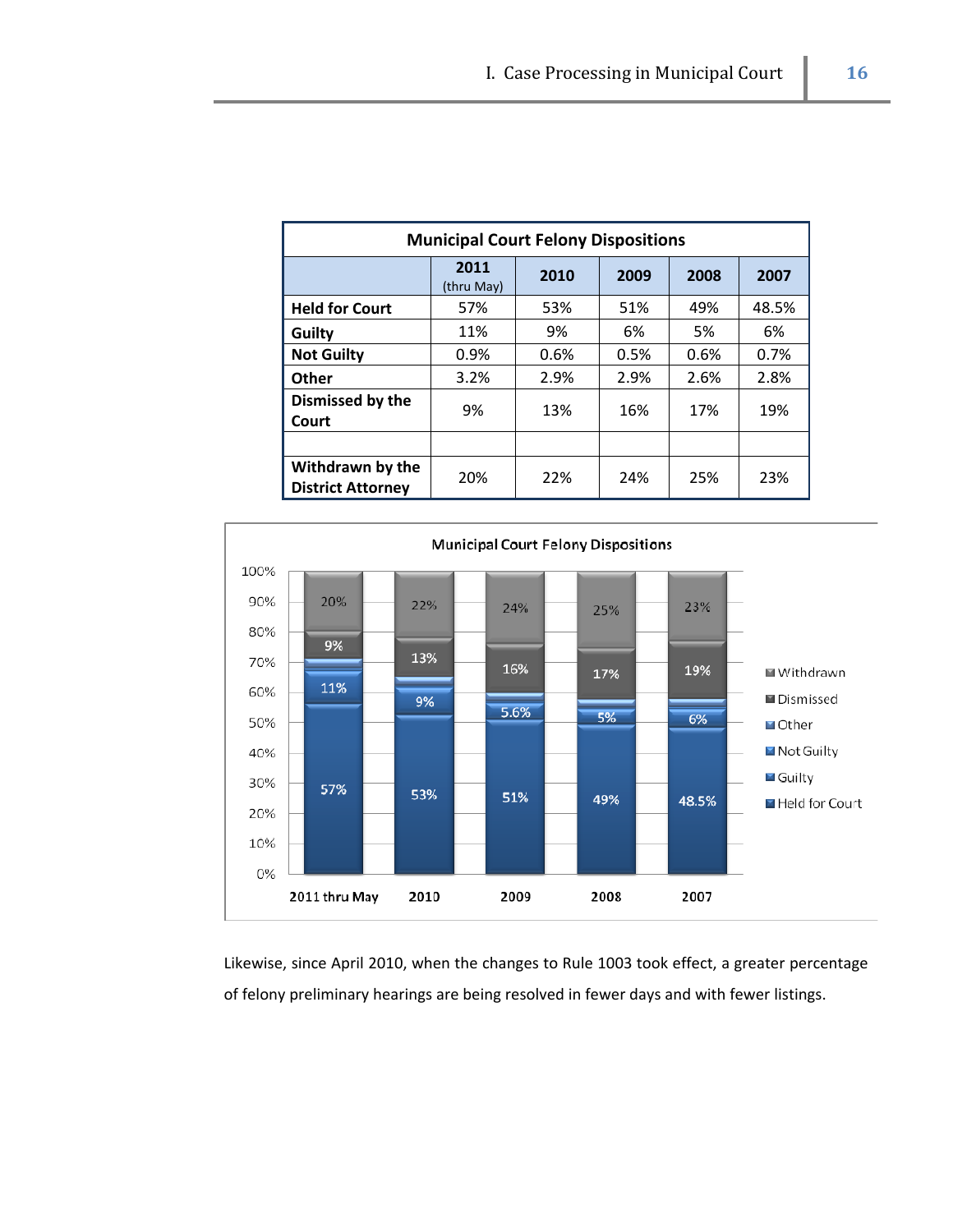| Municipal Court Felony Dispositions | | | | | |
|---|---|---|---|---|---|
| | 2011 (thru May) | 2010 | 2009 | 2008 | 2007 |
| **Held for Court** | 57% | 53% | 51% | 49% | 48.5% |
| **Guilty** | 11% | 9% | 6% | 5% | 6% |
| **Not Guilty** | 0.9% | 0.6% | 0.5% | 0.6% | 0.7% |
| **Other** | 3.2% | 2.9% | 2.9% | 2.6% | 2.8% |
| **Dismissed by the Court** | 9% | 13% | 16% | 17% | 19% |
| | | | | | |
| **Withdrawn by the District Attorney** | 20% | 22% | 24% | 25% | 23% |

Municipal Court Felony Dispositions

| | 2011 thru May | 2010 | 2009 | 2008 | 2007 |
|---|---|---|---|---|---|
| Withdrawn | 20% | 22% | 24% | 25% | 23% |
| Dismissed | 9% | 13% | 16% | 17% | 19% |
| Other | | | | | |
| Not Guilty | | | | | |
| Guilty | 11% | 9% | 5.6% | 5% | 6% |
| Held for Court | 57% | 53% | 51% | 49% | 48.5% |

Likewise, since April 2010, when the changes to Rule 1003 took effect, a greater percentage of felony preliminary hearings are being resolved in fewer days and with fewer listings.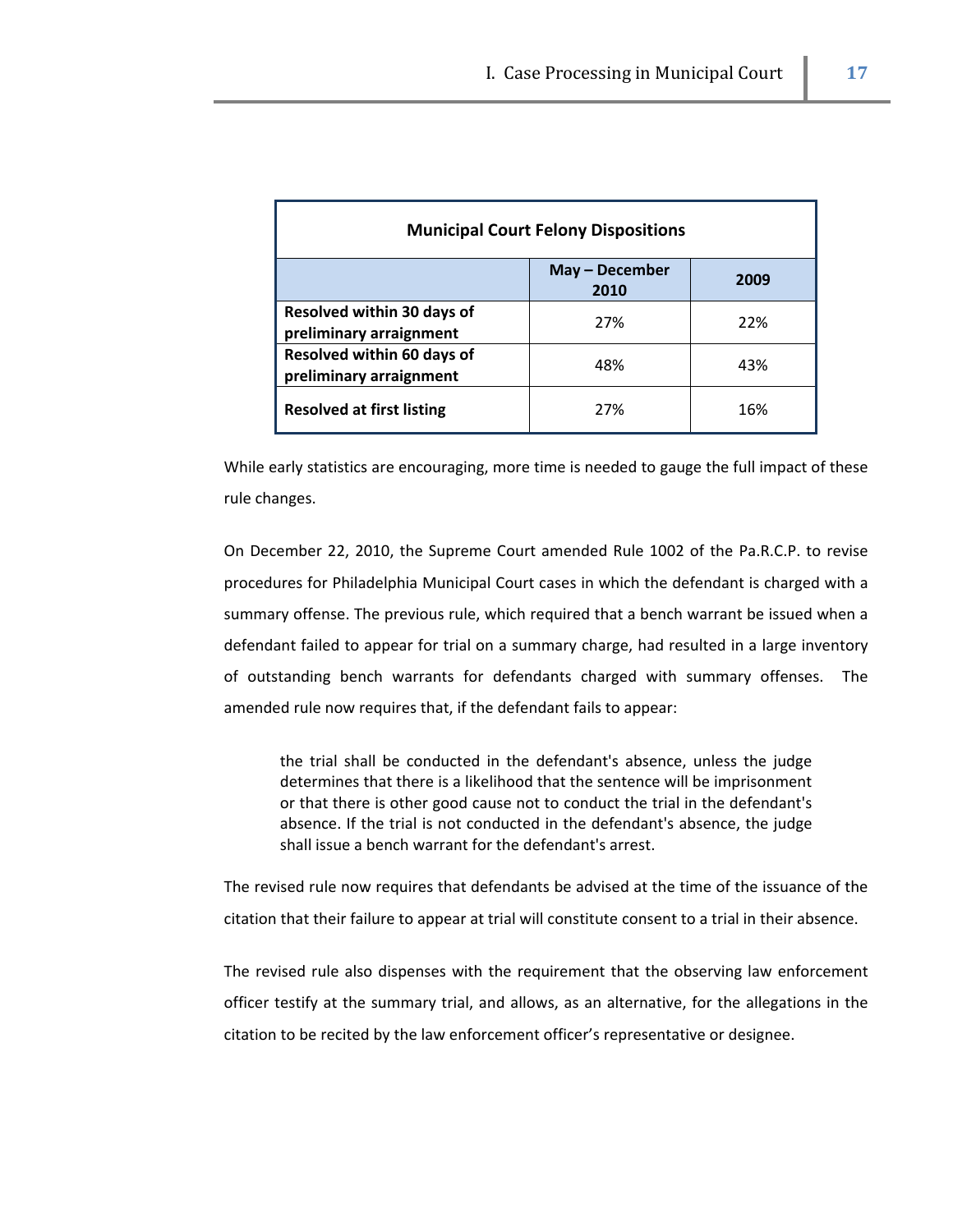| Municipal Court Felony Dispositions | | |
|---|---|---|
| | May – December 2010 | 2009 |
| Resolved within 30 days of preliminary arraignment | 27% | 22% |
| Resolved within 60 days of preliminary arraignment | 48% | 43% |
| Resolved at first listing | 27% | 16% |

While early statistics are encouraging, more time is needed to gauge the full impact of these rule changes.

On December 22, 2010, the Supreme Court amended Rule 1002 of the Pa.R.C.P. to revise procedures for Philadelphia Municipal Court cases in which the defendant is charged with a summary offense. The previous rule, which required that a bench warrant be issued when a defendant failed to appear for trial on a summary charge, had resulted in a large inventory of outstanding bench warrants for defendants charged with summary offenses. The amended rule now requires that, if the defendant fails to appear:

> the trial shall be conducted in the defendant's absence, unless the judge determines that there is a likelihood that the sentence will be imprisonment or that there is other good cause not to conduct the trial in the defendant's absence. If the trial is not conducted in the defendant's absence, the judge shall issue a bench warrant for the defendant's arrest.

The revised rule now requires that defendants be advised at the time of the issuance of the citation that their failure to appear at trial will constitute consent to a trial in their absence.

The revised rule also dispenses with the requirement that the observing law enforcement officer testify at the summary trial, and allows, as an alternative, for the allegations in the citation to be recited by the law enforcement officer's representative or designee.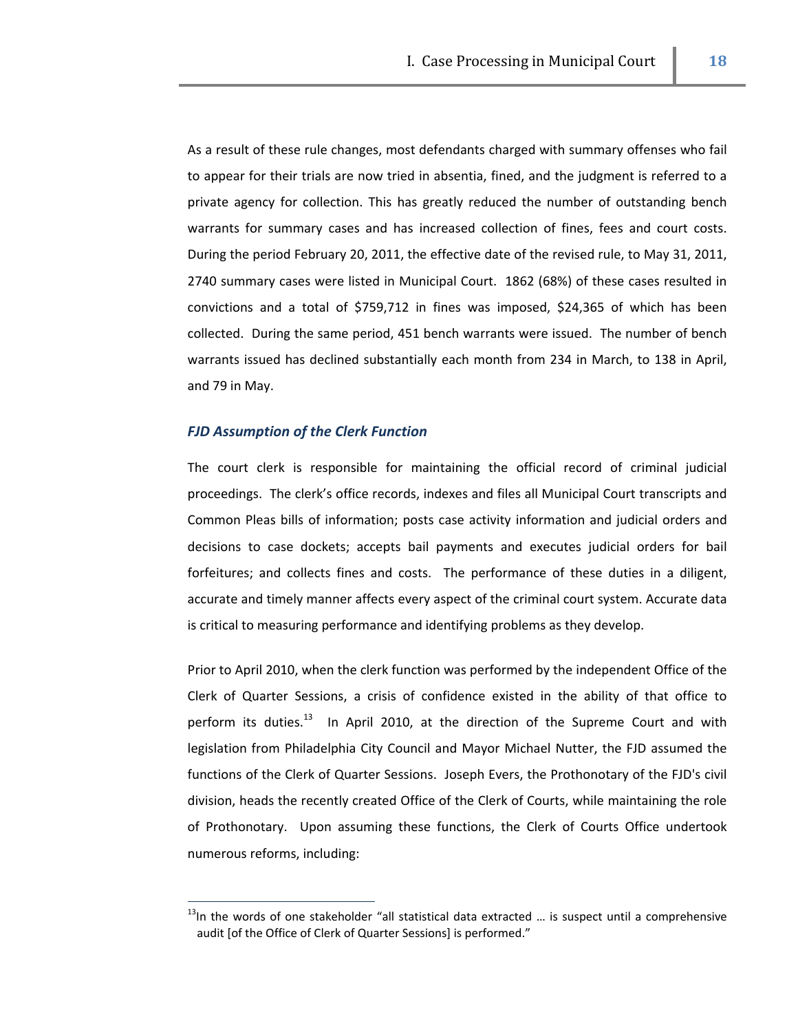As a result of these rule changes, most defendants charged with summary offenses who fail to appear for their trials are now tried in absentia, fined, and the judgment is referred to a private agency for collection. This has greatly reduced the number of outstanding bench warrants for summary cases and has increased collection of fines, fees and court costs. During the period February 20, 2011, the effective date of the revised rule, to May 31, 2011, 2740 summary cases were listed in Municipal Court. 1862 (68%) of these cases resulted in convictions and a total of $759,712 in fines was imposed, $24,365 of which has been collected. During the same period, 451 bench warrants were issued. The number of bench warrants issued has declined substantially each month from 234 in March, to 138 in April, and 79 in May.

### *FJD Assumption of the Clerk Function*

The court clerk is responsible for maintaining the official record of criminal judicial proceedings. The clerk's office records, indexes and files all Municipal Court transcripts and Common Pleas bills of information; posts case activity information and judicial orders and decisions to case dockets; accepts bail payments and executes judicial orders for bail forfeitures; and collects fines and costs. The performance of these duties in a diligent, accurate and timely manner affects every aspect of the criminal court system. Accurate data is critical to measuring performance and identifying problems as they develop.

Prior to April 2010, when the clerk function was performed by the independent Office of the Clerk of Quarter Sessions, a crisis of confidence existed in the ability of that office to perform its duties.[13] In April 2010, at the direction of the Supreme Court and with legislation from Philadelphia City Council and Mayor Michael Nutter, the FJD assumed the functions of the Clerk of Quarter Sessions. Joseph Evers, the Prothonotary of the FJD's civil division, heads the recently created Office of the Clerk of Courts, while maintaining the role of Prothonotary. Upon assuming these functions, the Clerk of Courts Office undertook numerous reforms, including:

---

[13] In the words of one stakeholder "all statistical data extracted … is suspect until a comprehensive audit [of the Office of Clerk of Quarter Sessions] is performed."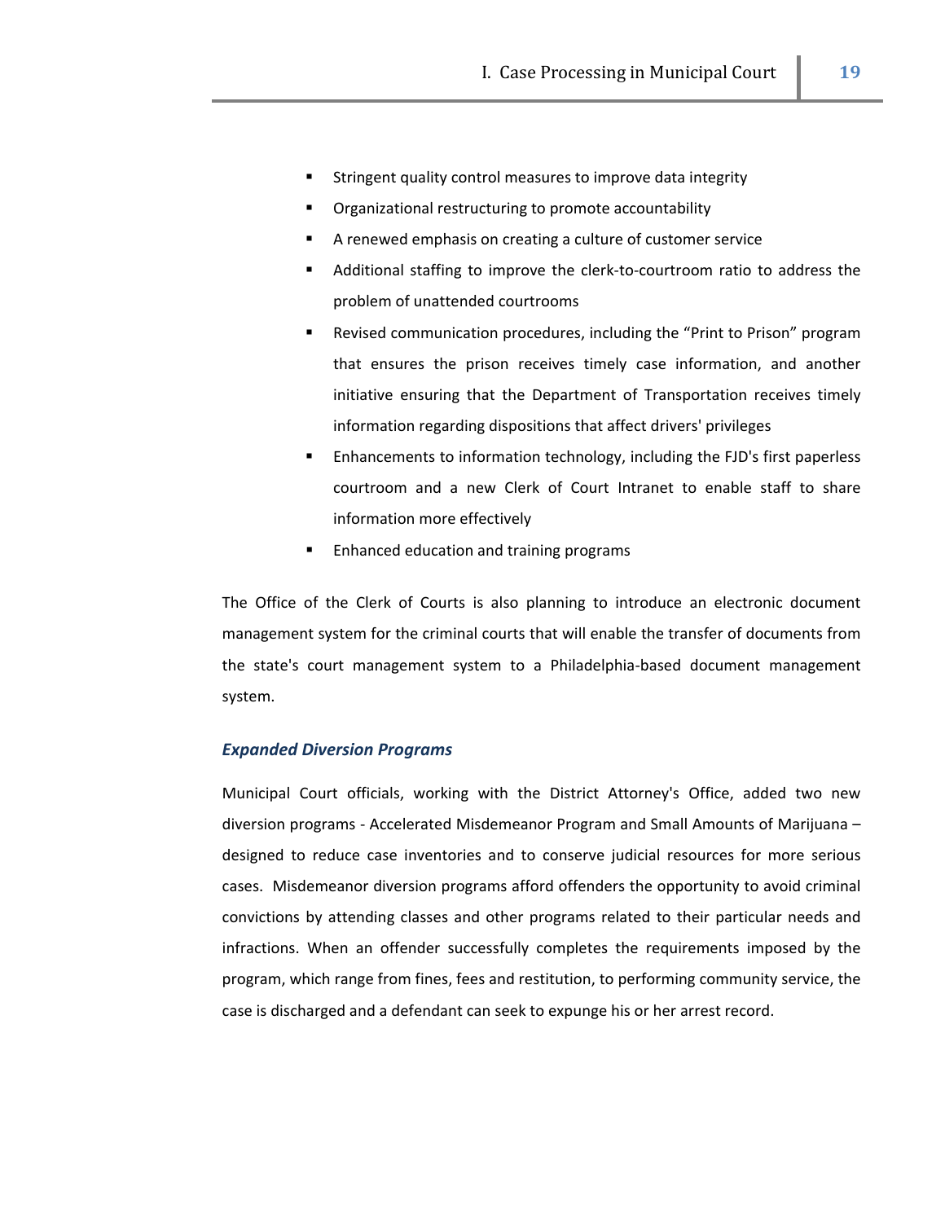- Stringent quality control measures to improve data integrity
- Organizational restructuring to promote accountability
- A renewed emphasis on creating a culture of customer service
- Additional staffing to improve the clerk-to-courtroom ratio to address the problem of unattended courtrooms
- Revised communication procedures, including the "Print to Prison" program that ensures the prison receives timely case information, and another initiative ensuring that the Department of Transportation receives timely information regarding dispositions that affect drivers' privileges
- Enhancements to information technology, including the FJD's first paperless courtroom and a new Clerk of Court Intranet to enable staff to share information more effectively
- Enhanced education and training programs

The Office of the Clerk of Courts is also planning to introduce an electronic document management system for the criminal courts that will enable the transfer of documents from the state's court management system to a Philadelphia-based document management system.

### *Expanded Diversion Programs*

Municipal Court officials, working with the District Attorney's Office, added two new diversion programs - Accelerated Misdemeanor Program and Small Amounts of Marijuana – designed to reduce case inventories and to conserve judicial resources for more serious cases. Misdemeanor diversion programs afford offenders the opportunity to avoid criminal convictions by attending classes and other programs related to their particular needs and infractions. When an offender successfully completes the requirements imposed by the program, which range from fines, fees and restitution, to performing community service, the case is discharged and a defendant can seek to expunge his or her arrest record.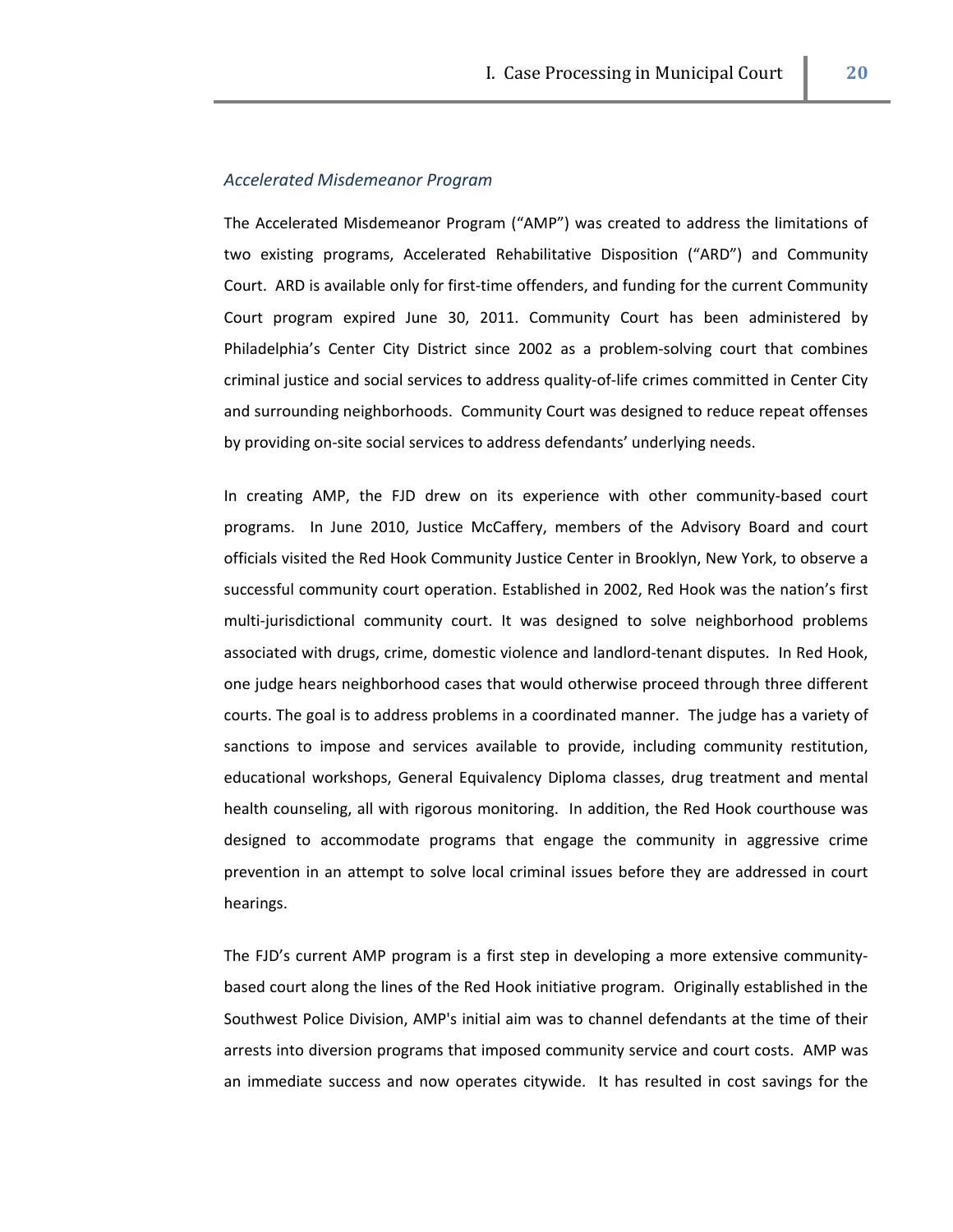### *Accelerated Misdemeanor Program*

The Accelerated Misdemeanor Program ("AMP") was created to address the limitations of two existing programs, Accelerated Rehabilitative Disposition ("ARD") and Community Court. ARD is available only for first-time offenders, and funding for the current Community Court program expired June 30, 2011. Community Court has been administered by Philadelphia's Center City District since 2002 as a problem-solving court that combines criminal justice and social services to address quality-of-life crimes committed in Center City and surrounding neighborhoods. Community Court was designed to reduce repeat offenses by providing on-site social services to address defendants' underlying needs.

In creating AMP, the FJD drew on its experience with other community-based court programs. In June 2010, Justice McCaffery, members of the Advisory Board and court officials visited the Red Hook Community Justice Center in Brooklyn, New York, to observe a successful community court operation. Established in 2002, Red Hook was the nation's first multi-jurisdictional community court. It was designed to solve neighborhood problems associated with drugs, crime, domestic violence and landlord-tenant disputes. In Red Hook, one judge hears neighborhood cases that would otherwise proceed through three different courts. The goal is to address problems in a coordinated manner. The judge has a variety of sanctions to impose and services available to provide, including community restitution, educational workshops, General Equivalency Diploma classes, drug treatment and mental health counseling, all with rigorous monitoring. In addition, the Red Hook courthouse was designed to accommodate programs that engage the community in aggressive crime prevention in an attempt to solve local criminal issues before they are addressed in court hearings.

The FJD's current AMP program is a first step in developing a more extensive community-based court along the lines of the Red Hook initiative program. Originally established in the Southwest Police Division, AMP's initial aim was to channel defendants at the time of their arrests into diversion programs that imposed community service and court costs. AMP was an immediate success and now operates citywide. It has resulted in cost savings for the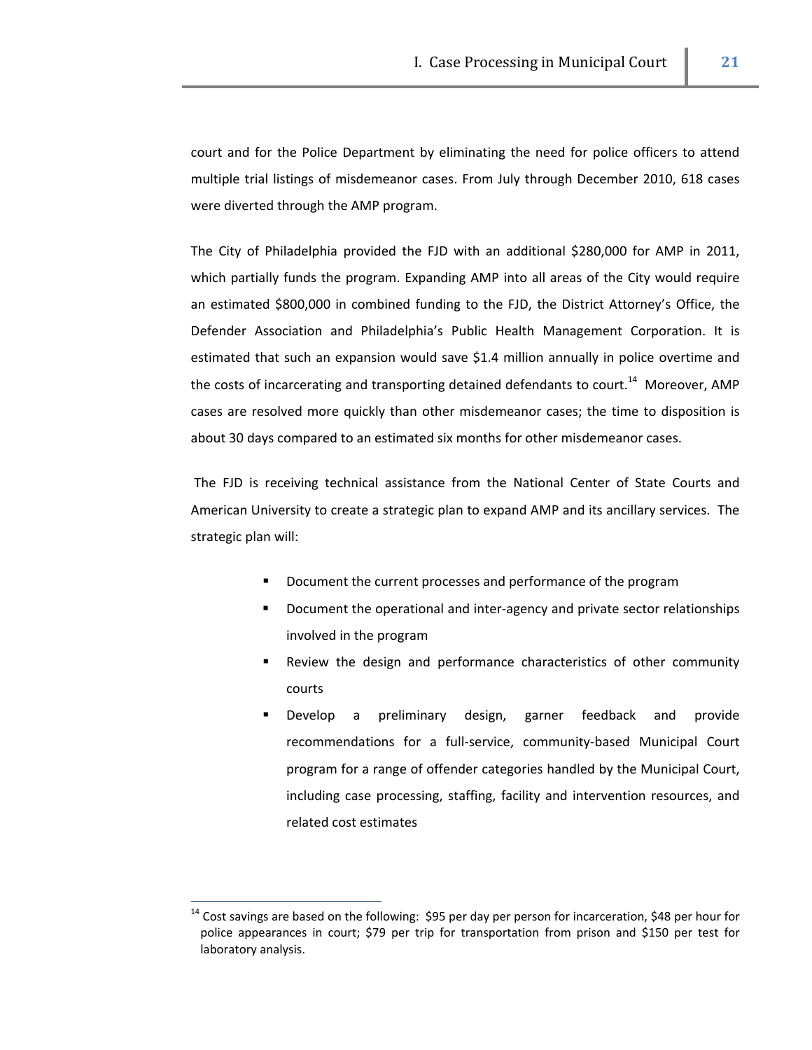court and for the Police Department by eliminating the need for police officers to attend multiple trial listings of misdemeanor cases. From July through December 2010, 618 cases were diverted through the AMP program.

The City of Philadelphia provided the FJD with an additional $280,000 for AMP in 2011, which partially funds the program. Expanding AMP into all areas of the City would require an estimated $800,000 in combined funding to the FJD, the District Attorney's Office, the Defender Association and Philadelphia's Public Health Management Corporation. It is estimated that such an expansion would save $1.4 million annually in police overtime and the costs of incarcerating and transporting detained defendants to court.[14] Moreover, AMP cases are resolved more quickly than other misdemeanor cases; the time to disposition is about 30 days compared to an estimated six months for other misdemeanor cases.

The FJD is receiving technical assistance from the National Center of State Courts and American University to create a strategic plan to expand AMP and its ancillary services. The strategic plan will:

- Document the current processes and performance of the program
- Document the operational and inter-agency and private sector relationships involved in the program
- Review the design and performance characteristics of other community courts
- Develop a preliminary design, garner feedback and provide recommendations for a full-service, community-based Municipal Court program for a range of offender categories handled by the Municipal Court, including case processing, staffing, facility and intervention resources, and related cost estimates

---

[14] Cost savings are based on the following: $95 per day per person for incarceration, $48 per hour for police appearances in court; $79 per trip for transportation from prison and $150 per test for laboratory analysis.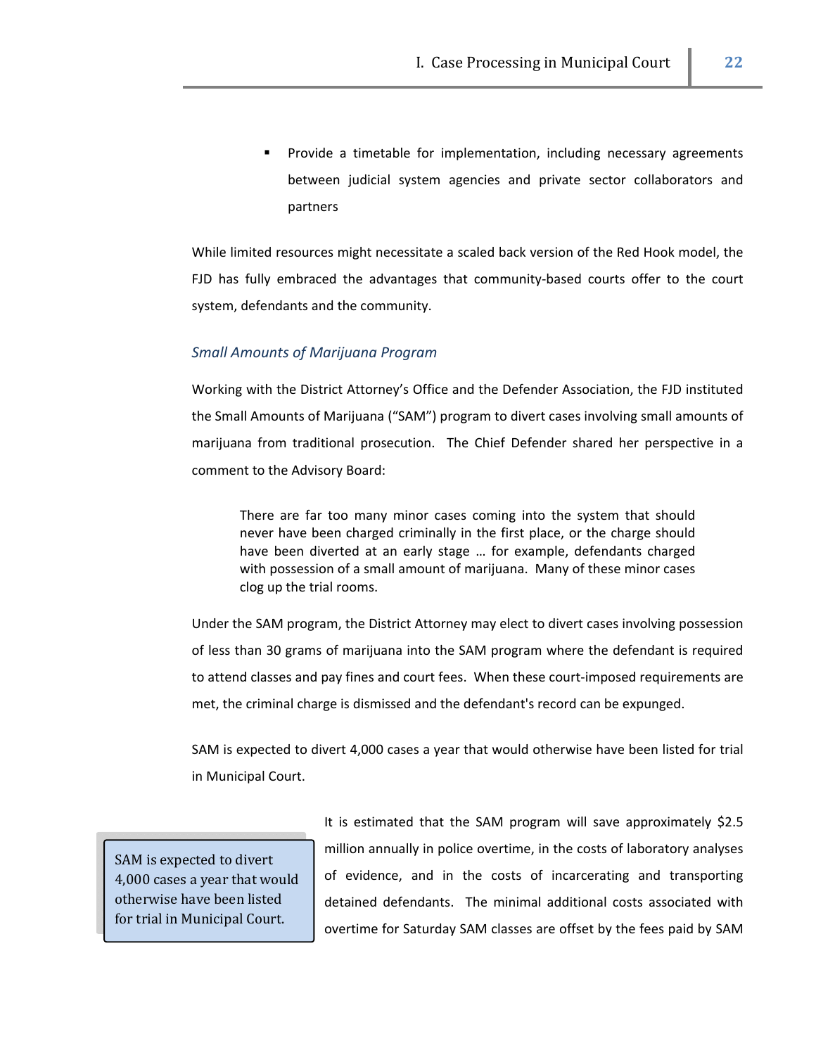- Provide a timetable for implementation, including necessary agreements between judicial system agencies and private sector collaborators and partners

While limited resources might necessitate a scaled back version of the Red Hook model, the FJD has fully embraced the advantages that community-based courts offer to the court system, defendants and the community.

### *Small Amounts of Marijuana Program*

Working with the District Attorney's Office and the Defender Association, the FJD instituted the Small Amounts of Marijuana ("SAM") program to divert cases involving small amounts of marijuana from traditional prosecution. The Chief Defender shared her perspective in a comment to the Advisory Board:

> There are far too many minor cases coming into the system that should never have been charged criminally in the first place, or the charge should have been diverted at an early stage … for example, defendants charged with possession of a small amount of marijuana. Many of these minor cases clog up the trial rooms.

Under the SAM program, the District Attorney may elect to divert cases involving possession of less than 30 grams of marijuana into the SAM program where the defendant is required to attend classes and pay fines and court fees. When these court-imposed requirements are met, the criminal charge is dismissed and the defendant's record can be expunged.

SAM is expected to divert 4,000 cases a year that would otherwise have been listed for trial in Municipal Court.

> SAM is expected to divert 4,000 cases a year that would otherwise have been listed for trial in Municipal Court.

It is estimated that the SAM program will save approximately $2.5 million annually in police overtime, in the costs of laboratory analyses of evidence, and in the costs of incarcerating and transporting detained defendants. The minimal additional costs associated with overtime for Saturday SAM classes are offset by the fees paid by SAM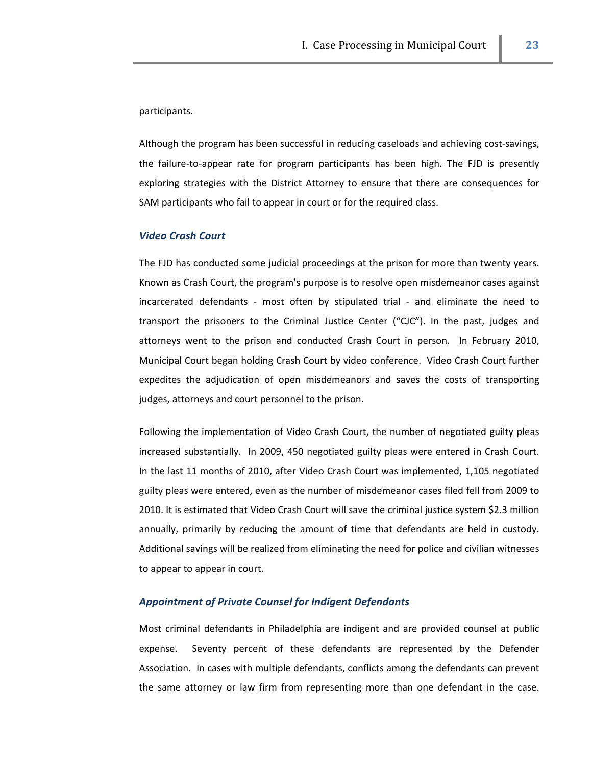participants.

Although the program has been successful in reducing caseloads and achieving cost-savings, the failure-to-appear rate for program participants has been high. The FJD is presently exploring strategies with the District Attorney to ensure that there are consequences for SAM participants who fail to appear in court or for the required class.

### *Video Crash Court*

The FJD has conducted some judicial proceedings at the prison for more than twenty years. Known as Crash Court, the program's purpose is to resolve open misdemeanor cases against incarcerated defendants - most often by stipulated trial - and eliminate the need to transport the prisoners to the Criminal Justice Center ("CJC"). In the past, judges and attorneys went to the prison and conducted Crash Court in person. In February 2010, Municipal Court began holding Crash Court by video conference. Video Crash Court further expedites the adjudication of open misdemeanors and saves the costs of transporting judges, attorneys and court personnel to the prison.

Following the implementation of Video Crash Court, the number of negotiated guilty pleas increased substantially. In 2009, 450 negotiated guilty pleas were entered in Crash Court. In the last 11 months of 2010, after Video Crash Court was implemented, 1,105 negotiated guilty pleas were entered, even as the number of misdemeanor cases filed fell from 2009 to 2010. It is estimated that Video Crash Court will save the criminal justice system $2.3 million annually, primarily by reducing the amount of time that defendants are held in custody. Additional savings will be realized from eliminating the need for police and civilian witnesses to appear to appear in court.

### *Appointment of Private Counsel for Indigent Defendants*

Most criminal defendants in Philadelphia are indigent and are provided counsel at public expense. Seventy percent of these defendants are represented by the Defender Association. In cases with multiple defendants, conflicts among the defendants can prevent the same attorney or law firm from representing more than one defendant in the case.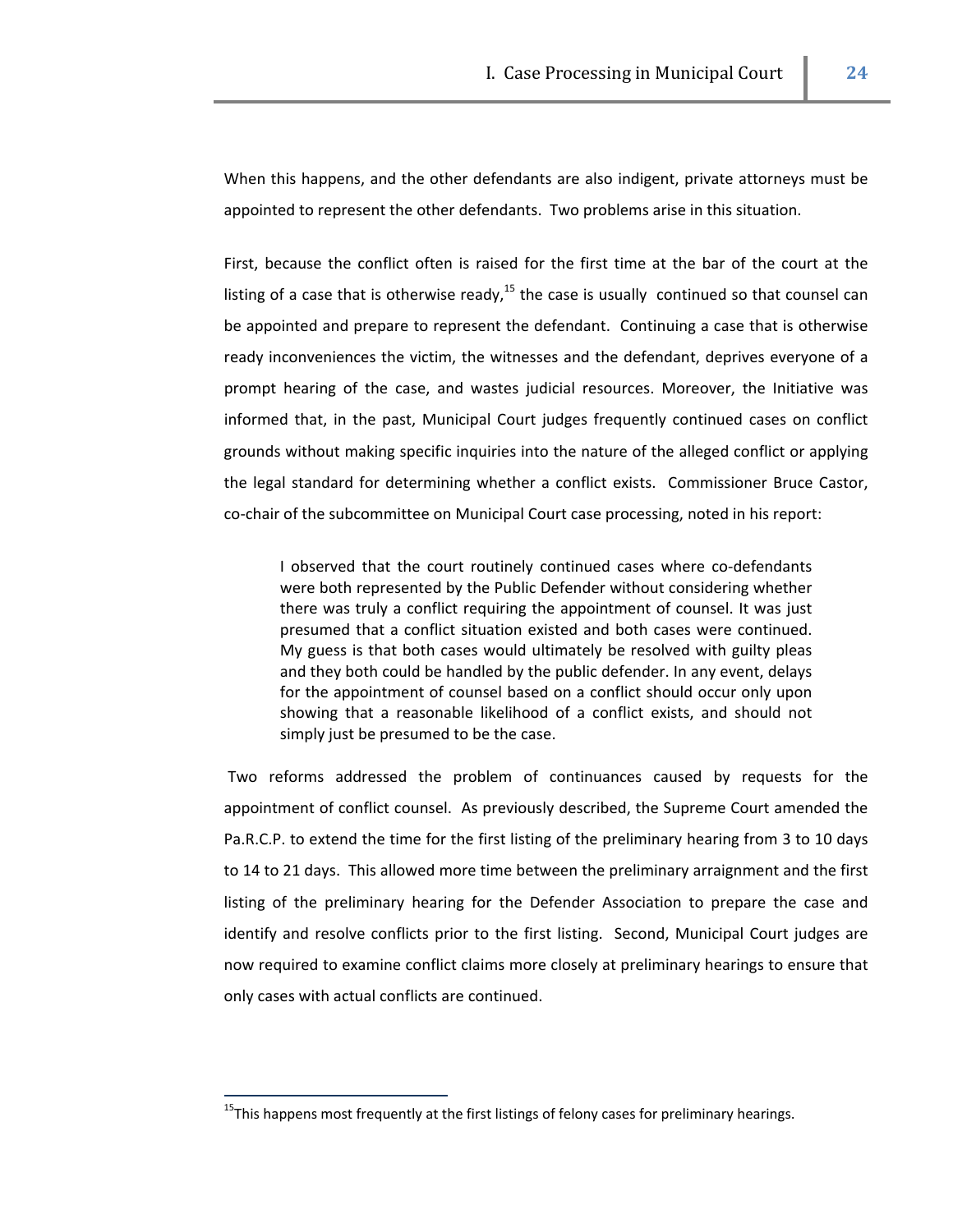When this happens, and the other defendants are also indigent, private attorneys must be appointed to represent the other defendants. Two problems arise in this situation.

First, because the conflict often is raised for the first time at the bar of the court at the listing of a case that is otherwise ready,[15] the case is usually continued so that counsel can be appointed and prepare to represent the defendant. Continuing a case that is otherwise ready inconveniences the victim, the witnesses and the defendant, deprives everyone of a prompt hearing of the case, and wastes judicial resources. Moreover, the Initiative was informed that, in the past, Municipal Court judges frequently continued cases on conflict grounds without making specific inquiries into the nature of the alleged conflict or applying the legal standard for determining whether a conflict exists. Commissioner Bruce Castor, co-chair of the subcommittee on Municipal Court case processing, noted in his report:

> I observed that the court routinely continued cases where co-defendants were both represented by the Public Defender without considering whether there was truly a conflict requiring the appointment of counsel. It was just presumed that a conflict situation existed and both cases were continued. My guess is that both cases would ultimately be resolved with guilty pleas and they both could be handled by the public defender. In any event, delays for the appointment of counsel based on a conflict should occur only upon showing that a reasonable likelihood of a conflict exists, and should not simply just be presumed to be the case.

Two reforms addressed the problem of continuances caused by requests for the appointment of conflict counsel. As previously described, the Supreme Court amended the Pa.R.C.P. to extend the time for the first listing of the preliminary hearing from 3 to 10 days to 14 to 21 days. This allowed more time between the preliminary arraignment and the first listing of the preliminary hearing for the Defender Association to prepare the case and identify and resolve conflicts prior to the first listing. Second, Municipal Court judges are now required to examine conflict claims more closely at preliminary hearings to ensure that only cases with actual conflicts are continued.

---

[15] This happens most frequently at the first listings of felony cases for preliminary hearings.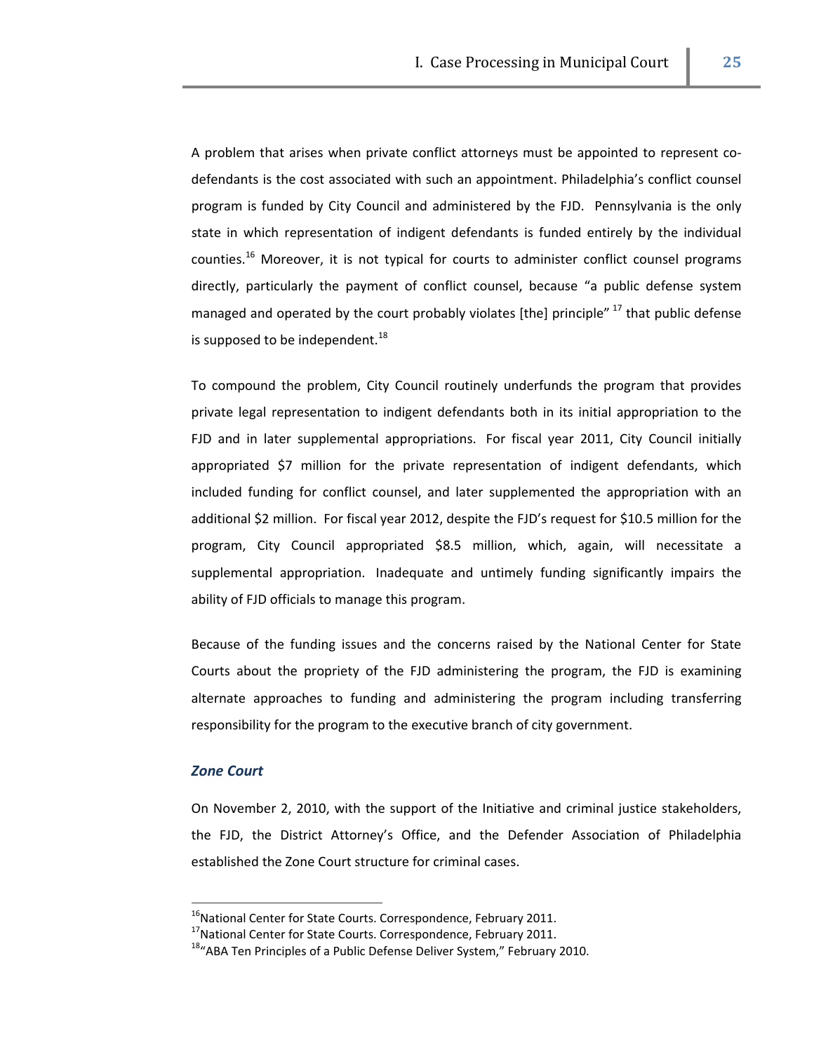A problem that arises when private conflict attorneys must be appointed to represent co-defendants is the cost associated with such an appointment. Philadelphia's conflict counsel program is funded by City Council and administered by the FJD. Pennsylvania is the only state in which representation of indigent defendants is funded entirely by the individual counties.[16] Moreover, it is not typical for courts to administer conflict counsel programs directly, particularly the payment of conflict counsel, because "a public defense system managed and operated by the court probably violates [the] principle" [17] that public defense is supposed to be independent.[18]

To compound the problem, City Council routinely underfunds the program that provides private legal representation to indigent defendants both in its initial appropriation to the FJD and in later supplemental appropriations. For fiscal year 2011, City Council initially appropriated $7 million for the private representation of indigent defendants, which included funding for conflict counsel, and later supplemented the appropriation with an additional $2 million. For fiscal year 2012, despite the FJD's request for $10.5 million for the program, City Council appropriated $8.5 million, which, again, will necessitate a supplemental appropriation. Inadequate and untimely funding significantly impairs the ability of FJD officials to manage this program.

Because of the funding issues and the concerns raised by the National Center for State Courts about the propriety of the FJD administering the program, the FJD is examining alternate approaches to funding and administering the program including transferring responsibility for the program to the executive branch of city government.

### *Zone Court*

On November 2, 2010, with the support of the Initiative and criminal justice stakeholders, the FJD, the District Attorney's Office, and the Defender Association of Philadelphia established the Zone Court structure for criminal cases.

---

[16] National Center for State Courts. Correspondence, February 2011.

[17] National Center for State Courts. Correspondence, February 2011.

[18] "ABA Ten Principles of a Public Defense Deliver System," February 2010.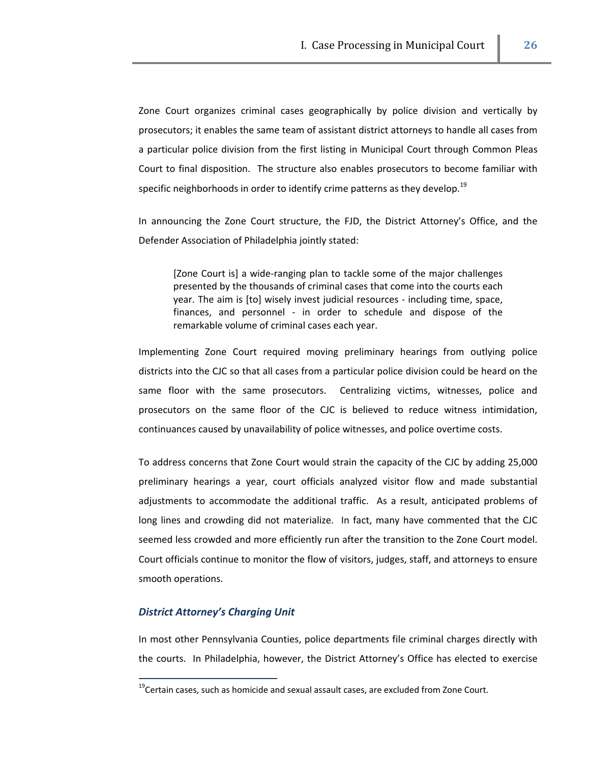Zone Court organizes criminal cases geographically by police division and vertically by prosecutors; it enables the same team of assistant district attorneys to handle all cases from a particular police division from the first listing in Municipal Court through Common Pleas Court to final disposition. The structure also enables prosecutors to become familiar with specific neighborhoods in order to identify crime patterns as they develop.[19]

In announcing the Zone Court structure, the FJD, the District Attorney's Office, and the Defender Association of Philadelphia jointly stated:

> [Zone Court is] a wide-ranging plan to tackle some of the major challenges presented by the thousands of criminal cases that come into the courts each year. The aim is [to] wisely invest judicial resources - including time, space, finances, and personnel - in order to schedule and dispose of the remarkable volume of criminal cases each year.

Implementing Zone Court required moving preliminary hearings from outlying police districts into the CJC so that all cases from a particular police division could be heard on the same floor with the same prosecutors. Centralizing victims, witnesses, police and prosecutors on the same floor of the CJC is believed to reduce witness intimidation, continuances caused by unavailability of police witnesses, and police overtime costs.

To address concerns that Zone Court would strain the capacity of the CJC by adding 25,000 preliminary hearings a year, court officials analyzed visitor flow and made substantial adjustments to accommodate the additional traffic. As a result, anticipated problems of long lines and crowding did not materialize. In fact, many have commented that the CJC seemed less crowded and more efficiently run after the transition to the Zone Court model. Court officials continue to monitor the flow of visitors, judges, staff, and attorneys to ensure smooth operations.

### *District Attorney's Charging Unit*

In most other Pennsylvania Counties, police departments file criminal charges directly with the courts. In Philadelphia, however, the District Attorney's Office has elected to exercise

---

[19] Certain cases, such as homicide and sexual assault cases, are excluded from Zone Court.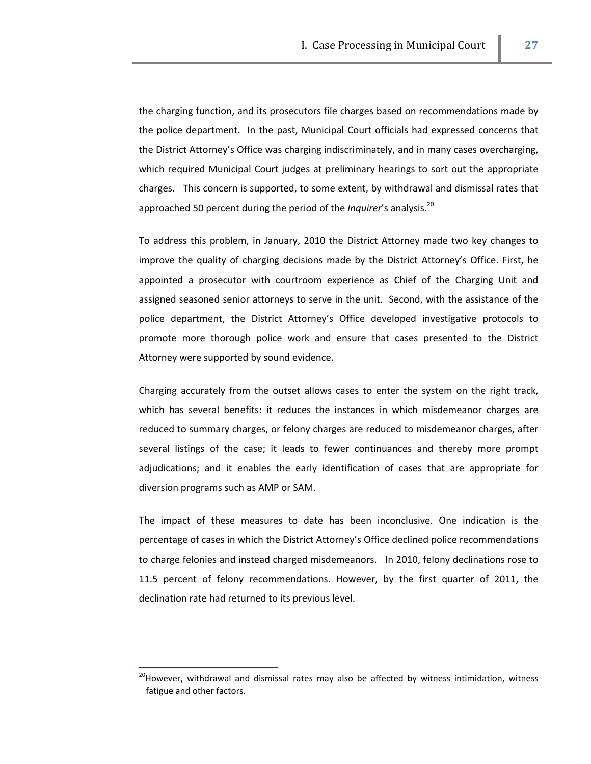the charging function, and its prosecutors file charges based on recommendations made by the police department. In the past, Municipal Court officials had expressed concerns that the District Attorney's Office was charging indiscriminately, and in many cases overcharging, which required Municipal Court judges at preliminary hearings to sort out the appropriate charges. This concern is supported, to some extent, by withdrawal and dismissal rates that approached 50 percent during the period of the *Inquirer*'s analysis.[20]

To address this problem, in January, 2010 the District Attorney made two key changes to improve the quality of charging decisions made by the District Attorney's Office. First, he appointed a prosecutor with courtroom experience as Chief of the Charging Unit and assigned seasoned senior attorneys to serve in the unit. Second, with the assistance of the police department, the District Attorney's Office developed investigative protocols to promote more thorough police work and ensure that cases presented to the District Attorney were supported by sound evidence.

Charging accurately from the outset allows cases to enter the system on the right track, which has several benefits: it reduces the instances in which misdemeanor charges are reduced to summary charges, or felony charges are reduced to misdemeanor charges, after several listings of the case; it leads to fewer continuances and thereby more prompt adjudications; and it enables the early identification of cases that are appropriate for diversion programs such as AMP or SAM.

The impact of these measures to date has been inconclusive. One indication is the percentage of cases in which the District Attorney's Office declined police recommendations to charge felonies and instead charged misdemeanors. In 2010, felony declinations rose to 11.5 percent of felony recommendations. However, by the first quarter of 2011, the declination rate had returned to its previous level.

---

[20] However, withdrawal and dismissal rates may also be affected by witness intimidation, witness fatigue and other factors.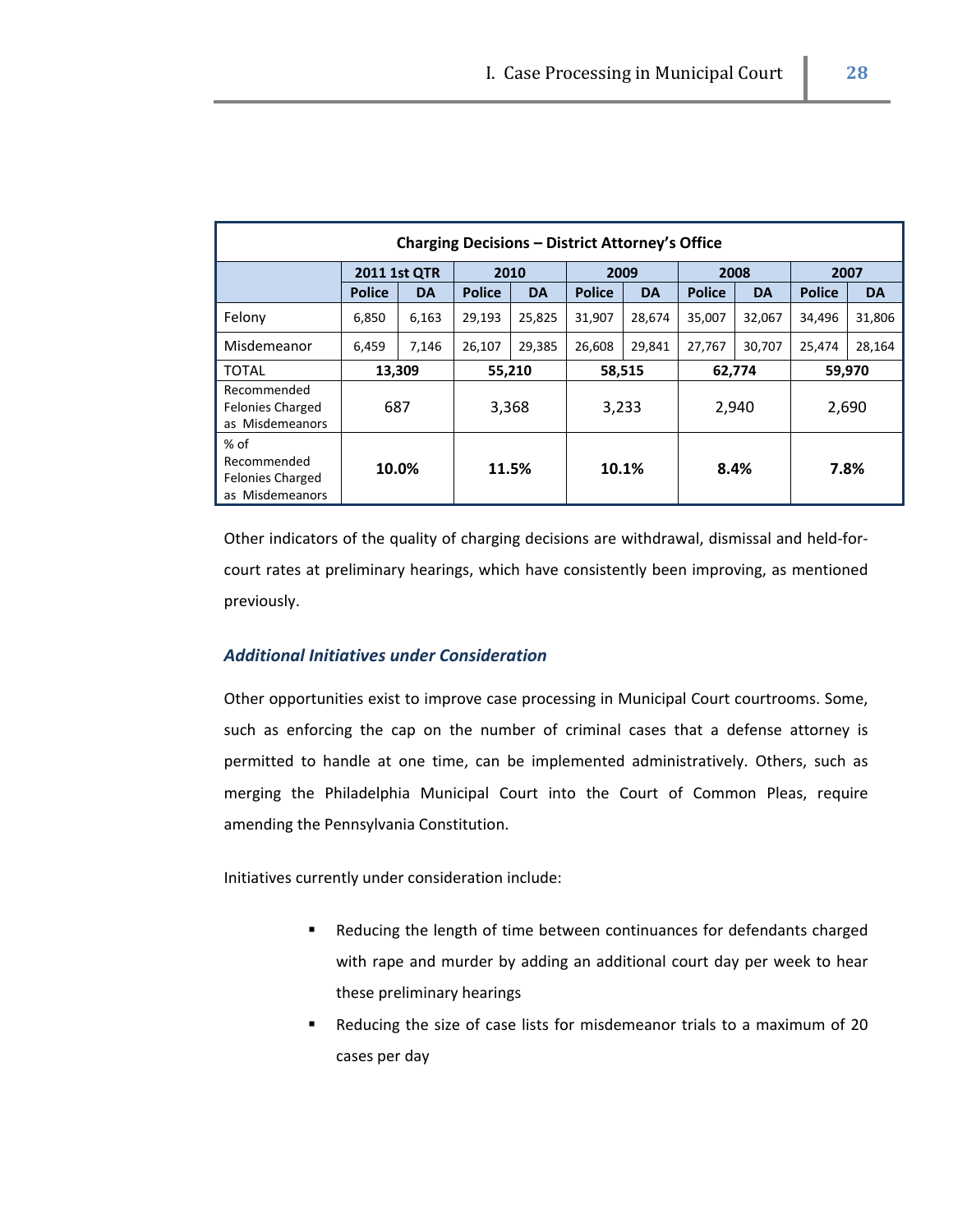| Charging Decisions – District Attorney's Office | | | | | | | | | | |
|---|---|---|---|---|---|---|---|---|---|---|
| | 2011 1st QTR | | 2010 | | 2009 | | 2008 | | 2007 | |
| | Police | DA | Police | DA | Police | DA | Police | DA | Police | DA |
| Felony | 6,850 | 6,163 | 29,193 | 25,825 | 31,907 | 28,674 | 35,007 | 32,067 | 34,496 | 31,806 |
| Misdemeanor | 6,459 | 7,146 | 26,107 | 29,385 | 26,608 | 29,841 | 27,767 | 30,707 | 25,474 | 28,164 |
| TOTAL | **13,309** | | **55,210** | | **58,515** | | **62,774** | | **59,970** | |
| Recommended Felonies Charged as Misdemeanors | 687 | | 3,368 | | 3,233 | | 2,940 | | 2,690 | |
| % of Recommended Felonies Charged as Misdemeanors | **10.0%** | | **11.5%** | | **10.1%** | | **8.4%** | | **7.8%** | |

Other indicators of the quality of charging decisions are withdrawal, dismissal and held-for-court rates at preliminary hearings, which have consistently been improving, as mentioned previously.

### *Additional Initiatives under Consideration*

Other opportunities exist to improve case processing in Municipal Court courtrooms. Some, such as enforcing the cap on the number of criminal cases that a defense attorney is permitted to handle at one time, can be implemented administratively. Others, such as merging the Philadelphia Municipal Court into the Court of Common Pleas, require amending the Pennsylvania Constitution.

Initiatives currently under consideration include:

- Reducing the length of time between continuances for defendants charged with rape and murder by adding an additional court day per week to hear these preliminary hearings
- Reducing the size of case lists for misdemeanor trials to a maximum of 20 cases per day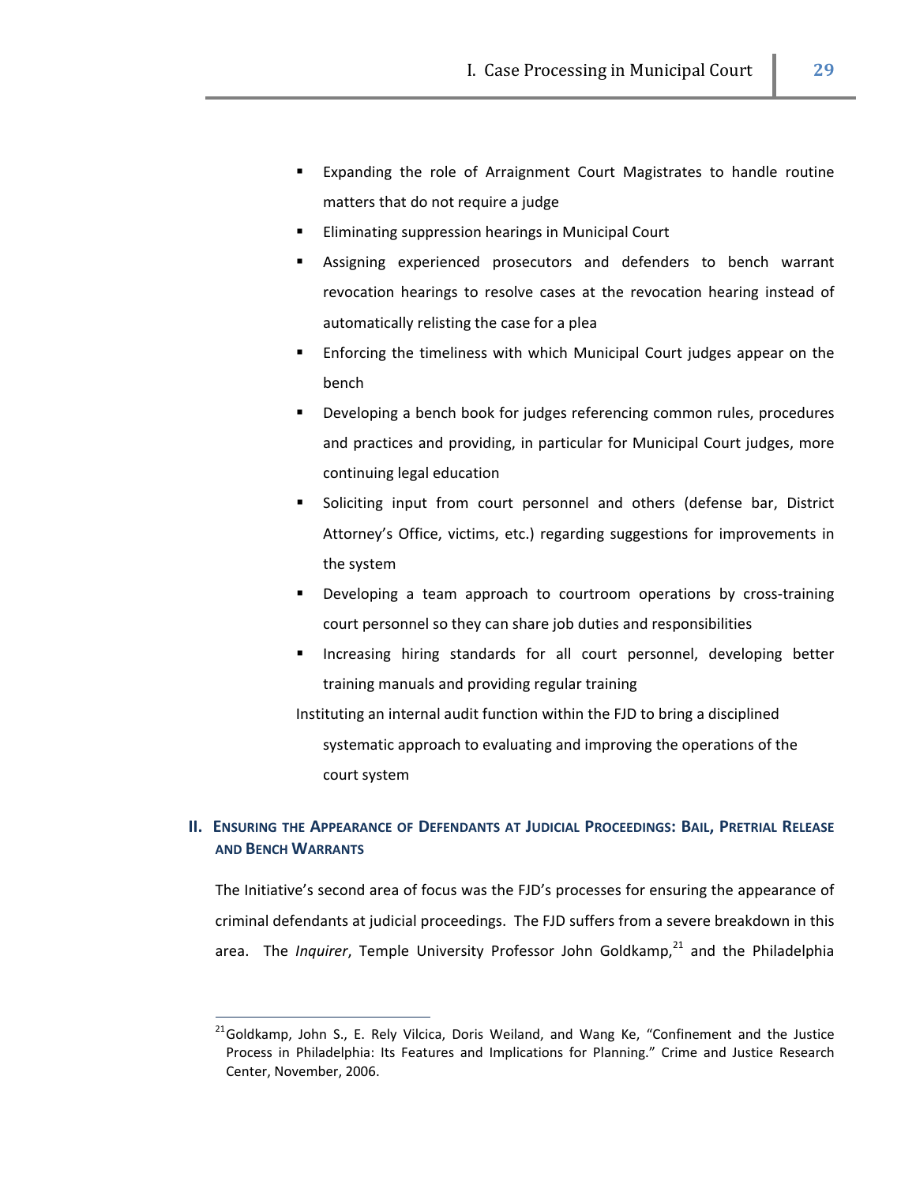- Expanding the role of Arraignment Court Magistrates to handle routine matters that do not require a judge
- Eliminating suppression hearings in Municipal Court
- Assigning experienced prosecutors and defenders to bench warrant revocation hearings to resolve cases at the revocation hearing instead of automatically relisting the case for a plea
- Enforcing the timeliness with which Municipal Court judges appear on the bench
- Developing a bench book for judges referencing common rules, procedures and practices and providing, in particular for Municipal Court judges, more continuing legal education
- Soliciting input from court personnel and others (defense bar, District Attorney's Office, victims, etc.) regarding suggestions for improvements in the system
- Developing a team approach to courtroom operations by cross-training court personnel so they can share job duties and responsibilities
- Increasing hiring standards for all court personnel, developing better training manuals and providing regular training

Instituting an internal audit function within the FJD to bring a disciplined systematic approach to evaluating and improving the operations of the court system

## II. Ensuring the Appearance of Defendants at Judicial Proceedings: Bail, Pretrial Release and Bench Warrants

The Initiative's second area of focus was the FJD's processes for ensuring the appearance of criminal defendants at judicial proceedings. The FJD suffers from a severe breakdown in this area. The *Inquirer*, Temple University Professor John Goldkamp,[21] and the Philadelphia

---

[21] Goldkamp, John S., E. Rely Vilcica, Doris Weiland, and Wang Ke, "Confinement and the Justice Process in Philadelphia: Its Features and Implications for Planning." Crime and Justice Research Center, November, 2006.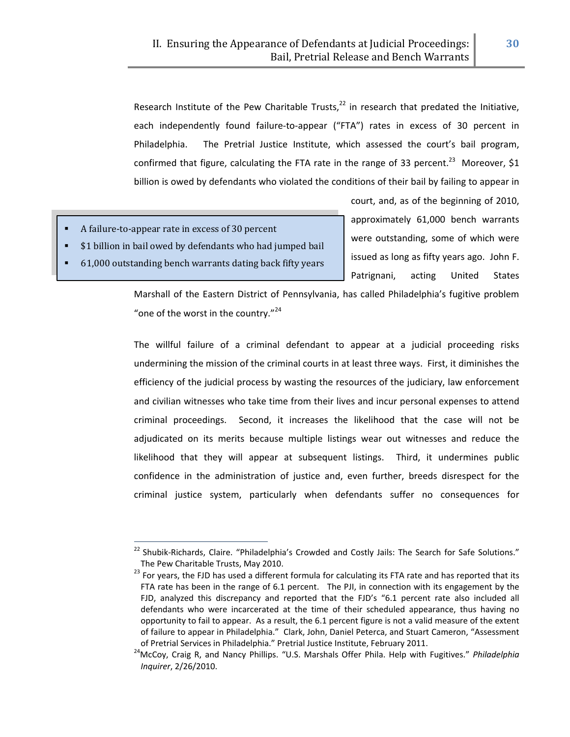Research Institute of the Pew Charitable Trusts,[22] in research that predated the Initiative, each independently found failure-to-appear ("FTA") rates in excess of 30 percent in Philadelphia. The Pretrial Justice Institute, which assessed the court's bail program, confirmed that figure, calculating the FTA rate in the range of 33 percent.[23] Moreover, $1 billion is owed by defendants who violated the conditions of their bail by failing to appear in court, and, as of the beginning of 2010, approximately 61,000 bench warrants were outstanding, some of which were issued as long as fifty years ago. John F. Patrignani, acting United States Marshall of the Eastern District of Pennsylvania, has called Philadelphia's fugitive problem "one of the worst in the country."[24]

- A failure-to-appear rate in excess of 30 percent
- $1 billion in bail owed by defendants who had jumped bail
- 61,000 outstanding bench warrants dating back fifty years

The willful failure of a criminal defendant to appear at a judicial proceeding risks undermining the mission of the criminal courts in at least three ways. First, it diminishes the efficiency of the judicial process by wasting the resources of the judiciary, law enforcement and civilian witnesses who take time from their lives and incur personal expenses to attend criminal proceedings. Second, it increases the likelihood that the case will not be adjudicated on its merits because multiple listings wear out witnesses and reduce the likelihood that they will appear at subsequent listings. Third, it undermines public confidence in the administration of justice and, even further, breeds disrespect for the criminal justice system, particularly when defendants suffer no consequences for

---

[22] Shubik-Richards, Claire. "Philadelphia's Crowded and Costly Jails: The Search for Safe Solutions." The Pew Charitable Trusts, May 2010.

[23] For years, the FJD has used a different formula for calculating its FTA rate and has reported that its FTA rate has been in the range of 6.1 percent. The PJI, in connection with its engagement by the FJD, analyzed this discrepancy and reported that the FJD's "6.1 percent rate also included all defendants who were incarcerated at the time of their scheduled appearance, thus having no opportunity to fail to appear. As a result, the 6.1 percent figure is not a valid measure of the extent of failure to appear in Philadelphia." Clark, John, Daniel Peterca, and Stuart Cameron, "Assessment of Pretrial Services in Philadelphia." Pretrial Justice Institute, February 2011.

[24] McCoy, Craig R, and Nancy Phillips. "U.S. Marshals Offer Phila. Help with Fugitives." *Philadelphia Inquirer*, 2/26/2010.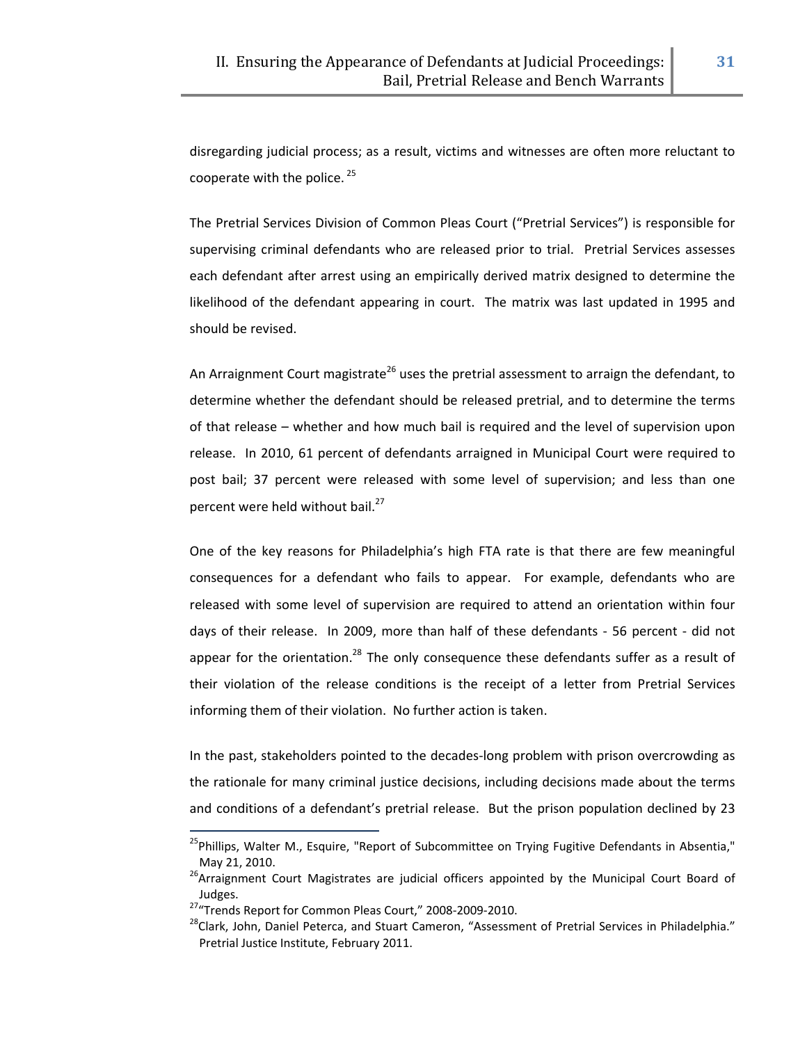disregarding judicial process; as a result, victims and witnesses are often more reluctant to cooperate with the police. [25]

The Pretrial Services Division of Common Pleas Court ("Pretrial Services") is responsible for supervising criminal defendants who are released prior to trial. Pretrial Services assesses each defendant after arrest using an empirically derived matrix designed to determine the likelihood of the defendant appearing in court. The matrix was last updated in 1995 and should be revised.

An Arraignment Court magistrate[26] uses the pretrial assessment to arraign the defendant, to determine whether the defendant should be released pretrial, and to determine the terms of that release – whether and how much bail is required and the level of supervision upon release. In 2010, 61 percent of defendants arraigned in Municipal Court were required to post bail; 37 percent were released with some level of supervision; and less than one percent were held without bail.[27]

One of the key reasons for Philadelphia's high FTA rate is that there are few meaningful consequences for a defendant who fails to appear. For example, defendants who are released with some level of supervision are required to attend an orientation within four days of their release. In 2009, more than half of these defendants - 56 percent - did not appear for the orientation.[28] The only consequence these defendants suffer as a result of their violation of the release conditions is the receipt of a letter from Pretrial Services informing them of their violation. No further action is taken.

In the past, stakeholders pointed to the decades-long problem with prison overcrowding as the rationale for many criminal justice decisions, including decisions made about the terms and conditions of a defendant's pretrial release. But the prison population declined by 23

---

[25] Phillips, Walter M., Esquire, "Report of Subcommittee on Trying Fugitive Defendants in Absentia," May 21, 2010.

[26] Arraignment Court Magistrates are judicial officers appointed by the Municipal Court Board of Judges.

[27] "Trends Report for Common Pleas Court," 2008-2009-2010.

[28] Clark, John, Daniel Peterca, and Stuart Cameron, "Assessment of Pretrial Services in Philadelphia." Pretrial Justice Institute, February 2011.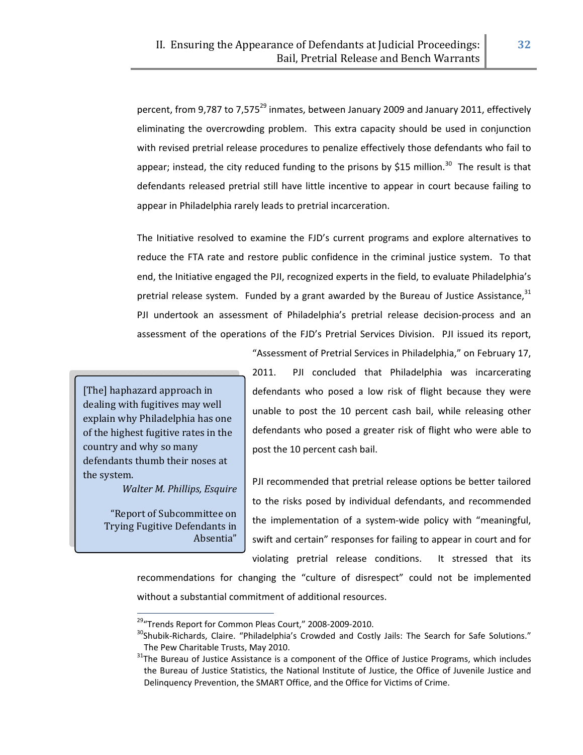percent, from 9,787 to 7,575[29] inmates, between January 2009 and January 2011, effectively eliminating the overcrowding problem. This extra capacity should be used in conjunction with revised pretrial release procedures to penalize effectively those defendants who fail to appear; instead, the city reduced funding to the prisons by $15 million.[30] The result is that defendants released pretrial still have little incentive to appear in court because failing to appear in Philadelphia rarely leads to pretrial incarceration.

The Initiative resolved to examine the FJD's current programs and explore alternatives to reduce the FTA rate and restore public confidence in the criminal justice system. To that end, the Initiative engaged the PJI, recognized experts in the field, to evaluate Philadelphia's pretrial release system. Funded by a grant awarded by the Bureau of Justice Assistance,[31] PJI undertook an assessment of Philadelphia's pretrial release decision-process and an assessment of the operations of the FJD's Pretrial Services Division. PJI issued its report, "Assessment of Pretrial Services in Philadelphia," on February 17, 2011. PJI concluded that Philadelphia was incarcerating defendants who posed a low risk of flight because they were unable to post the 10 percent cash bail, while releasing other defendants who posed a greater risk of flight who were able to post the 10 percent cash bail.

> [The] haphazard approach in dealing with fugitives may well explain why Philadelphia has one of the highest fugitive rates in the country and why so many defendants thumb their noses at the system.
>
> *Walter M. Phillips, Esquire*
>
> "Report of Subcommittee on Trying Fugitive Defendants in Absentia"

PJI recommended that pretrial release options be better tailored to the risks posed by individual defendants, and recommended the implementation of a system-wide policy with "meaningful, swift and certain" responses for failing to appear in court and for violating pretrial release conditions. It stressed that its recommendations for changing the "culture of disrespect" could not be implemented without a substantial commitment of additional resources.

---

[29] "Trends Report for Common Pleas Court," 2008-2009-2010.

[30] Shubik-Richards, Claire. "Philadelphia's Crowded and Costly Jails: The Search for Safe Solutions." The Pew Charitable Trusts, May 2010.

[31] The Bureau of Justice Assistance is a component of the Office of Justice Programs, which includes the Bureau of Justice Statistics, the National Institute of Justice, the Office of Juvenile Justice and Delinquency Prevention, the SMART Office, and the Office for Victims of Crime.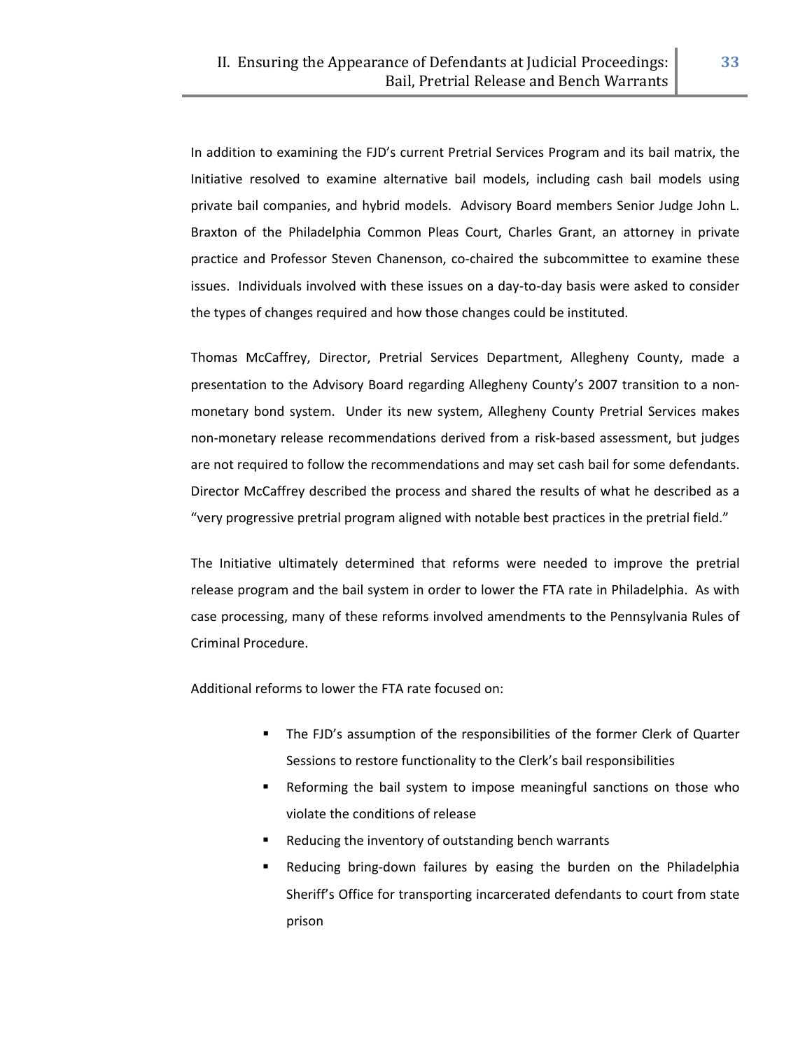In addition to examining the FJD's current Pretrial Services Program and its bail matrix, the Initiative resolved to examine alternative bail models, including cash bail models using private bail companies, and hybrid models. Advisory Board members Senior Judge John L. Braxton of the Philadelphia Common Pleas Court, Charles Grant, an attorney in private practice and Professor Steven Chanenson, co-chaired the subcommittee to examine these issues. Individuals involved with these issues on a day-to-day basis were asked to consider the types of changes required and how those changes could be instituted.

Thomas McCaffrey, Director, Pretrial Services Department, Allegheny County, made a presentation to the Advisory Board regarding Allegheny County's 2007 transition to a non-monetary bond system. Under its new system, Allegheny County Pretrial Services makes non-monetary release recommendations derived from a risk-based assessment, but judges are not required to follow the recommendations and may set cash bail for some defendants. Director McCaffrey described the process and shared the results of what he described as a "very progressive pretrial program aligned with notable best practices in the pretrial field."

The Initiative ultimately determined that reforms were needed to improve the pretrial release program and the bail system in order to lower the FTA rate in Philadelphia. As with case processing, many of these reforms involved amendments to the Pennsylvania Rules of Criminal Procedure.

Additional reforms to lower the FTA rate focused on:

- The FJD's assumption of the responsibilities of the former Clerk of Quarter Sessions to restore functionality to the Clerk's bail responsibilities
- Reforming the bail system to impose meaningful sanctions on those who violate the conditions of release
- Reducing the inventory of outstanding bench warrants
- Reducing bring-down failures by easing the burden on the Philadelphia Sheriff's Office for transporting incarcerated defendants to court from state prison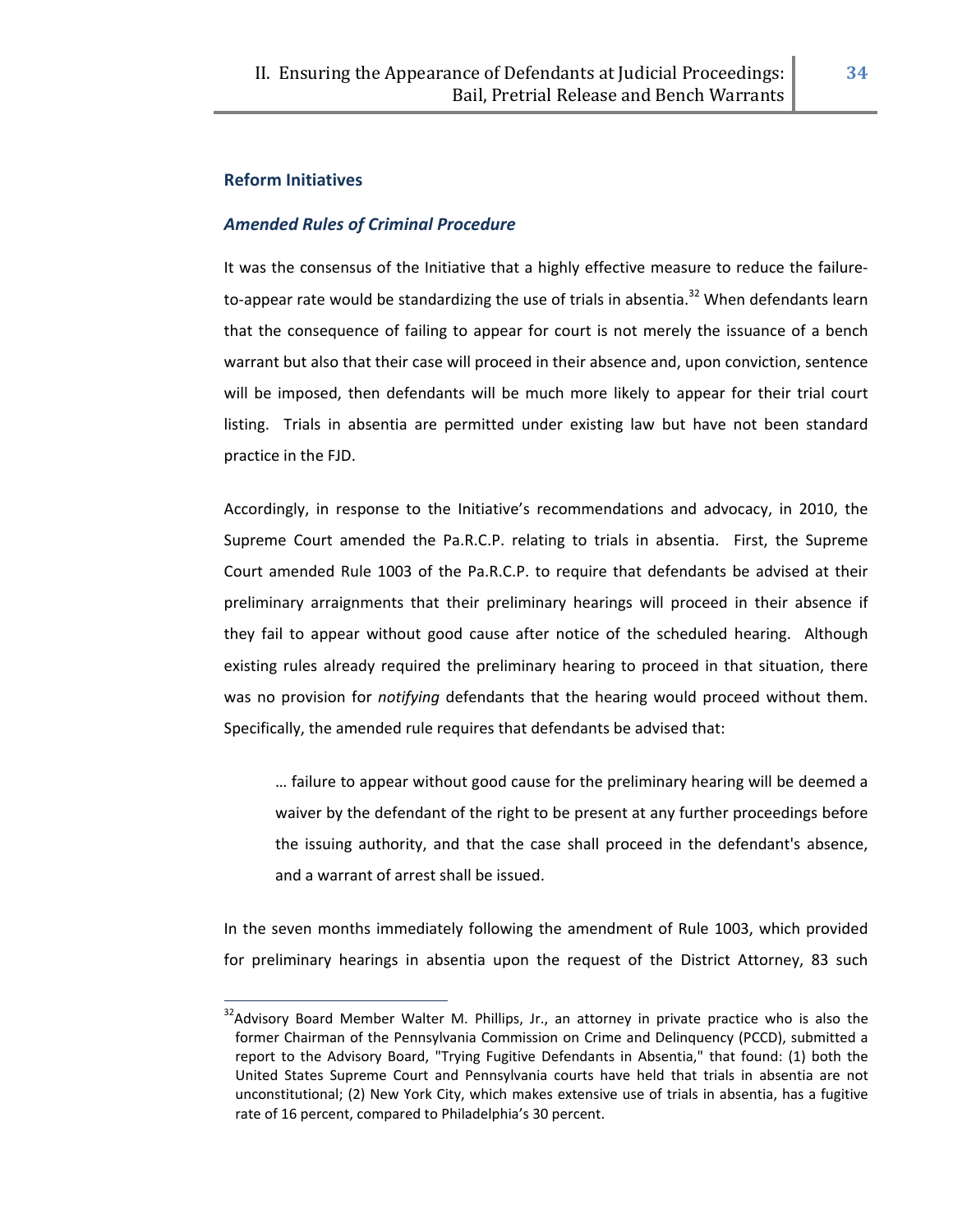## Reform Initiatives

### *Amended Rules of Criminal Procedure*

It was the consensus of the Initiative that a highly effective measure to reduce the failure-to-appear rate would be standardizing the use of trials in absentia.[32] When defendants learn that the consequence of failing to appear for court is not merely the issuance of a bench warrant but also that their case will proceed in their absence and, upon conviction, sentence will be imposed, then defendants will be much more likely to appear for their trial court listing. Trials in absentia are permitted under existing law but have not been standard practice in the FJD.

Accordingly, in response to the Initiative's recommendations and advocacy, in 2010, the Supreme Court amended the Pa.R.C.P. relating to trials in absentia. First, the Supreme Court amended Rule 1003 of the Pa.R.C.P. to require that defendants be advised at their preliminary arraignments that their preliminary hearings will proceed in their absence if they fail to appear without good cause after notice of the scheduled hearing. Although existing rules already required the preliminary hearing to proceed in that situation, there was no provision for *notifying* defendants that the hearing would proceed without them. Specifically, the amended rule requires that defendants be advised that:

> … failure to appear without good cause for the preliminary hearing will be deemed a waiver by the defendant of the right to be present at any further proceedings before the issuing authority, and that the case shall proceed in the defendant's absence, and a warrant of arrest shall be issued.

In the seven months immediately following the amendment of Rule 1003, which provided for preliminary hearings in absentia upon the request of the District Attorney, 83 such

---

[32] Advisory Board Member Walter M. Phillips, Jr., an attorney in private practice who is also the former Chairman of the Pennsylvania Commission on Crime and Delinquency (PCCD), submitted a report to the Advisory Board, "Trying Fugitive Defendants in Absentia," that found: (1) both the United States Supreme Court and Pennsylvania courts have held that trials in absentia are not unconstitutional; (2) New York City, which makes extensive use of trials in absentia, has a fugitive rate of 16 percent, compared to Philadelphia's 30 percent.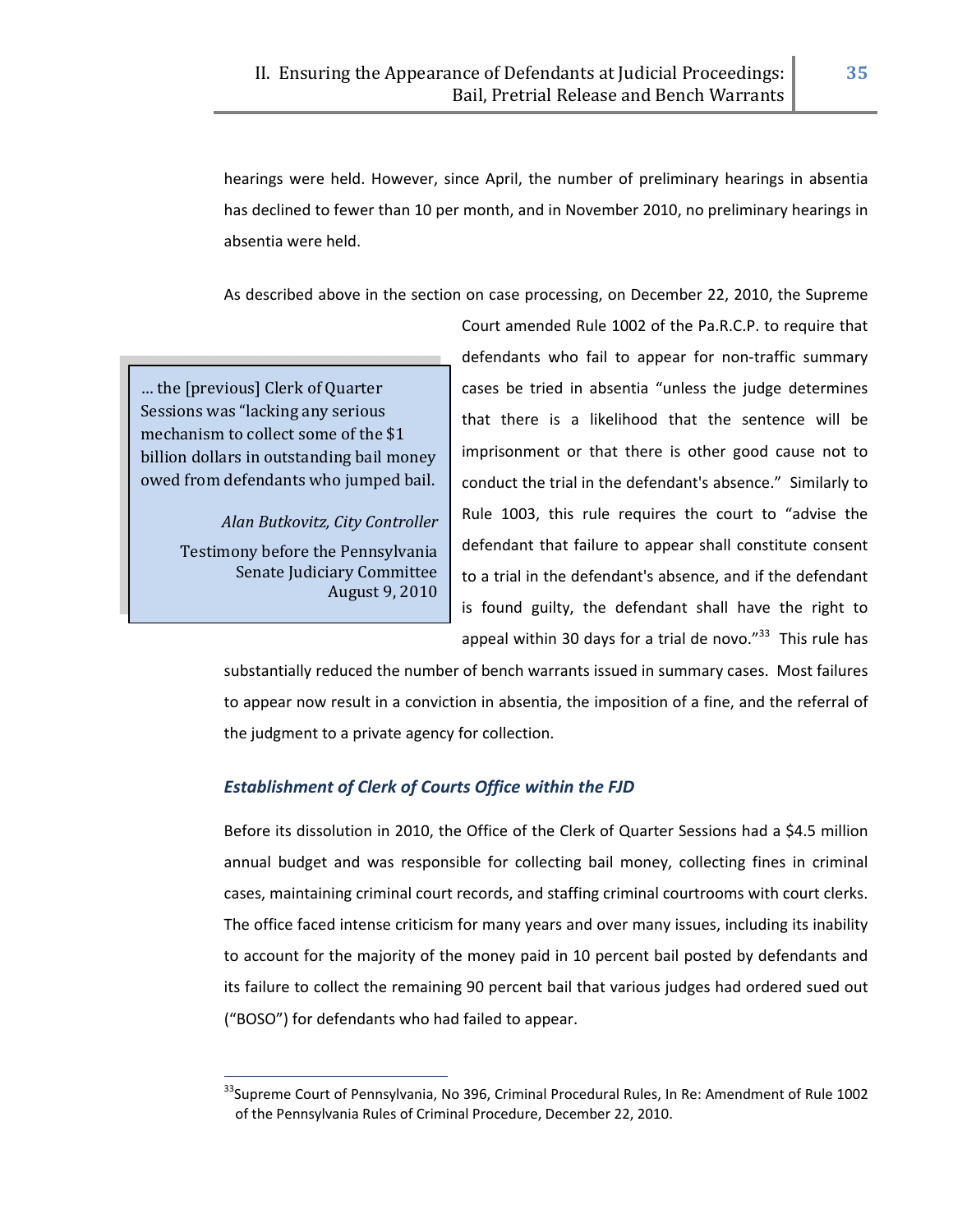hearings were held. However, since April, the number of preliminary hearings in absentia has declined to fewer than 10 per month, and in November 2010, no preliminary hearings in absentia were held.

As described above in the section on case processing, on December 22, 2010, the Supreme Court amended Rule 1002 of the Pa.R.C.P. to require that defendants who fail to appear for non-traffic summary cases be tried in absentia "unless the judge determines that there is a likelihood that the sentence will be imprisonment or that there is other good cause not to conduct the trial in the defendant's absence." Similarly to Rule 1003, this rule requires the court to "advise the defendant that failure to appear shall constitute consent to a trial in the defendant's absence, and if the defendant is found guilty, the defendant shall have the right to appeal within 30 days for a trial de novo."[33] This rule has substantially reduced the number of bench warrants issued in summary cases. Most failures to appear now result in a conviction in absentia, the imposition of a fine, and the referral of the judgment to a private agency for collection.

> … the [previous] Clerk of Quarter Sessions was "lacking any serious mechanism to collect some of the $1 billion dollars in outstanding bail money owed from defendants who jumped bail.
>
> *Alan Butkovitz, City Controller*
>
> Testimony before the Pennsylvania Senate Judiciary Committee August 9, 2010

### *Establishment of Clerk of Courts Office within the FJD*

Before its dissolution in 2010, the Office of the Clerk of Quarter Sessions had a $4.5 million annual budget and was responsible for collecting bail money, collecting fines in criminal cases, maintaining criminal court records, and staffing criminal courtrooms with court clerks. The office faced intense criticism for many years and over many issues, including its inability to account for the majority of the money paid in 10 percent bail posted by defendants and its failure to collect the remaining 90 percent bail that various judges had ordered sued out ("BOSO") for defendants who had failed to appear.

[33] Supreme Court of Pennsylvania, No 396, Criminal Procedural Rules, In Re: Amendment of Rule 1002 of the Pennsylvania Rules of Criminal Procedure, December 22, 2010.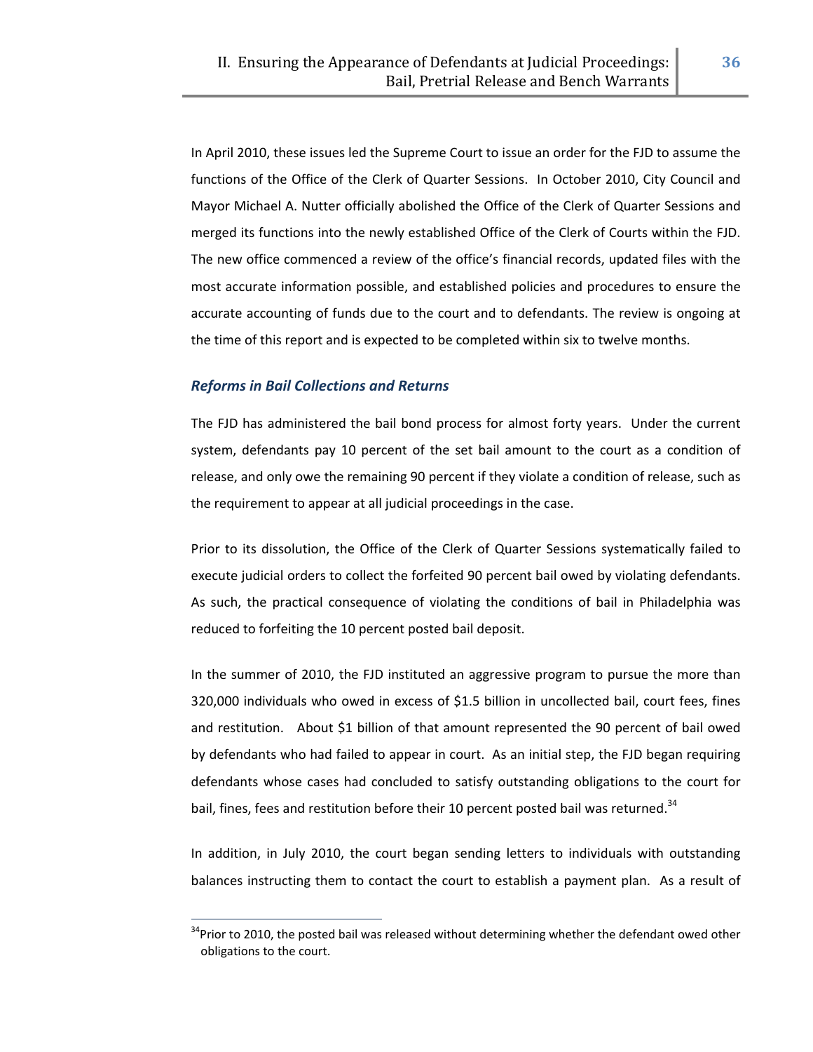In April 2010, these issues led the Supreme Court to issue an order for the FJD to assume the functions of the Office of the Clerk of Quarter Sessions. In October 2010, City Council and Mayor Michael A. Nutter officially abolished the Office of the Clerk of Quarter Sessions and merged its functions into the newly established Office of the Clerk of Courts within the FJD. The new office commenced a review of the office's financial records, updated files with the most accurate information possible, and established policies and procedures to ensure the accurate accounting of funds due to the court and to defendants. The review is ongoing at the time of this report and is expected to be completed within six to twelve months.

### *Reforms in Bail Collections and Returns*

The FJD has administered the bail bond process for almost forty years. Under the current system, defendants pay 10 percent of the set bail amount to the court as a condition of release, and only owe the remaining 90 percent if they violate a condition of release, such as the requirement to appear at all judicial proceedings in the case.

Prior to its dissolution, the Office of the Clerk of Quarter Sessions systematically failed to execute judicial orders to collect the forfeited 90 percent bail owed by violating defendants. As such, the practical consequence of violating the conditions of bail in Philadelphia was reduced to forfeiting the 10 percent posted bail deposit.

In the summer of 2010, the FJD instituted an aggressive program to pursue the more than 320,000 individuals who owed in excess of $1.5 billion in uncollected bail, court fees, fines and restitution. About $1 billion of that amount represented the 90 percent of bail owed by defendants who had failed to appear in court. As an initial step, the FJD began requiring defendants whose cases had concluded to satisfy outstanding obligations to the court for bail, fines, fees and restitution before their 10 percent posted bail was returned.[34]

In addition, in July 2010, the court began sending letters to individuals with outstanding balances instructing them to contact the court to establish a payment plan. As a result of

[34] Prior to 2010, the posted bail was released without determining whether the defendant owed other obligations to the court.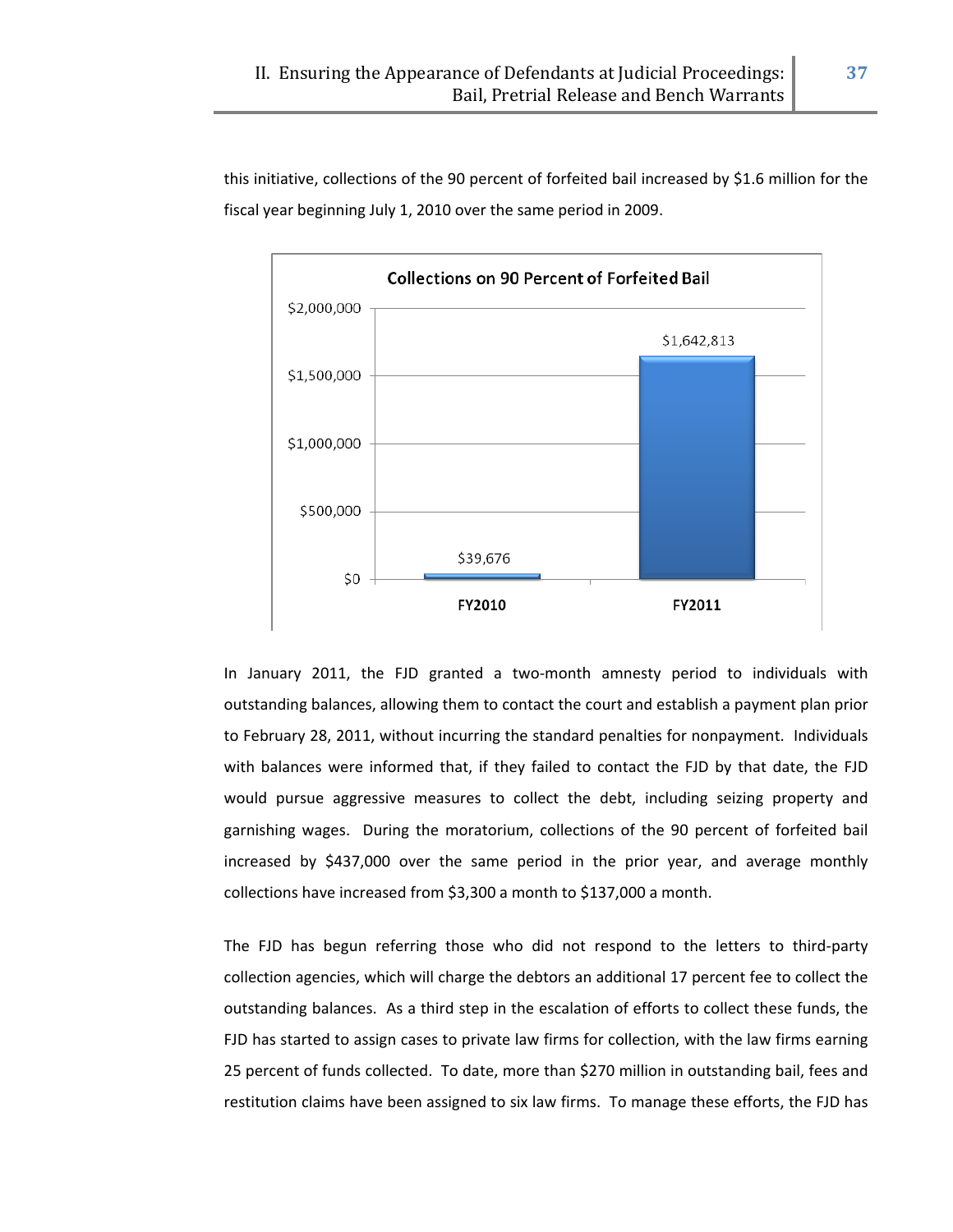this initiative, collections of the 90 percent of forfeited bail increased by $1.6 million for the fiscal year beginning July 1, 2010 over the same period in 2009.

**Collections on 90 Percent of Forfeited Bail**

| Fiscal Year | Collections |
|---|---|
| FY2010 | $39,676 |
| FY2011 | $1,642,813 |

In January 2011, the FJD granted a two-month amnesty period to individuals with outstanding balances, allowing them to contact the court and establish a payment plan prior to February 28, 2011, without incurring the standard penalties for nonpayment. Individuals with balances were informed that, if they failed to contact the FJD by that date, the FJD would pursue aggressive measures to collect the debt, including seizing property and garnishing wages. During the moratorium, collections of the 90 percent of forfeited bail increased by $437,000 over the same period in the prior year, and average monthly collections have increased from $3,300 a month to $137,000 a month.

The FJD has begun referring those who did not respond to the letters to third-party collection agencies, which will charge the debtors an additional 17 percent fee to collect the outstanding balances. As a third step in the escalation of efforts to collect these funds, the FJD has started to assign cases to private law firms for collection, with the law firms earning 25 percent of funds collected. To date, more than $270 million in outstanding bail, fees and restitution claims have been assigned to six law firms. To manage these efforts, the FJD has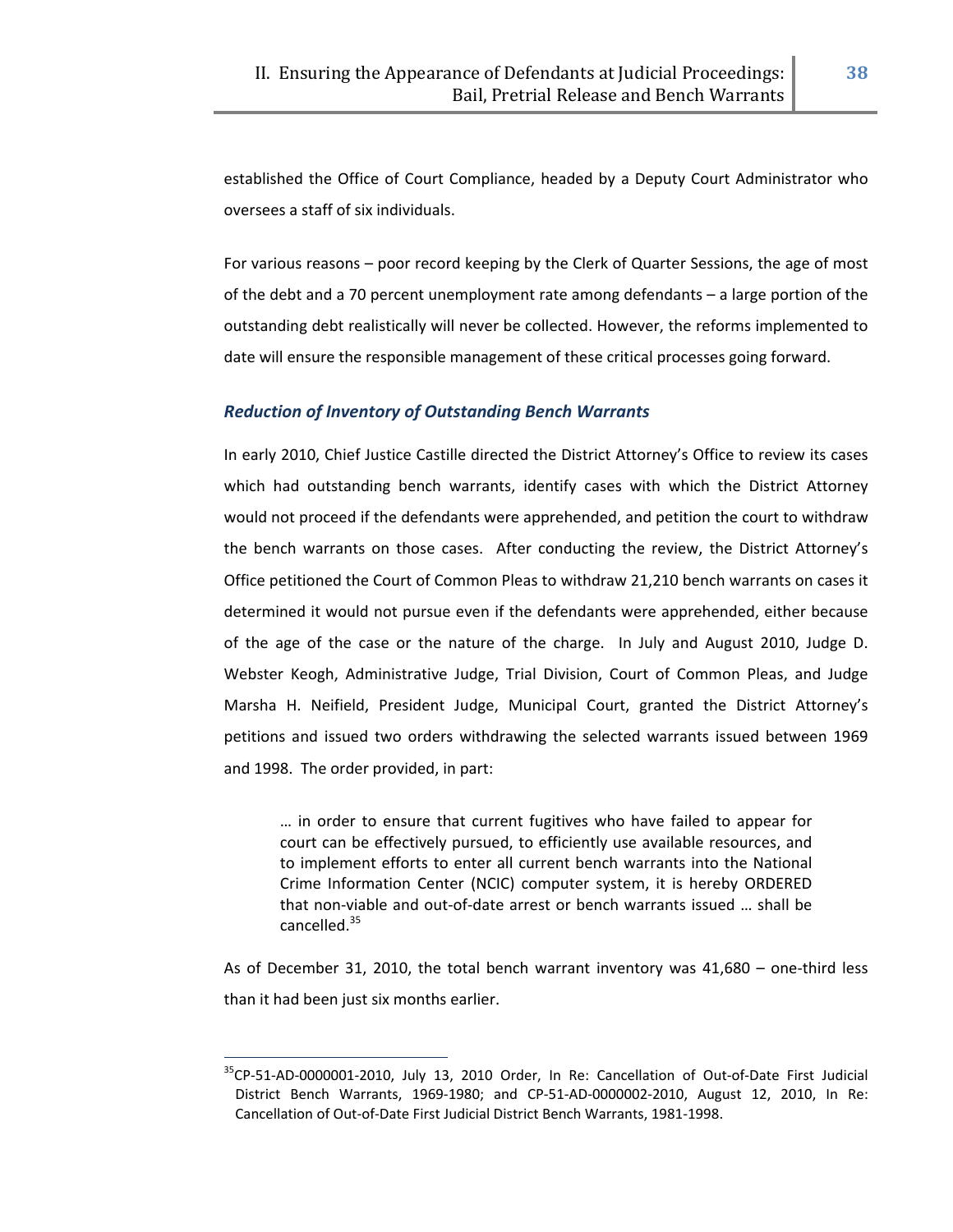established the Office of Court Compliance, headed by a Deputy Court Administrator who oversees a staff of six individuals.

For various reasons – poor record keeping by the Clerk of Quarter Sessions, the age of most of the debt and a 70 percent unemployment rate among defendants – a large portion of the outstanding debt realistically will never be collected. However, the reforms implemented to date will ensure the responsible management of these critical processes going forward.

### *Reduction of Inventory of Outstanding Bench Warrants*

In early 2010, Chief Justice Castille directed the District Attorney's Office to review its cases which had outstanding bench warrants, identify cases with which the District Attorney would not proceed if the defendants were apprehended, and petition the court to withdraw the bench warrants on those cases. After conducting the review, the District Attorney's Office petitioned the Court of Common Pleas to withdraw 21,210 bench warrants on cases it determined it would not pursue even if the defendants were apprehended, either because of the age of the case or the nature of the charge. In July and August 2010, Judge D. Webster Keogh, Administrative Judge, Trial Division, Court of Common Pleas, and Judge Marsha H. Neifield, President Judge, Municipal Court, granted the District Attorney's petitions and issued two orders withdrawing the selected warrants issued between 1969 and 1998. The order provided, in part:

> … in order to ensure that current fugitives who have failed to appear for court can be effectively pursued, to efficiently use available resources, and to implement efforts to enter all current bench warrants into the National Crime Information Center (NCIC) computer system, it is hereby ORDERED that non-viable and out-of-date arrest or bench warrants issued … shall be cancelled.[35]

As of December 31, 2010, the total bench warrant inventory was 41,680 – one-third less than it had been just six months earlier.

---

[35] CP-51-AD-0000001-2010, July 13, 2010 Order, In Re: Cancellation of Out-of-Date First Judicial District Bench Warrants, 1969-1980; and CP-51-AD-0000002-2010, August 12, 2010, In Re: Cancellation of Out-of-Date First Judicial District Bench Warrants, 1981-1998.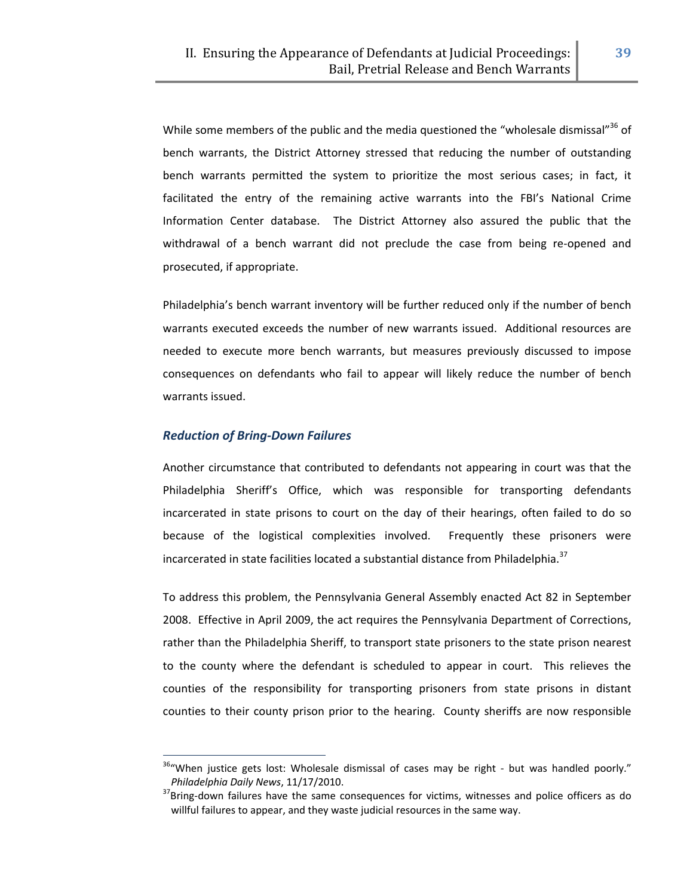While some members of the public and the media questioned the "wholesale dismissal"[36] of bench warrants, the District Attorney stressed that reducing the number of outstanding bench warrants permitted the system to prioritize the most serious cases; in fact, it facilitated the entry of the remaining active warrants into the FBI's National Crime Information Center database. The District Attorney also assured the public that the withdrawal of a bench warrant did not preclude the case from being re-opened and prosecuted, if appropriate.

Philadelphia's bench warrant inventory will be further reduced only if the number of bench warrants executed exceeds the number of new warrants issued. Additional resources are needed to execute more bench warrants, but measures previously discussed to impose consequences on defendants who fail to appear will likely reduce the number of bench warrants issued.

### *Reduction of Bring-Down Failures*

Another circumstance that contributed to defendants not appearing in court was that the Philadelphia Sheriff's Office, which was responsible for transporting defendants incarcerated in state prisons to court on the day of their hearings, often failed to do so because of the logistical complexities involved. Frequently these prisoners were incarcerated in state facilities located a substantial distance from Philadelphia.[37]

To address this problem, the Pennsylvania General Assembly enacted Act 82 in September 2008. Effective in April 2009, the act requires the Pennsylvania Department of Corrections, rather than the Philadelphia Sheriff, to transport state prisoners to the state prison nearest to the county where the defendant is scheduled to appear in court. This relieves the counties of the responsibility for transporting prisoners from state prisons in distant counties to their county prison prior to the hearing. County sheriffs are now responsible

---

[36] "When justice gets lost: Wholesale dismissal of cases may be right - but was handled poorly." *Philadelphia Daily News*, 11/17/2010.

[37] Bring-down failures have the same consequences for victims, witnesses and police officers as do willful failures to appear, and they waste judicial resources in the same way.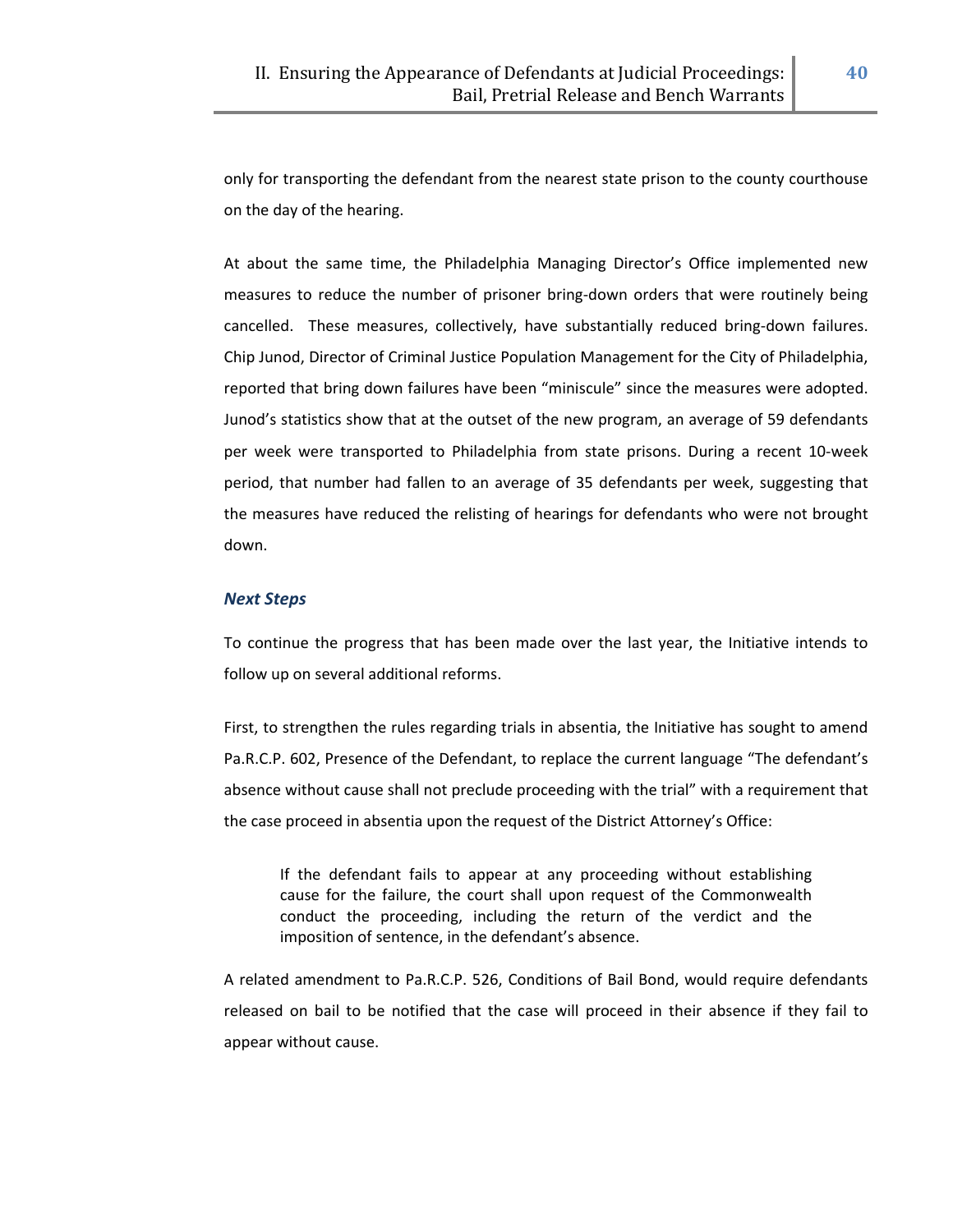only for transporting the defendant from the nearest state prison to the county courthouse on the day of the hearing.

At about the same time, the Philadelphia Managing Director's Office implemented new measures to reduce the number of prisoner bring-down orders that were routinely being cancelled. These measures, collectively, have substantially reduced bring-down failures. Chip Junod, Director of Criminal Justice Population Management for the City of Philadelphia, reported that bring down failures have been "miniscule" since the measures were adopted. Junod's statistics show that at the outset of the new program, an average of 59 defendants per week were transported to Philadelphia from state prisons. During a recent 10-week period, that number had fallen to an average of 35 defendants per week, suggesting that the measures have reduced the relisting of hearings for defendants who were not brought down.

### *Next Steps*

To continue the progress that has been made over the last year, the Initiative intends to follow up on several additional reforms.

First, to strengthen the rules regarding trials in absentia, the Initiative has sought to amend Pa.R.C.P. 602, Presence of the Defendant, to replace the current language "The defendant's absence without cause shall not preclude proceeding with the trial" with a requirement that the case proceed in absentia upon the request of the District Attorney's Office:

> If the defendant fails to appear at any proceeding without establishing cause for the failure, the court shall upon request of the Commonwealth conduct the proceeding, including the return of the verdict and the imposition of sentence, in the defendant's absence.

A related amendment to Pa.R.C.P. 526, Conditions of Bail Bond, would require defendants released on bail to be notified that the case will proceed in their absence if they fail to appear without cause.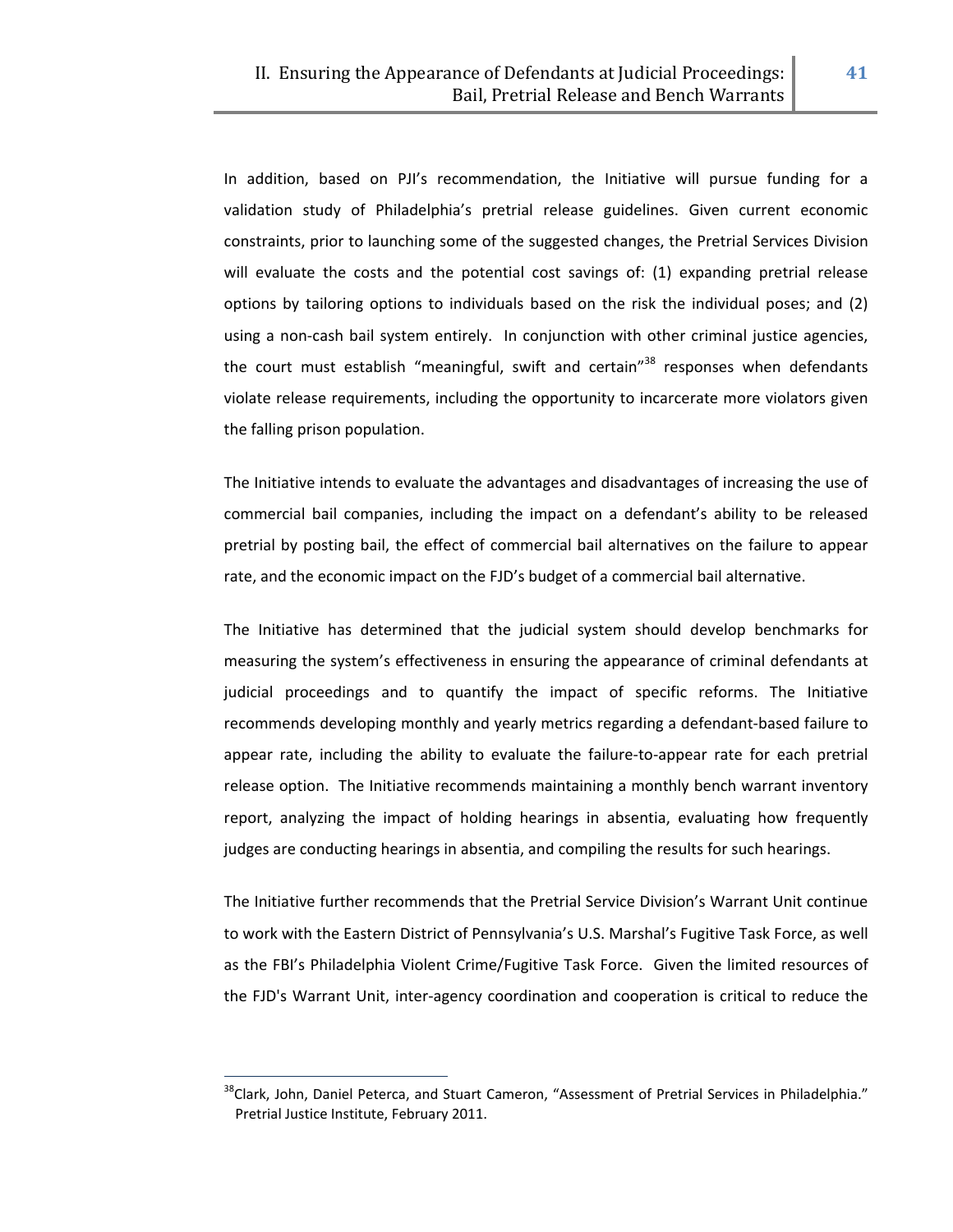In addition, based on PJI's recommendation, the Initiative will pursue funding for a validation study of Philadelphia's pretrial release guidelines. Given current economic constraints, prior to launching some of the suggested changes, the Pretrial Services Division will evaluate the costs and the potential cost savings of: (1) expanding pretrial release options by tailoring options to individuals based on the risk the individual poses; and (2) using a non-cash bail system entirely. In conjunction with other criminal justice agencies, the court must establish "meaningful, swift and certain"[38] responses when defendants violate release requirements, including the opportunity to incarcerate more violators given the falling prison population.

The Initiative intends to evaluate the advantages and disadvantages of increasing the use of commercial bail companies, including the impact on a defendant's ability to be released pretrial by posting bail, the effect of commercial bail alternatives on the failure to appear rate, and the economic impact on the FJD's budget of a commercial bail alternative.

The Initiative has determined that the judicial system should develop benchmarks for measuring the system's effectiveness in ensuring the appearance of criminal defendants at judicial proceedings and to quantify the impact of specific reforms. The Initiative recommends developing monthly and yearly metrics regarding a defendant-based failure to appear rate, including the ability to evaluate the failure-to-appear rate for each pretrial release option. The Initiative recommends maintaining a monthly bench warrant inventory report, analyzing the impact of holding hearings in absentia, evaluating how frequently judges are conducting hearings in absentia, and compiling the results for such hearings.

The Initiative further recommends that the Pretrial Service Division's Warrant Unit continue to work with the Eastern District of Pennsylvania's U.S. Marshal's Fugitive Task Force, as well as the FBI's Philadelphia Violent Crime/Fugitive Task Force. Given the limited resources of the FJD's Warrant Unit, inter-agency coordination and cooperation is critical to reduce the

---

[38] Clark, John, Daniel Peterca, and Stuart Cameron, "Assessment of Pretrial Services in Philadelphia." Pretrial Justice Institute, February 2011.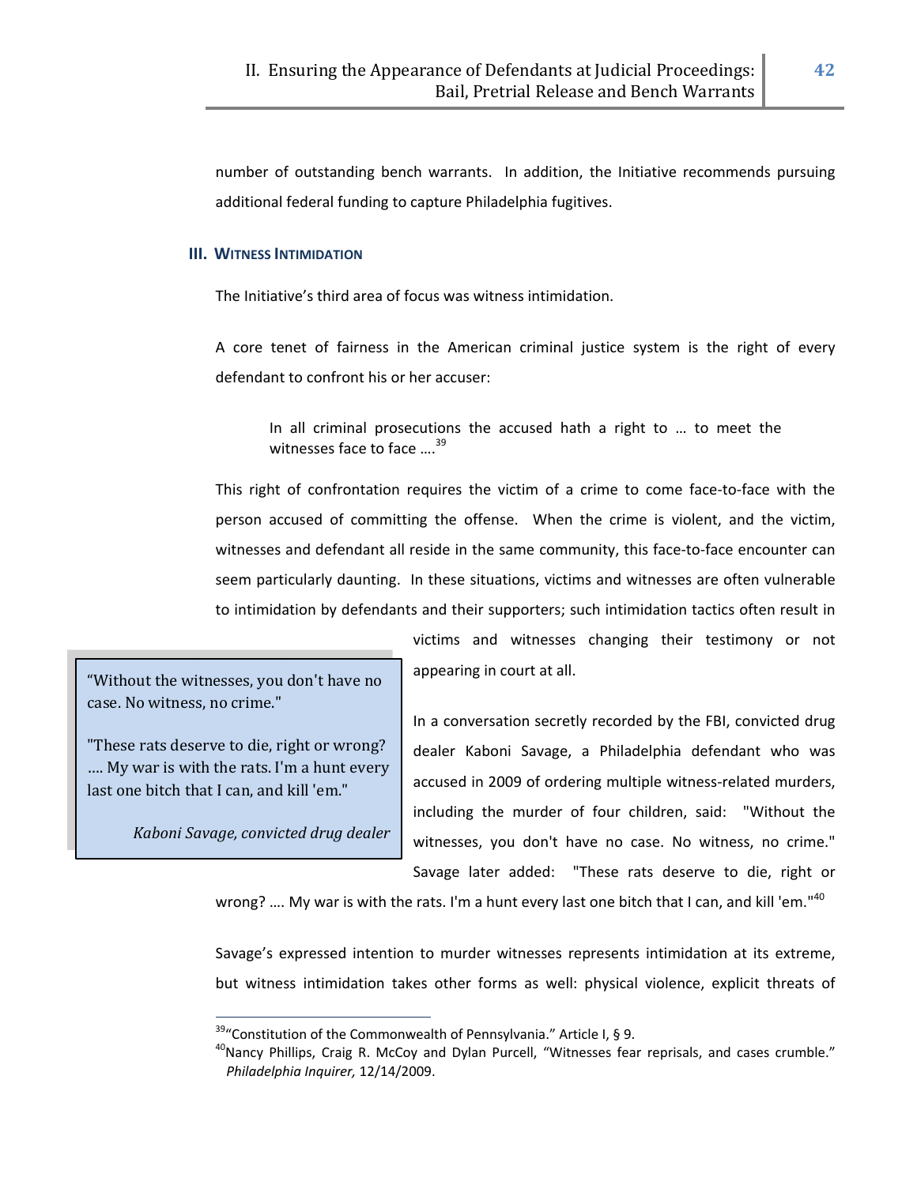number of outstanding bench warrants. In addition, the Initiative recommends pursuing additional federal funding to capture Philadelphia fugitives.

## III. Witness Intimidation

The Initiative's third area of focus was witness intimidation.

A core tenet of fairness in the American criminal justice system is the right of every defendant to confront his or her accuser:

> In all criminal prosecutions the accused hath a right to … to meet the witnesses face to face ….[39]

This right of confrontation requires the victim of a crime to come face-to-face with the person accused of committing the offense. When the crime is violent, and the victim, witnesses and defendant all reside in the same community, this face-to-face encounter can seem particularly daunting. In these situations, victims and witnesses are often vulnerable to intimidation by defendants and their supporters; such intimidation tactics often result in victims and witnesses changing their testimony or not appearing in court at all.

> "Without the witnesses, you don't have no case. No witness, no crime."
>
> "These rats deserve to die, right or wrong? …. My war is with the rats. I'm a hunt every last one bitch that I can, and kill 'em."
>
> *Kaboni Savage, convicted drug dealer*

In a conversation secretly recorded by the FBI, convicted drug dealer Kaboni Savage, a Philadelphia defendant who was accused in 2009 of ordering multiple witness-related murders, including the murder of four children, said: "Without the witnesses, you don't have no case. No witness, no crime." Savage later added: "These rats deserve to die, right or wrong? …. My war is with the rats. I'm a hunt every last one bitch that I can, and kill 'em."[40]

Savage's expressed intention to murder witnesses represents intimidation at its extreme, but witness intimidation takes other forms as well: physical violence, explicit threats of

---

[39] "Constitution of the Commonwealth of Pennsylvania." Article I, § 9.

[40] Nancy Phillips, Craig R. McCoy and Dylan Purcell, "Witnesses fear reprisals, and cases crumble." *Philadelphia Inquirer,* 12/14/2009.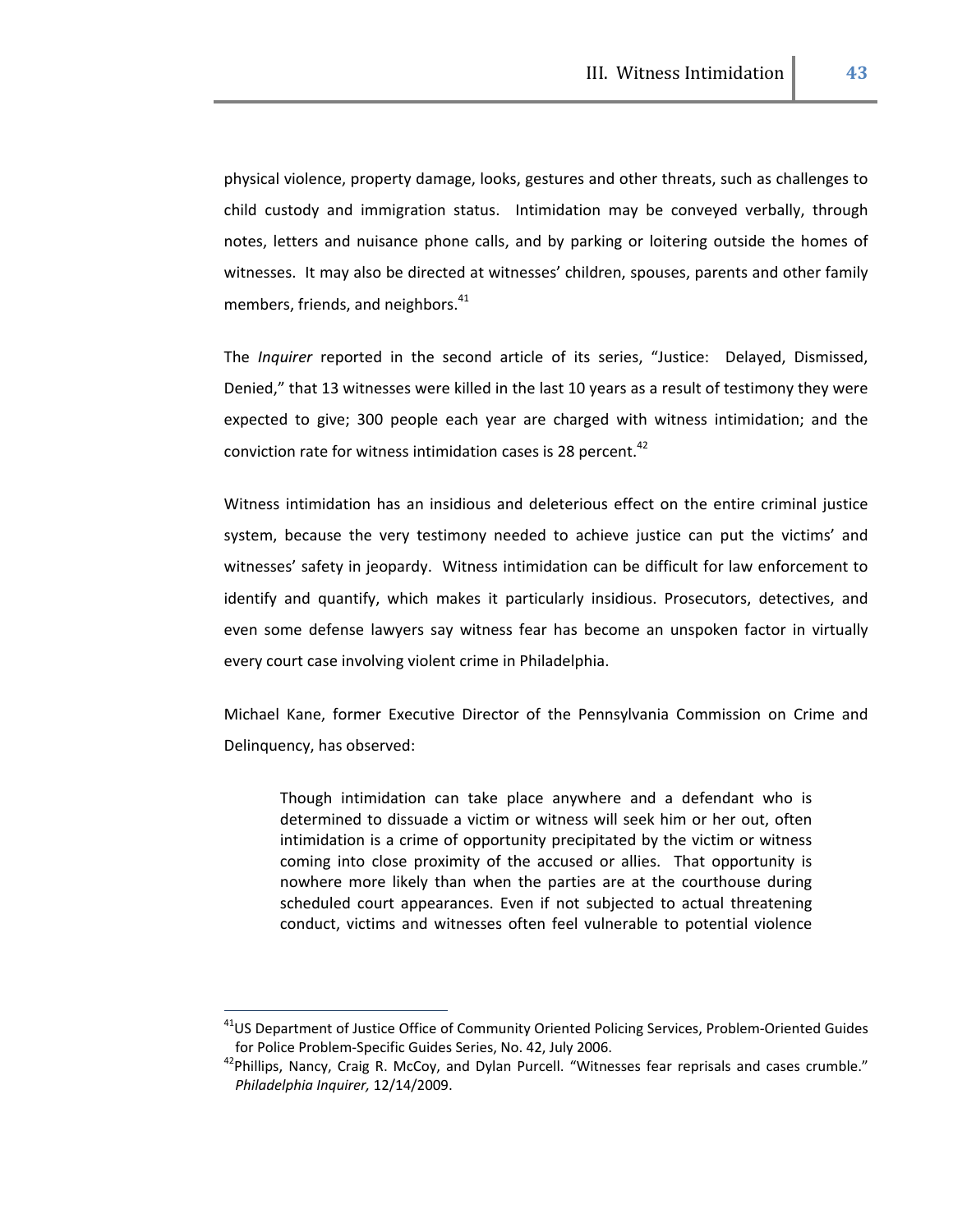physical violence, property damage, looks, gestures and other threats, such as challenges to child custody and immigration status. Intimidation may be conveyed verbally, through notes, letters and nuisance phone calls, and by parking or loitering outside the homes of witnesses. It may also be directed at witnesses' children, spouses, parents and other family members, friends, and neighbors.[41]

The *Inquirer* reported in the second article of its series, "Justice: Delayed, Dismissed, Denied," that 13 witnesses were killed in the last 10 years as a result of testimony they were expected to give; 300 people each year are charged with witness intimidation; and the conviction rate for witness intimidation cases is 28 percent.[42]

Witness intimidation has an insidious and deleterious effect on the entire criminal justice system, because the very testimony needed to achieve justice can put the victims' and witnesses' safety in jeopardy. Witness intimidation can be difficult for law enforcement to identify and quantify, which makes it particularly insidious. Prosecutors, detectives, and even some defense lawyers say witness fear has become an unspoken factor in virtually every court case involving violent crime in Philadelphia.

Michael Kane, former Executive Director of the Pennsylvania Commission on Crime and Delinquency, has observed:

> Though intimidation can take place anywhere and a defendant who is determined to dissuade a victim or witness will seek him or her out, often intimidation is a crime of opportunity precipitated by the victim or witness coming into close proximity of the accused or allies. That opportunity is nowhere more likely than when the parties are at the courthouse during scheduled court appearances. Even if not subjected to actual threatening conduct, victims and witnesses often feel vulnerable to potential violence

---

[41] US Department of Justice Office of Community Oriented Policing Services, Problem-Oriented Guides for Police Problem-Specific Guides Series, No. 42, July 2006.

[42] Phillips, Nancy, Craig R. McCoy, and Dylan Purcell. "Witnesses fear reprisals and cases crumble." *Philadelphia Inquirer,* 12/14/2009.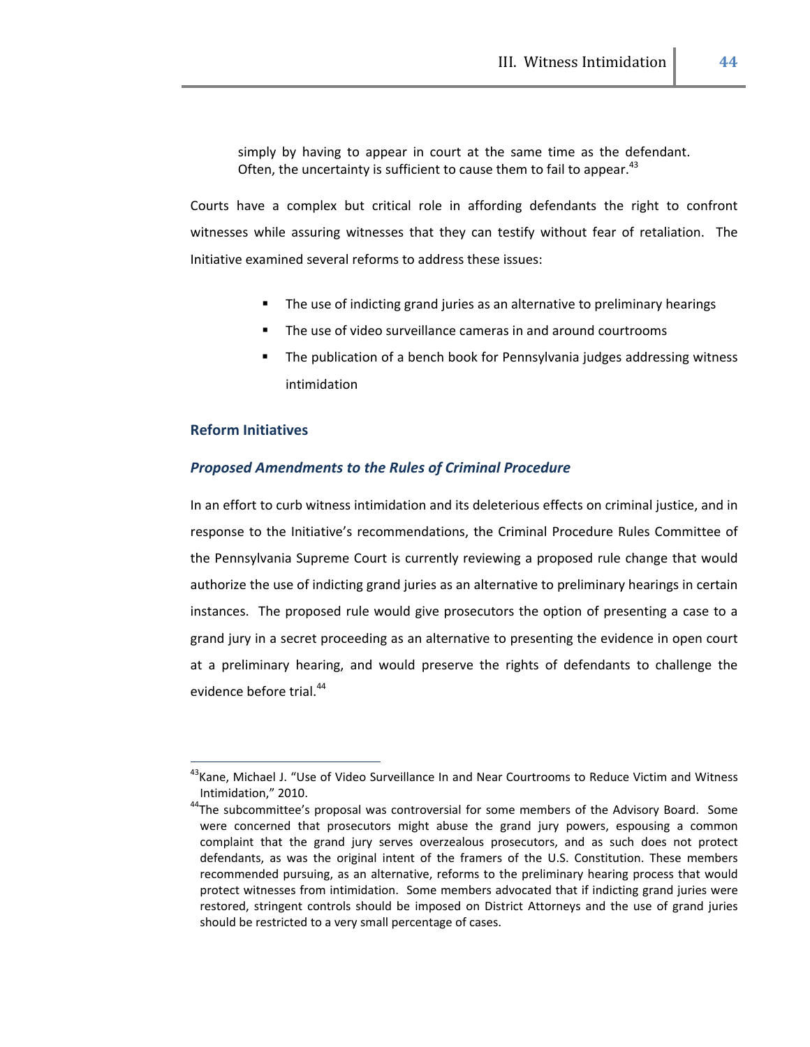simply by having to appear in court at the same time as the defendant. Often, the uncertainty is sufficient to cause them to fail to appear.[43]

Courts have a complex but critical role in affording defendants the right to confront witnesses while assuring witnesses that they can testify without fear of retaliation. The Initiative examined several reforms to address these issues:

- The use of indicting grand juries as an alternative to preliminary hearings
- The use of video surveillance cameras in and around courtrooms
- The publication of a bench book for Pennsylvania judges addressing witness intimidation

### Reform Initiatives

#### *Proposed Amendments to the Rules of Criminal Procedure*

In an effort to curb witness intimidation and its deleterious effects on criminal justice, and in response to the Initiative's recommendations, the Criminal Procedure Rules Committee of the Pennsylvania Supreme Court is currently reviewing a proposed rule change that would authorize the use of indicting grand juries as an alternative to preliminary hearings in certain instances. The proposed rule would give prosecutors the option of presenting a case to a grand jury in a secret proceeding as an alternative to presenting the evidence in open court at a preliminary hearing, and would preserve the rights of defendants to challenge the evidence before trial.[44]

---

[43] Kane, Michael J. "Use of Video Surveillance In and Near Courtrooms to Reduce Victim and Witness Intimidation," 2010.

[44] The subcommittee's proposal was controversial for some members of the Advisory Board. Some were concerned that prosecutors might abuse the grand jury powers, espousing a common complaint that the grand jury serves overzealous prosecutors, and as such does not protect defendants, as was the original intent of the framers of the U.S. Constitution. These members recommended pursuing, as an alternative, reforms to the preliminary hearing process that would protect witnesses from intimidation. Some members advocated that if indicting grand juries were restored, stringent controls should be imposed on District Attorneys and the use of grand juries should be restricted to a very small percentage of cases.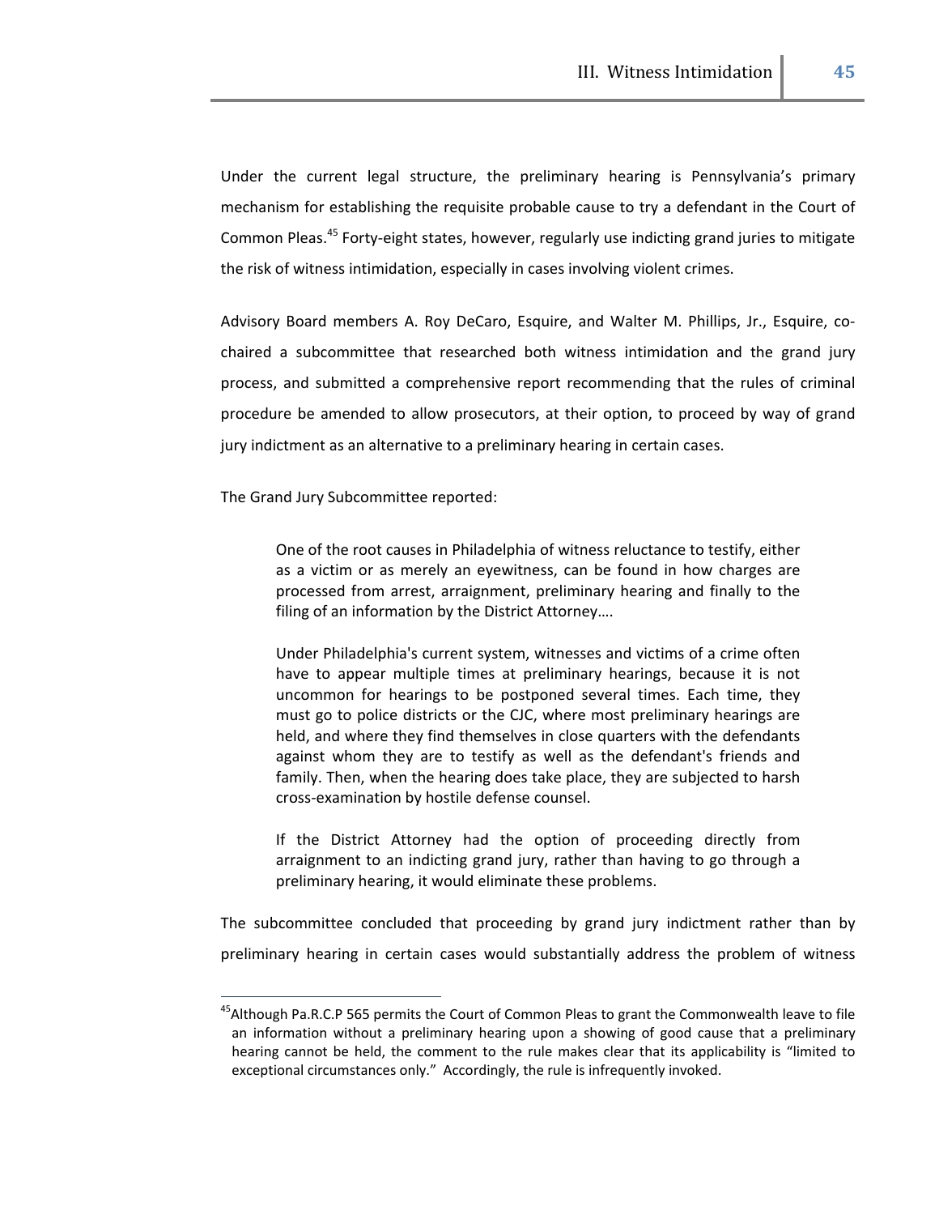Under the current legal structure, the preliminary hearing is Pennsylvania's primary mechanism for establishing the requisite probable cause to try a defendant in the Court of Common Pleas.[45] Forty-eight states, however, regularly use indicting grand juries to mitigate the risk of witness intimidation, especially in cases involving violent crimes.

Advisory Board members A. Roy DeCaro, Esquire, and Walter M. Phillips, Jr., Esquire, co-chaired a subcommittee that researched both witness intimidation and the grand jury process, and submitted a comprehensive report recommending that the rules of criminal procedure be amended to allow prosecutors, at their option, to proceed by way of grand jury indictment as an alternative to a preliminary hearing in certain cases.

The Grand Jury Subcommittee reported:

> One of the root causes in Philadelphia of witness reluctance to testify, either as a victim or as merely an eyewitness, can be found in how charges are processed from arrest, arraignment, preliminary hearing and finally to the filing of an information by the District Attorney….
>
> Under Philadelphia's current system, witnesses and victims of a crime often have to appear multiple times at preliminary hearings, because it is not uncommon for hearings to be postponed several times. Each time, they must go to police districts or the CJC, where most preliminary hearings are held, and where they find themselves in close quarters with the defendants against whom they are to testify as well as the defendant's friends and family. Then, when the hearing does take place, they are subjected to harsh cross-examination by hostile defense counsel.
>
> If the District Attorney had the option of proceeding directly from arraignment to an indicting grand jury, rather than having to go through a preliminary hearing, it would eliminate these problems.

The subcommittee concluded that proceeding by grand jury indictment rather than by preliminary hearing in certain cases would substantially address the problem of witness

---

[45] Although Pa.R.C.P 565 permits the Court of Common Pleas to grant the Commonwealth leave to file an information without a preliminary hearing upon a showing of good cause that a preliminary hearing cannot be held, the comment to the rule makes clear that its applicability is "limited to exceptional circumstances only." Accordingly, the rule is infrequently invoked.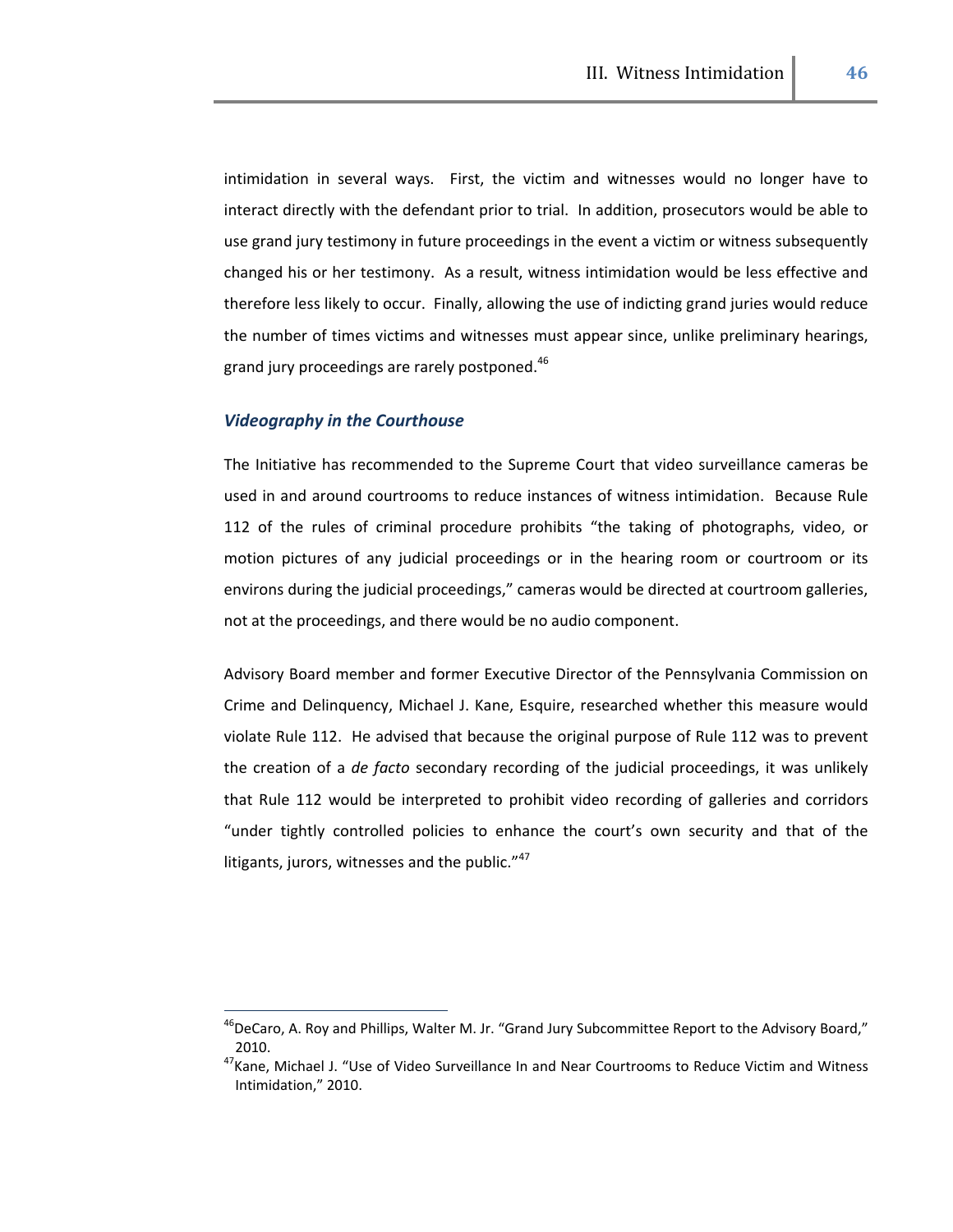intimidation in several ways. First, the victim and witnesses would no longer have to interact directly with the defendant prior to trial. In addition, prosecutors would be able to use grand jury testimony in future proceedings in the event a victim or witness subsequently changed his or her testimony. As a result, witness intimidation would be less effective and therefore less likely to occur. Finally, allowing the use of indicting grand juries would reduce the number of times victims and witnesses must appear since, unlike preliminary hearings, grand jury proceedings are rarely postponed.[46]

### *Videography in the Courthouse*

The Initiative has recommended to the Supreme Court that video surveillance cameras be used in and around courtrooms to reduce instances of witness intimidation. Because Rule 112 of the rules of criminal procedure prohibits "the taking of photographs, video, or motion pictures of any judicial proceedings or in the hearing room or courtroom or its environs during the judicial proceedings," cameras would be directed at courtroom galleries, not at the proceedings, and there would be no audio component.

Advisory Board member and former Executive Director of the Pennsylvania Commission on Crime and Delinquency, Michael J. Kane, Esquire, researched whether this measure would violate Rule 112. He advised that because the original purpose of Rule 112 was to prevent the creation of a *de facto* secondary recording of the judicial proceedings, it was unlikely that Rule 112 would be interpreted to prohibit video recording of galleries and corridors "under tightly controlled policies to enhance the court's own security and that of the litigants, jurors, witnesses and the public."[47]

---

[46] DeCaro, A. Roy and Phillips, Walter M. Jr. "Grand Jury Subcommittee Report to the Advisory Board," 2010.

[47] Kane, Michael J. "Use of Video Surveillance In and Near Courtrooms to Reduce Victim and Witness Intimidation," 2010.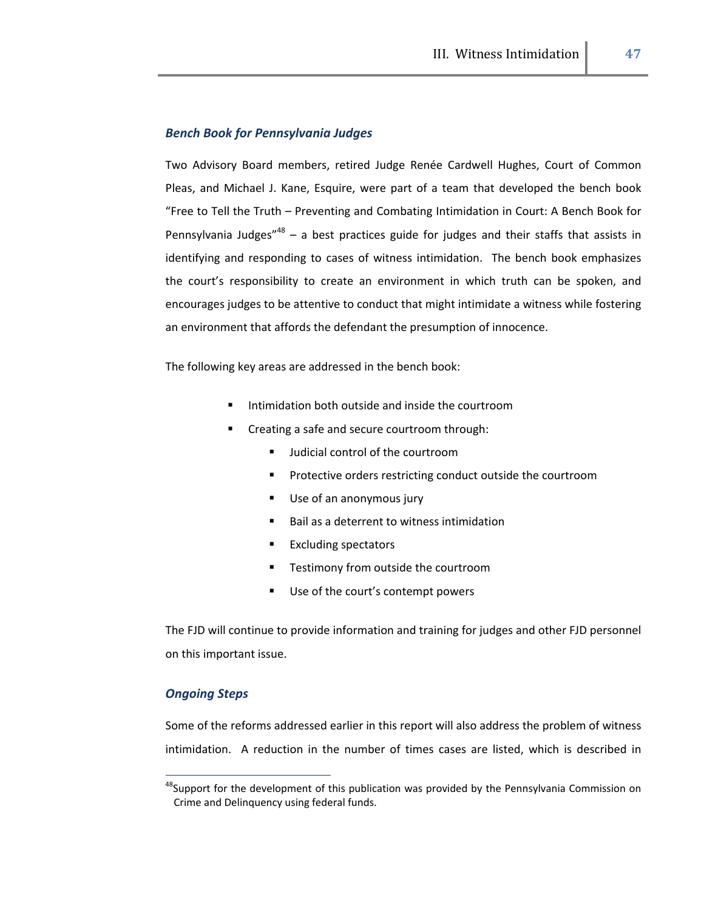### *Bench Book for Pennsylvania Judges*

Two Advisory Board members, retired Judge Renée Cardwell Hughes, Court of Common Pleas, and Michael J. Kane, Esquire, were part of a team that developed the bench book "Free to Tell the Truth – Preventing and Combating Intimidation in Court: A Bench Book for Pennsylvania Judges"[48] – a best practices guide for judges and their staffs that assists in identifying and responding to cases of witness intimidation. The bench book emphasizes the court's responsibility to create an environment in which truth can be spoken, and encourages judges to be attentive to conduct that might intimidate a witness while fostering an environment that affords the defendant the presumption of innocence.

The following key areas are addressed in the bench book:

- Intimidation both outside and inside the courtroom
- Creating a safe and secure courtroom through:
  - Judicial control of the courtroom
  - Protective orders restricting conduct outside the courtroom
  - Use of an anonymous jury
  - Bail as a deterrent to witness intimidation
  - Excluding spectators
  - Testimony from outside the courtroom
  - Use of the court's contempt powers

The FJD will continue to provide information and training for judges and other FJD personnel on this important issue.

### *Ongoing Steps*

Some of the reforms addressed earlier in this report will also address the problem of witness intimidation. A reduction in the number of times cases are listed, which is described in

[48] Support for the development of this publication was provided by the Pennsylvania Commission on Crime and Delinquency using federal funds.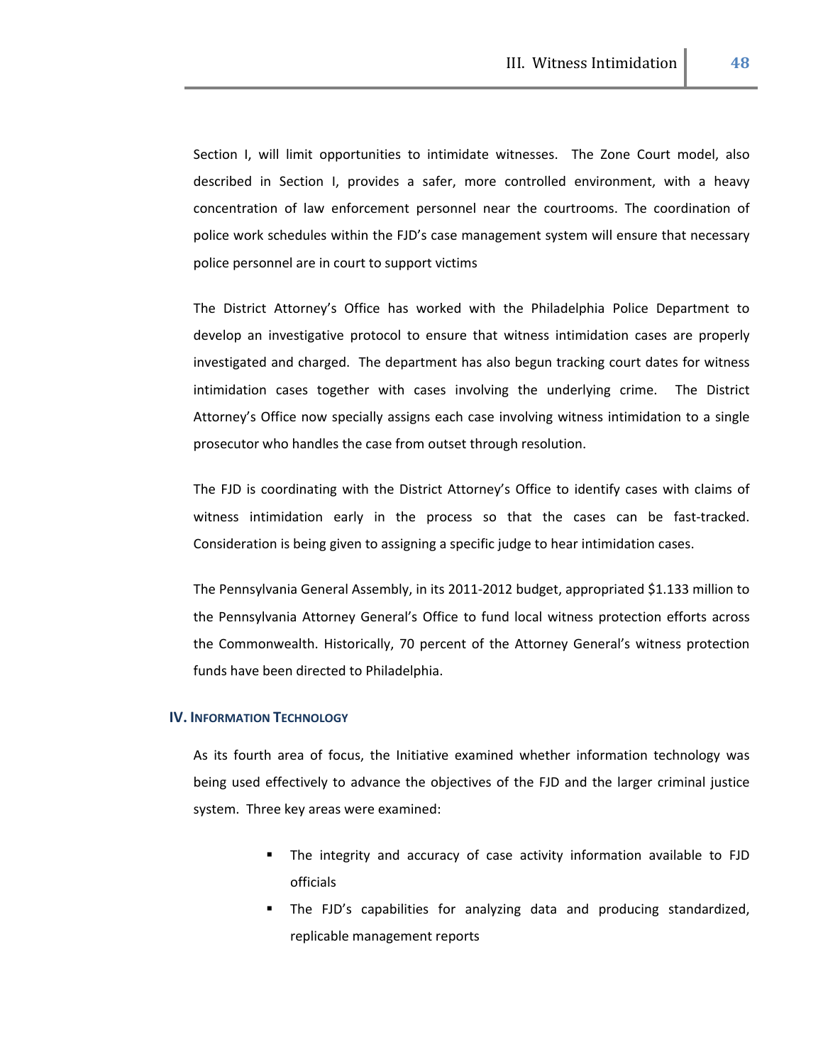Section I, will limit opportunities to intimidate witnesses. The Zone Court model, also described in Section I, provides a safer, more controlled environment, with a heavy concentration of law enforcement personnel near the courtrooms. The coordination of police work schedules within the FJD's case management system will ensure that necessary police personnel are in court to support victims

The District Attorney's Office has worked with the Philadelphia Police Department to develop an investigative protocol to ensure that witness intimidation cases are properly investigated and charged. The department has also begun tracking court dates for witness intimidation cases together with cases involving the underlying crime. The District Attorney's Office now specially assigns each case involving witness intimidation to a single prosecutor who handles the case from outset through resolution.

The FJD is coordinating with the District Attorney's Office to identify cases with claims of witness intimidation early in the process so that the cases can be fast-tracked. Consideration is being given to assigning a specific judge to hear intimidation cases.

The Pennsylvania General Assembly, in its 2011-2012 budget, appropriated $1.133 million to the Pennsylvania Attorney General's Office to fund local witness protection efforts across the Commonwealth. Historically, 70 percent of the Attorney General's witness protection funds have been directed to Philadelphia.

## IV. Information Technology

As its fourth area of focus, the Initiative examined whether information technology was being used effectively to advance the objectives of the FJD and the larger criminal justice system. Three key areas were examined:

- The integrity and accuracy of case activity information available to FJD officials
- The FJD's capabilities for analyzing data and producing standardized, replicable management reports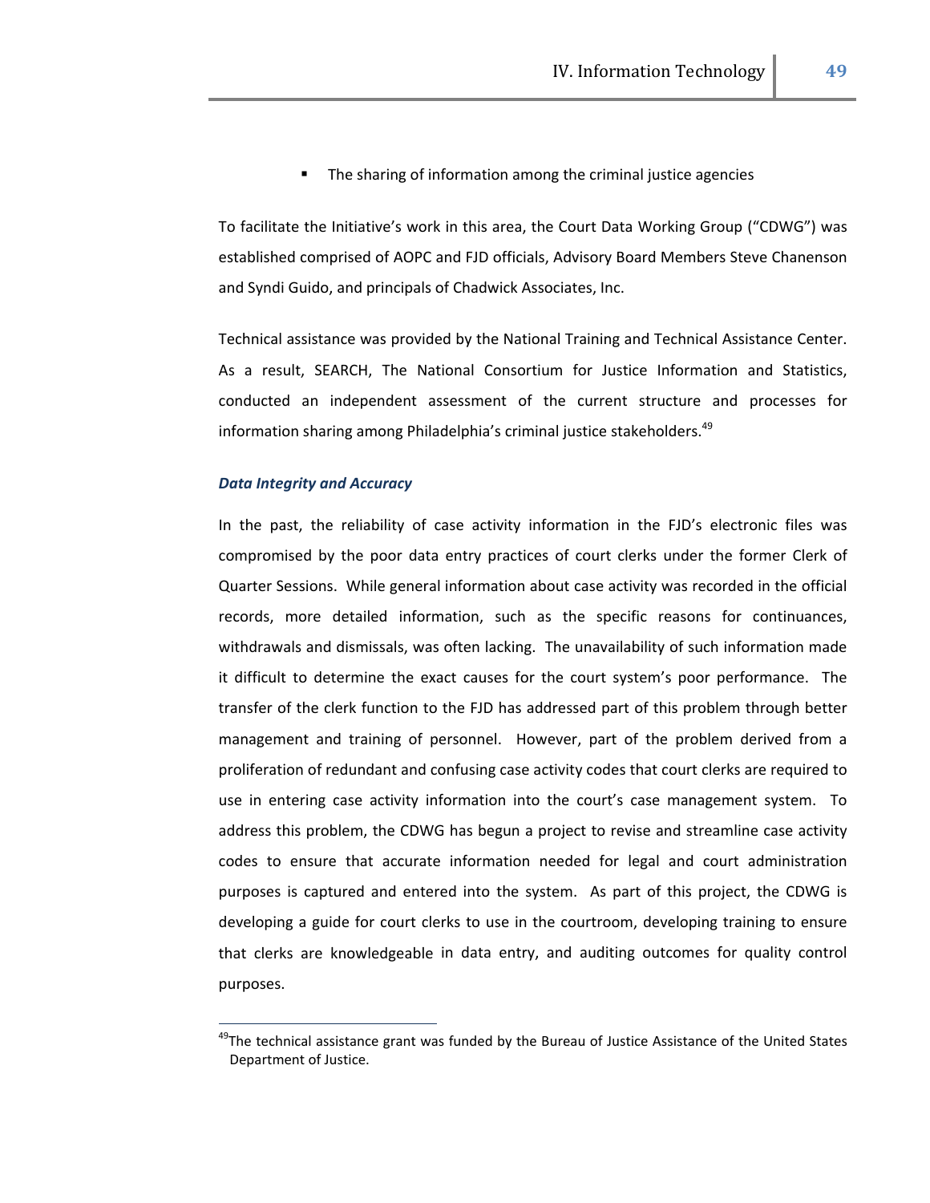- The sharing of information among the criminal justice agencies

To facilitate the Initiative's work in this area, the Court Data Working Group ("CDWG") was established comprised of AOPC and FJD officials, Advisory Board Members Steve Chanenson and Syndi Guido, and principals of Chadwick Associates, Inc.

Technical assistance was provided by the National Training and Technical Assistance Center. As a result, SEARCH, The National Consortium for Justice Information and Statistics, conducted an independent assessment of the current structure and processes for information sharing among Philadelphia's criminal justice stakeholders.[49]

### *Data Integrity and Accuracy*

In the past, the reliability of case activity information in the FJD's electronic files was compromised by the poor data entry practices of court clerks under the former Clerk of Quarter Sessions. While general information about case activity was recorded in the official records, more detailed information, such as the specific reasons for continuances, withdrawals and dismissals, was often lacking. The unavailability of such information made it difficult to determine the exact causes for the court system's poor performance. The transfer of the clerk function to the FJD has addressed part of this problem through better management and training of personnel. However, part of the problem derived from a proliferation of redundant and confusing case activity codes that court clerks are required to use in entering case activity information into the court's case management system. To address this problem, the CDWG has begun a project to revise and streamline case activity codes to ensure that accurate information needed for legal and court administration purposes is captured and entered into the system. As part of this project, the CDWG is developing a guide for court clerks to use in the courtroom, developing training to ensure that clerks are knowledgeable in data entry, and auditing outcomes for quality control purposes.

---

[49] The technical assistance grant was funded by the Bureau of Justice Assistance of the United States Department of Justice.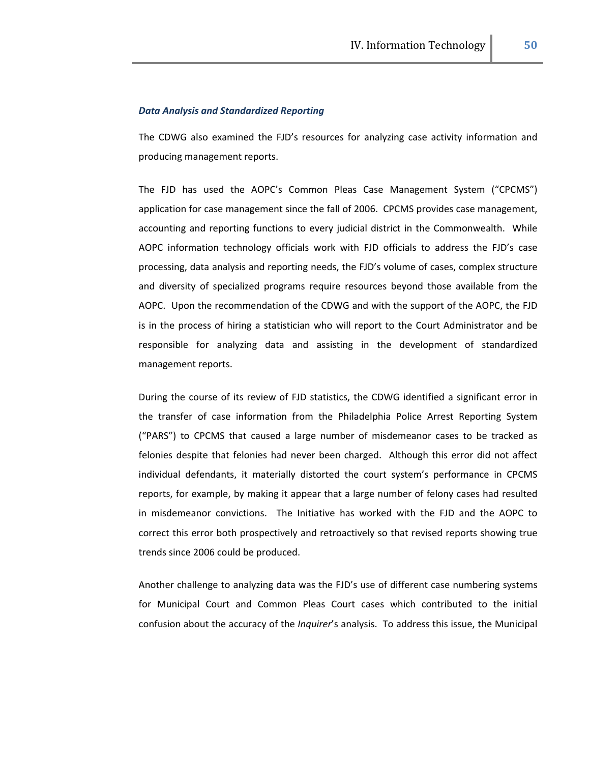### *Data Analysis and Standardized Reporting*

The CDWG also examined the FJD's resources for analyzing case activity information and producing management reports.

The FJD has used the AOPC's Common Pleas Case Management System ("CPCMS") application for case management since the fall of 2006. CPCMS provides case management, accounting and reporting functions to every judicial district in the Commonwealth. While AOPC information technology officials work with FJD officials to address the FJD's case processing, data analysis and reporting needs, the FJD's volume of cases, complex structure and diversity of specialized programs require resources beyond those available from the AOPC. Upon the recommendation of the CDWG and with the support of the AOPC, the FJD is in the process of hiring a statistician who will report to the Court Administrator and be responsible for analyzing data and assisting in the development of standardized management reports.

During the course of its review of FJD statistics, the CDWG identified a significant error in the transfer of case information from the Philadelphia Police Arrest Reporting System ("PARS") to CPCMS that caused a large number of misdemeanor cases to be tracked as felonies despite that felonies had never been charged. Although this error did not affect individual defendants, it materially distorted the court system's performance in CPCMS reports, for example, by making it appear that a large number of felony cases had resulted in misdemeanor convictions. The Initiative has worked with the FJD and the AOPC to correct this error both prospectively and retroactively so that revised reports showing true trends since 2006 could be produced.

Another challenge to analyzing data was the FJD's use of different case numbering systems for Municipal Court and Common Pleas Court cases which contributed to the initial confusion about the accuracy of the *Inquirer*'s analysis. To address this issue, the Municipal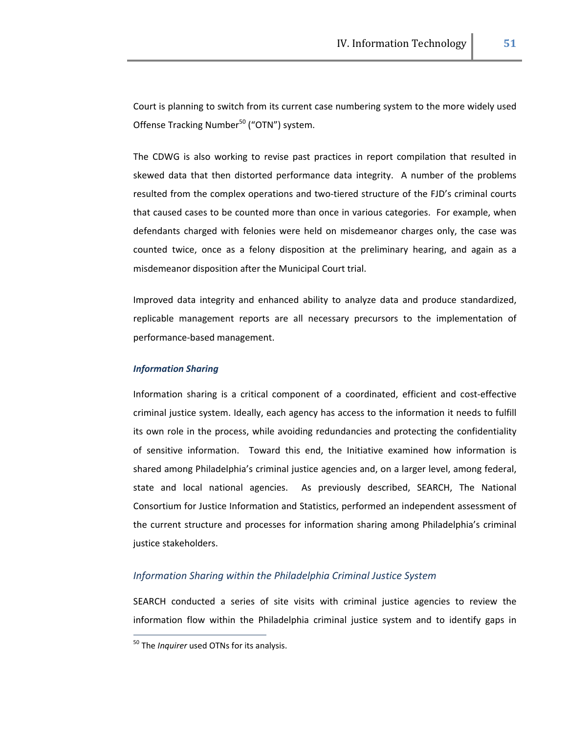Court is planning to switch from its current case numbering system to the more widely used Offense Tracking Number[50] ("OTN") system.

The CDWG is also working to revise past practices in report compilation that resulted in skewed data that then distorted performance data integrity. A number of the problems resulted from the complex operations and two-tiered structure of the FJD's criminal courts that caused cases to be counted more than once in various categories. For example, when defendants charged with felonies were held on misdemeanor charges only, the case was counted twice, once as a felony disposition at the preliminary hearing, and again as a misdemeanor disposition after the Municipal Court trial.

Improved data integrity and enhanced ability to analyze data and produce standardized, replicable management reports are all necessary precursors to the implementation of performance-based management.

### *Information Sharing*

Information sharing is a critical component of a coordinated, efficient and cost-effective criminal justice system. Ideally, each agency has access to the information it needs to fulfill its own role in the process, while avoiding redundancies and protecting the confidentiality of sensitive information. Toward this end, the Initiative examined how information is shared among Philadelphia's criminal justice agencies and, on a larger level, among federal, state and local national agencies. As previously described, SEARCH, The National Consortium for Justice Information and Statistics, performed an independent assessment of the current structure and processes for information sharing among Philadelphia's criminal justice stakeholders.

#### *Information Sharing within the Philadelphia Criminal Justice System*

SEARCH conducted a series of site visits with criminal justice agencies to review the information flow within the Philadelphia criminal justice system and to identify gaps in

---

[50] The *Inquirer* used OTNs for its analysis.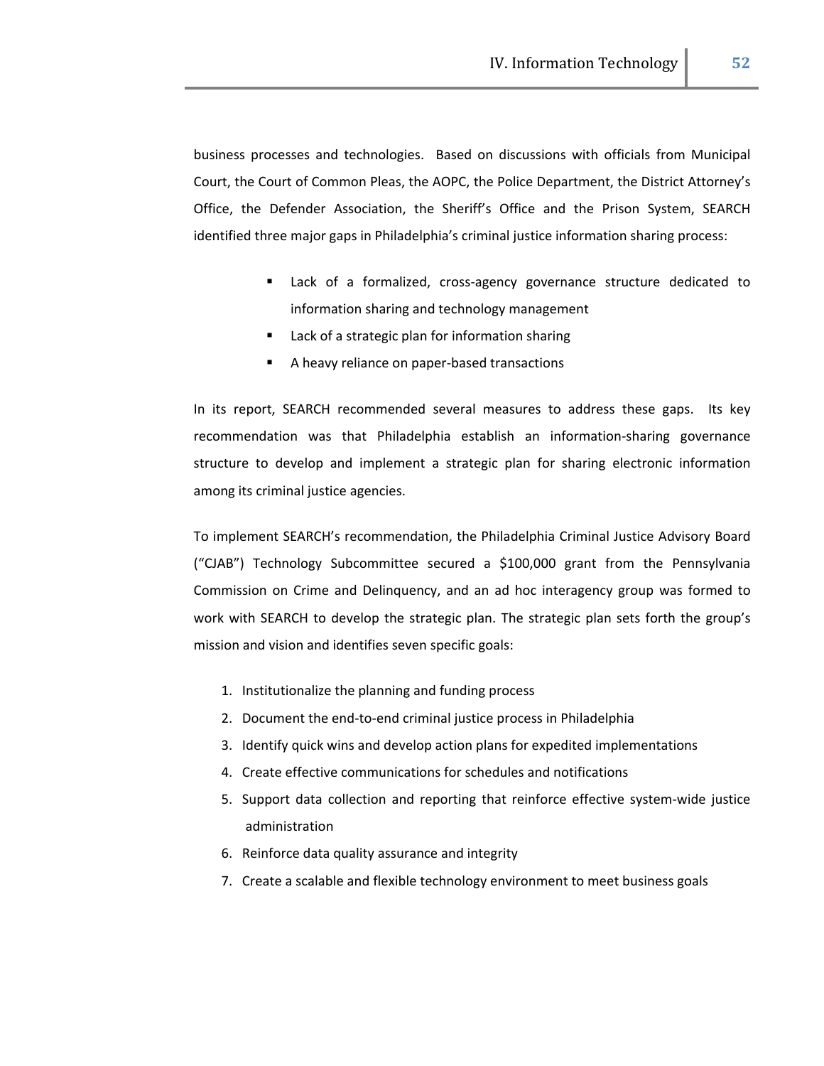business processes and technologies. Based on discussions with officials from Municipal Court, the Court of Common Pleas, the AOPC, the Police Department, the District Attorney's Office, the Defender Association, the Sheriff's Office and the Prison System, SEARCH identified three major gaps in Philadelphia's criminal justice information sharing process:

- Lack of a formalized, cross-agency governance structure dedicated to information sharing and technology management
- Lack of a strategic plan for information sharing
- A heavy reliance on paper-based transactions

In its report, SEARCH recommended several measures to address these gaps. Its key recommendation was that Philadelphia establish an information-sharing governance structure to develop and implement a strategic plan for sharing electronic information among its criminal justice agencies.

To implement SEARCH's recommendation, the Philadelphia Criminal Justice Advisory Board ("CJAB") Technology Subcommittee secured a $100,000 grant from the Pennsylvania Commission on Crime and Delinquency, and an ad hoc interagency group was formed to work with SEARCH to develop the strategic plan. The strategic plan sets forth the group's mission and vision and identifies seven specific goals:

1. Institutionalize the planning and funding process
2. Document the end-to-end criminal justice process in Philadelphia
3. Identify quick wins and develop action plans for expedited implementations
4. Create effective communications for schedules and notifications
5. Support data collection and reporting that reinforce effective system-wide justice administration
6. Reinforce data quality assurance and integrity
7. Create a scalable and flexible technology environment to meet business goals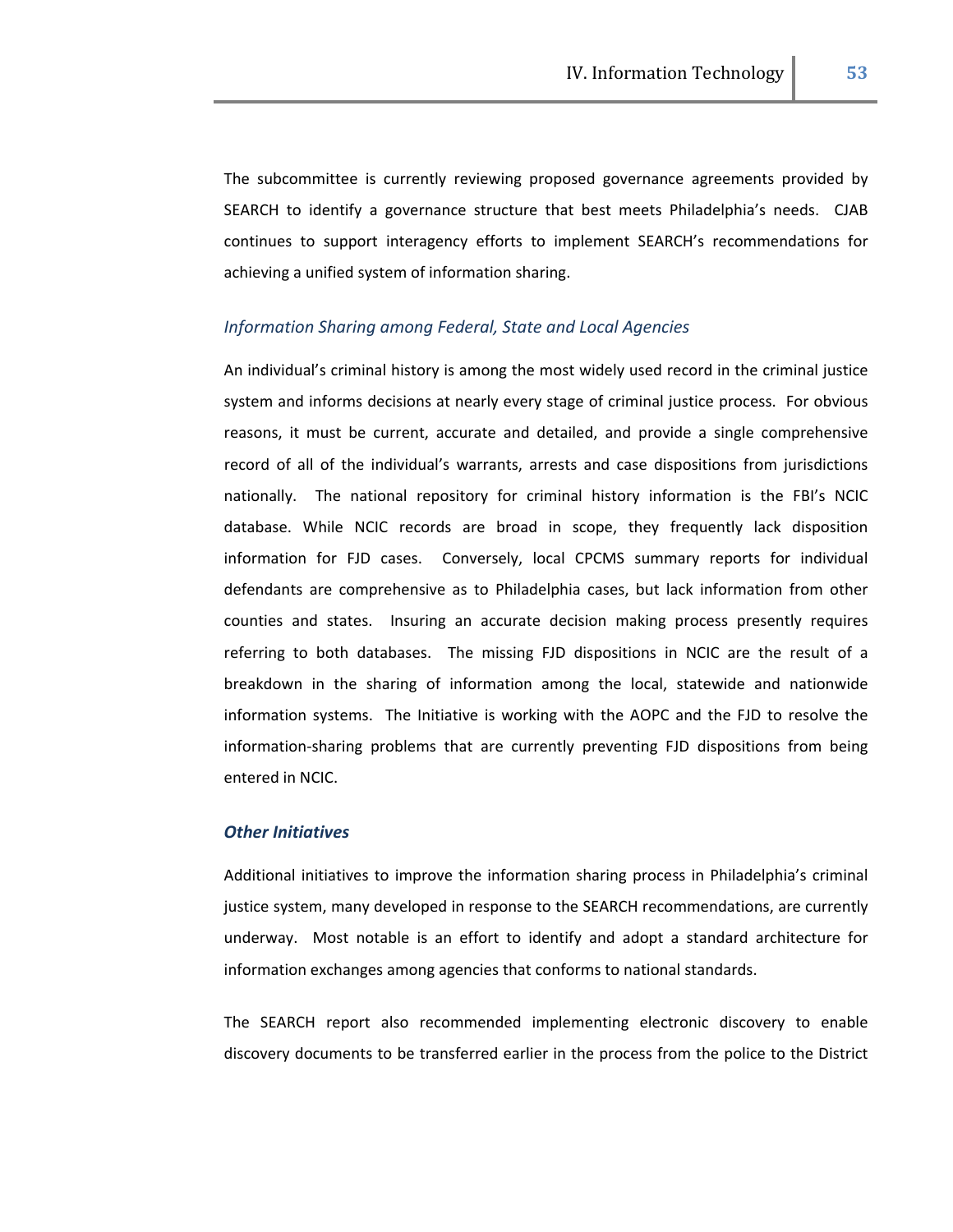The subcommittee is currently reviewing proposed governance agreements provided by SEARCH to identify a governance structure that best meets Philadelphia's needs. CJAB continues to support interagency efforts to implement SEARCH's recommendations for achieving a unified system of information sharing.

### *Information Sharing among Federal, State and Local Agencies*

An individual's criminal history is among the most widely used record in the criminal justice system and informs decisions at nearly every stage of criminal justice process. For obvious reasons, it must be current, accurate and detailed, and provide a single comprehensive record of all of the individual's warrants, arrests and case dispositions from jurisdictions nationally. The national repository for criminal history information is the FBI's NCIC database. While NCIC records are broad in scope, they frequently lack disposition information for FJD cases. Conversely, local CPCMS summary reports for individual defendants are comprehensive as to Philadelphia cases, but lack information from other counties and states. Insuring an accurate decision making process presently requires referring to both databases. The missing FJD dispositions in NCIC are the result of a breakdown in the sharing of information among the local, statewide and nationwide information systems. The Initiative is working with the AOPC and the FJD to resolve the information-sharing problems that are currently preventing FJD dispositions from being entered in NCIC.

### ***Other Initiatives***

Additional initiatives to improve the information sharing process in Philadelphia's criminal justice system, many developed in response to the SEARCH recommendations, are currently underway. Most notable is an effort to identify and adopt a standard architecture for information exchanges among agencies that conforms to national standards.

The SEARCH report also recommended implementing electronic discovery to enable discovery documents to be transferred earlier in the process from the police to the District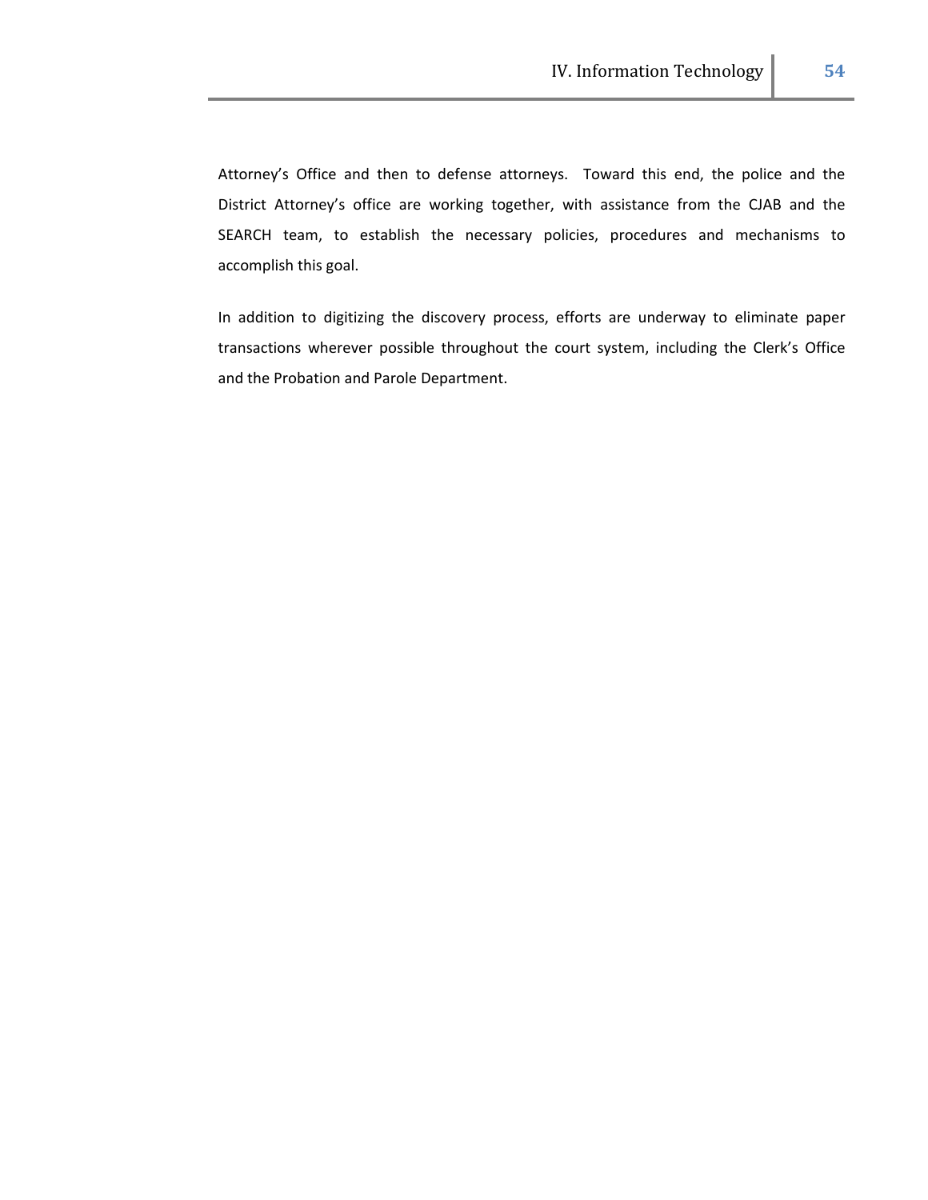Attorney's Office and then to defense attorneys. Toward this end, the police and the District Attorney's office are working together, with assistance from the CJAB and the SEARCH team, to establish the necessary policies, procedures and mechanisms to accomplish this goal.

In addition to digitizing the discovery process, efforts are underway to eliminate paper transactions wherever possible throughout the court system, including the Clerk's Office and the Probation and Parole Department.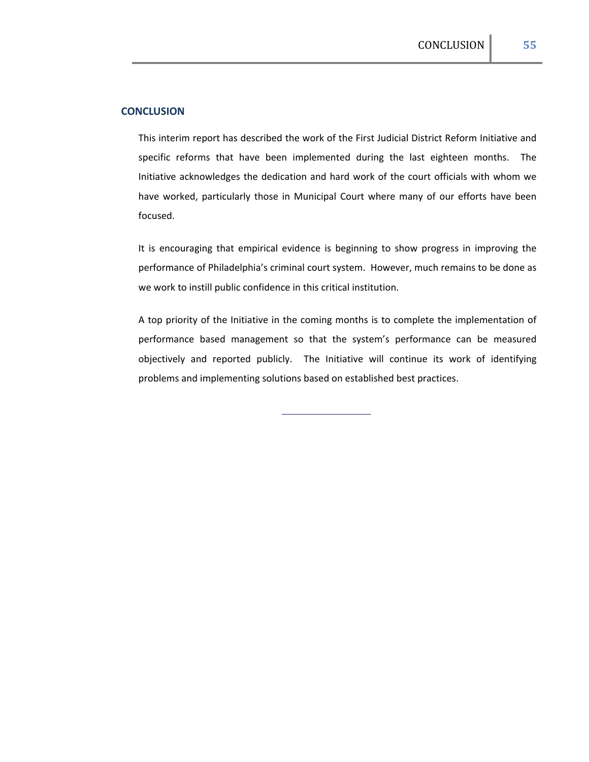## CONCLUSION

This interim report has described the work of the First Judicial District Reform Initiative and specific reforms that have been implemented during the last eighteen months. The Initiative acknowledges the dedication and hard work of the court officials with whom we have worked, particularly those in Municipal Court where many of our efforts have been focused.

It is encouraging that empirical evidence is beginning to show progress in improving the performance of Philadelphia's criminal court system. However, much remains to be done as we work to instill public confidence in this critical institution.

A top priority of the Initiative in the coming months is to complete the implementation of performance based management so that the system's performance can be measured objectively and reported publicly. The Initiative will continue its work of identifying problems and implementing solutions based on established best practices.

---